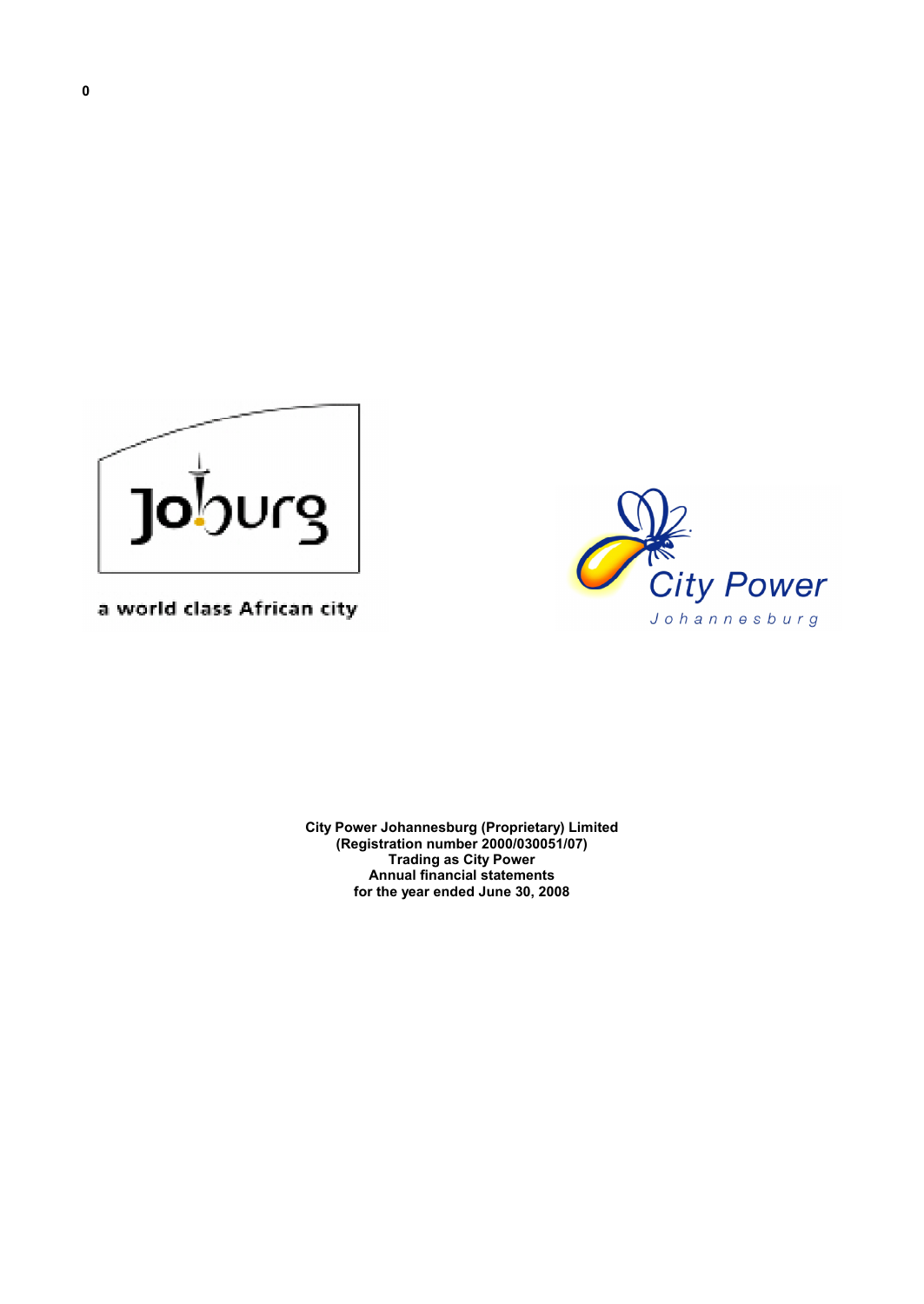City Power Johannesburg (Proprietary) Limited
(Registration number 2000/030051/07)
Trading as City Power
Annual financial statements
for the year ended June 30, 2008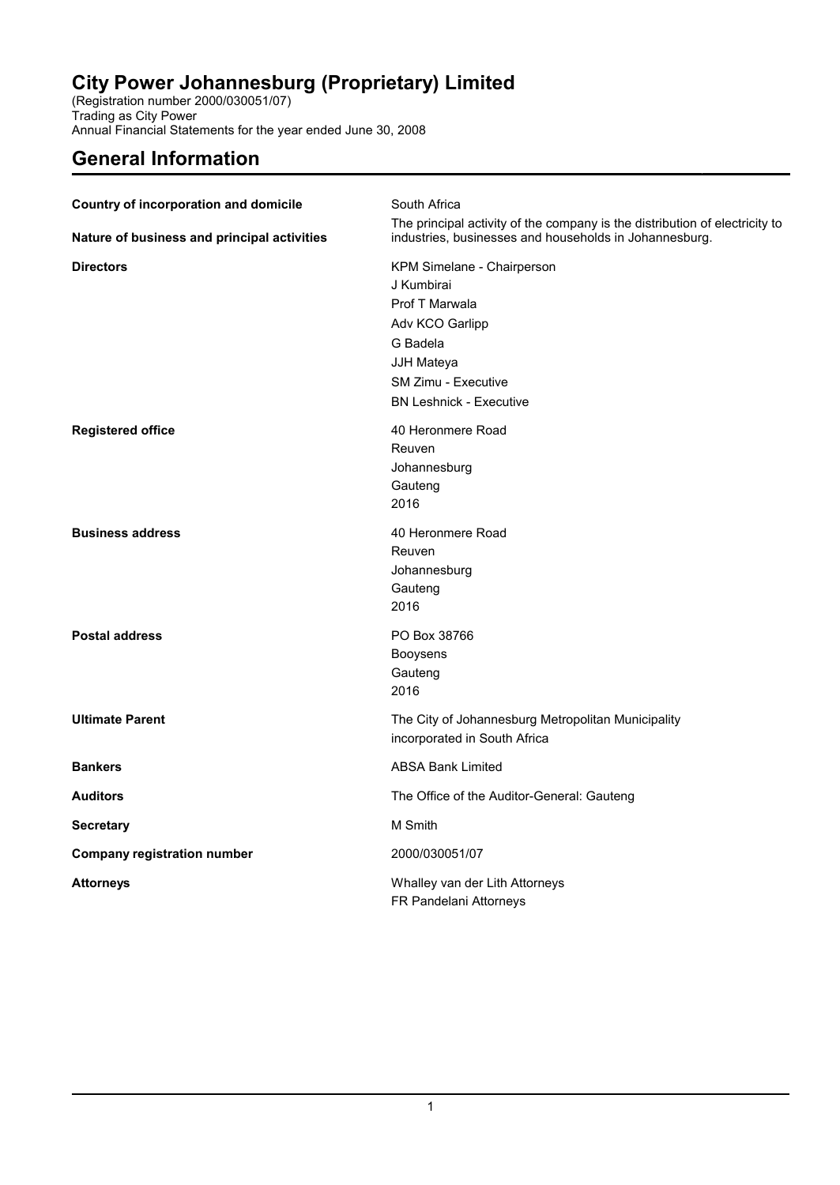# City Power Johannesburg (Proprietary) Limited

(Registration number 2000/030051/07)
Trading as City Power
Annual Financial Statements for the year ended June 30, 2008

## General Information

| | |
|---|---|
| **Country of incorporation and domicile** | South Africa |
| **Nature of business and principal activities** | The principal activity of the company is the distribution of electricity to industries, businesses and households in Johannesburg. |
| **Directors** | KPM Simelane - Chairperson<br>J Kumbirai<br>Prof T Marwala<br>Adv KCO Garlipp<br>G Badela<br>JJH Mateya<br>SM Zimu - Executive<br>BN Leshnick - Executive |
| **Registered office** | 40 Heronmere Road<br>Reuven<br>Johannesburg<br>Gauteng<br>2016 |
| **Business address** | 40 Heronmere Road<br>Reuven<br>Johannesburg<br>Gauteng<br>2016 |
| **Postal address** | PO Box 38766<br>Booysens<br>Gauteng<br>2016 |
| **Ultimate Parent** | The City of Johannesburg Metropolitan Municipality incorporated in South Africa |
| **Bankers** | ABSA Bank Limited |
| **Auditors** | The Office of the Auditor-General: Gauteng |
| **Secretary** | M Smith |
| **Company registration number** | 2000/030051/07 |
| **Attorneys** | Whalley van der Lith Attorneys<br>FR Pandelani Attorneys |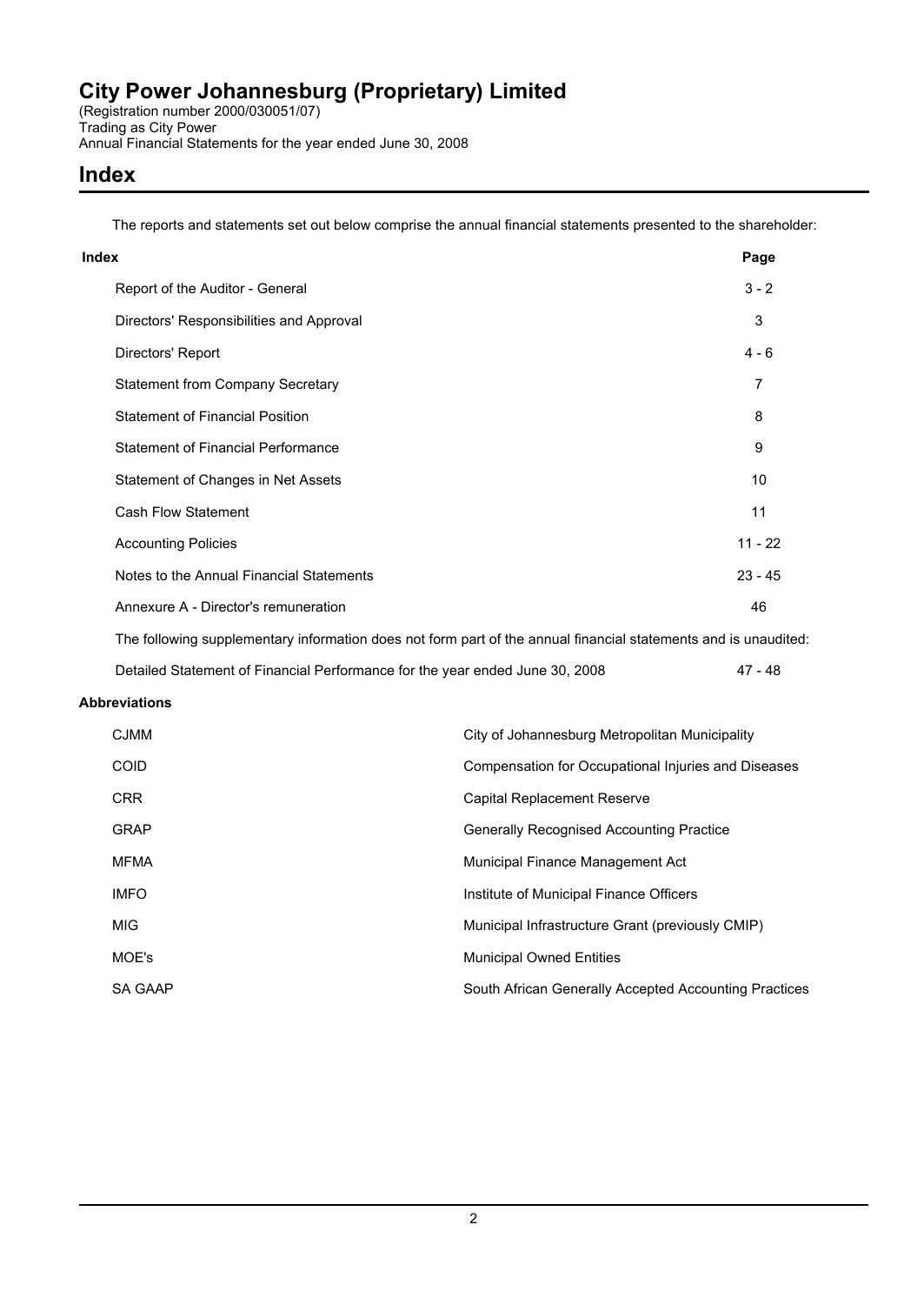# City Power Johannesburg (Proprietary) Limited

(Registration number 2000/030051/07)
Trading as City Power
Annual Financial Statements for the year ended June 30, 2008

## Index

The reports and statements set out below comprise the annual financial statements presented to the shareholder:

| Index | Page |
|---|---|
| Report of the Auditor - General | 3 - 2 |
| Directors' Responsibilities and Approval | 3 |
| Directors' Report | 4 - 6 |
| Statement from Company Secretary | 7 |
| Statement of Financial Position | 8 |
| Statement of Financial Performance | 9 |
| Statement of Changes in Net Assets | 10 |
| Cash Flow Statement | 11 |
| Accounting Policies | 11 - 22 |
| Notes to the Annual Financial Statements | 23 - 45 |
| Annexure A - Director's remuneration | 46 |

The following supplementary information does not form part of the annual financial statements and is unaudited:

| | |
|---|---|
| Detailed Statement of Financial Performance for the year ended June 30, 2008 | 47 - 48 |

**Abbreviations**

| | |
|---|---|
| CJMM | City of Johannesburg Metropolitan Municipality |
| COID | Compensation for Occupational Injuries and Diseases |
| CRR | Capital Replacement Reserve |
| GRAP | Generally Recognised Accounting Practice |
| MFMA | Municipal Finance Management Act |
| IMFO | Institute of Municipal Finance Officers |
| MIG | Municipal Infrastructure Grant (previously CMIP) |
| MOE's | Municipal Owned Entities |
| SA GAAP | South African Generally Accepted Accounting Practices |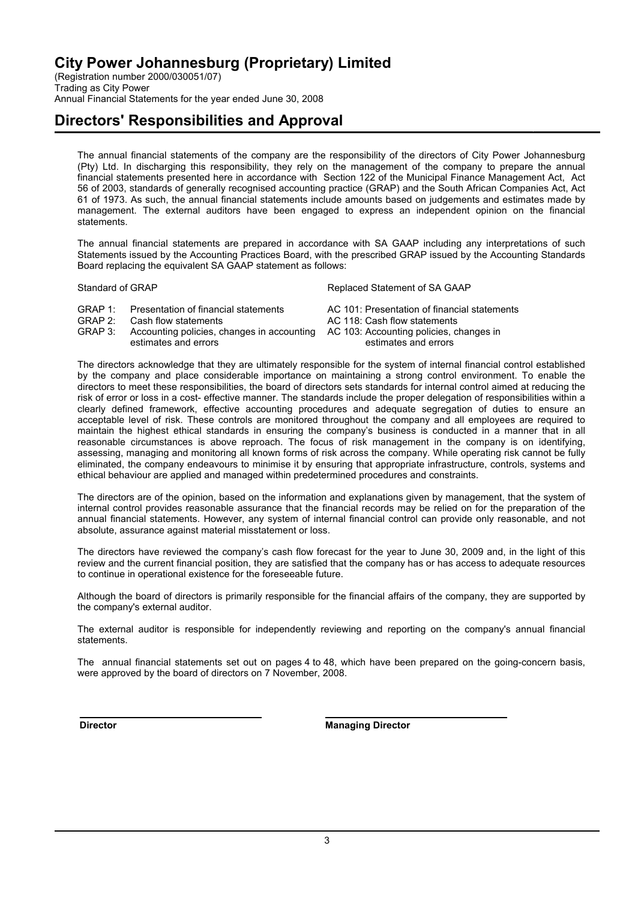# City Power Johannesburg (Proprietary) Limited

(Registration number 2000/030051/07)
Trading as City Power
Annual Financial Statements for the year ended June 30, 2008

## Directors' Responsibilities and Approval

The annual financial statements of the company are the responsibility of the directors of City Power Johannesburg (Pty) Ltd. In discharging this responsibility, they rely on the management of the company to prepare the annual financial statements presented here in accordance with Section 122 of the Municipal Finance Management Act, Act 56 of 2003, standards of generally recognised accounting practice (GRAP) and the South African Companies Act, Act 61 of 1973. As such, the annual financial statements include amounts based on judgements and estimates made by management. The external auditors have been engaged to express an independent opinion on the financial statements.

The annual financial statements are prepared in accordance with SA GAAP including any interpretations of such Statements issued by the Accounting Practices Board, with the prescribed GRAP issued by the Accounting Standards Board replacing the equivalent SA GAAP statement as follows:

| Standard of GRAP | | Replaced Statement of SA GAAP |
|---|---|---|
| GRAP 1: | Presentation of financial statements | AC 101: Presentation of financial statements |
| GRAP 2: | Cash flow statements | AC 118: Cash flow statements |
| GRAP 3: | Accounting policies, changes in accounting estimates and errors | AC 103: Accounting policies, changes in estimates and errors |

The directors acknowledge that they are ultimately responsible for the system of internal financial control established by the company and place considerable importance on maintaining a strong control environment. To enable the directors to meet these responsibilities, the board of directors sets standards for internal control aimed at reducing the risk of error or loss in a cost- effective manner. The standards include the proper delegation of responsibilities within a clearly defined framework, effective accounting procedures and adequate segregation of duties to ensure an acceptable level of risk. These controls are monitored throughout the company and all employees are required to maintain the highest ethical standards in ensuring the company's business is conducted in a manner that in all reasonable circumstances is above reproach. The focus of risk management in the company is on identifying, assessing, managing and monitoring all known forms of risk across the company. While operating risk cannot be fully eliminated, the company endeavours to minimise it by ensuring that appropriate infrastructure, controls, systems and ethical behaviour are applied and managed within predetermined procedures and constraints.

The directors are of the opinion, based on the information and explanations given by management, that the system of internal control provides reasonable assurance that the financial records may be relied on for the preparation of the annual financial statements. However, any system of internal financial control can provide only reasonable, and not absolute, assurance against material misstatement or loss.

The directors have reviewed the company's cash flow forecast for the year to June 30, 2009 and, in the light of this review and the current financial position, they are satisfied that the company has or has access to adequate resources to continue in operational existence for the foreseeable future.

Although the board of directors is primarily responsible for the financial affairs of the company, they are supported by the company's external auditor.

The external auditor is responsible for independently reviewing and reporting on the company's annual financial statements.

The annual financial statements set out on pages 4 to 48, which have been prepared on the going-concern basis, were approved by the board of directors on 7 November, 2008.

**Director** **Managing Director**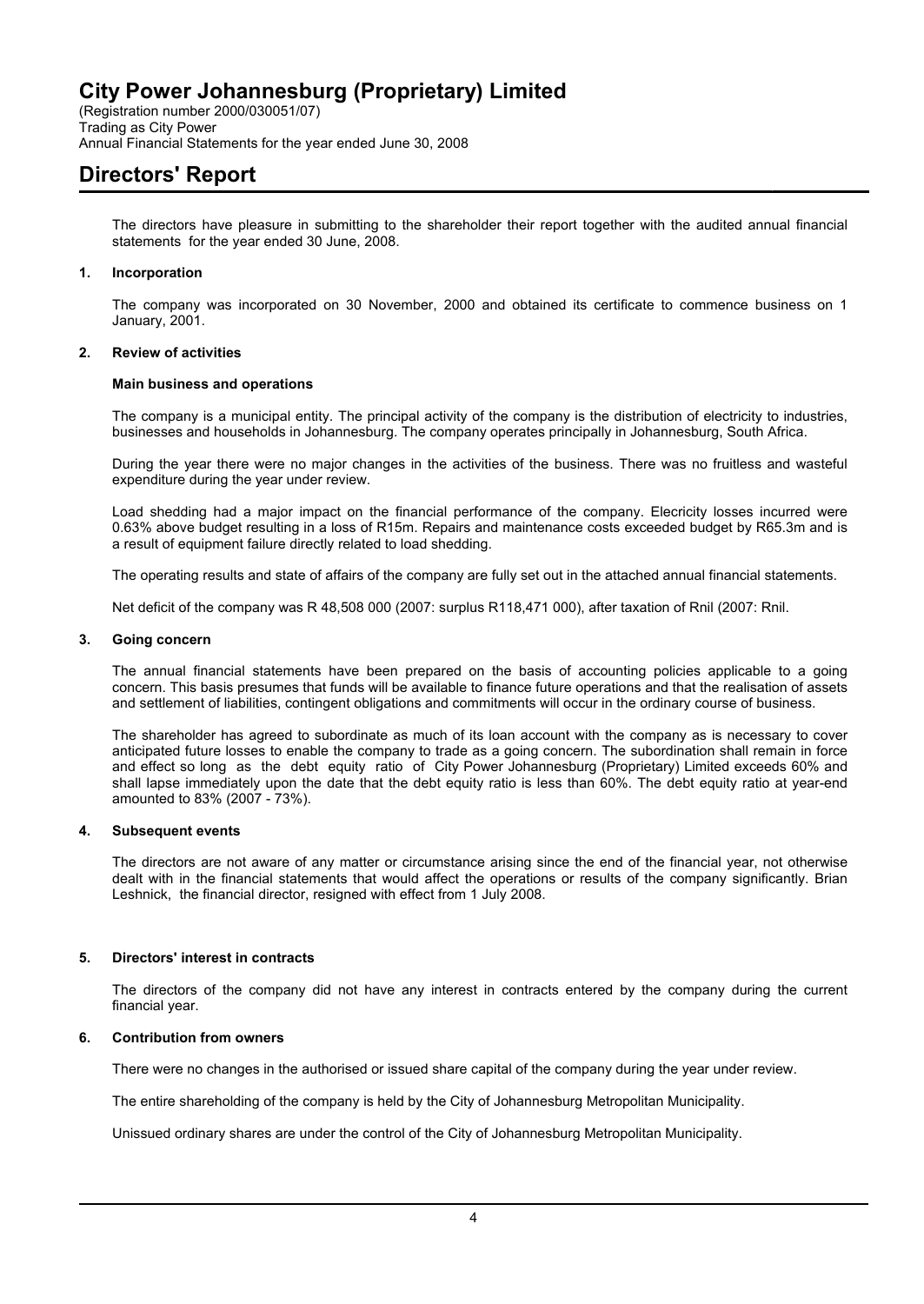# City Power Johannesburg (Proprietary) Limited

(Registration number 2000/030051/07)
Trading as City Power
Annual Financial Statements for the year ended June 30, 2008

# Directors' Report

The directors have pleasure in submitting to the shareholder their report together with the audited annual financial statements for the year ended 30 June, 2008.

### 1. Incorporation

The company was incorporated on 30 November, 2000 and obtained its certificate to commence business on 1 January, 2001.

### 2. Review of activities

**Main business and operations**

The company is a municipal entity. The principal activity of the company is the distribution of electricity to industries, businesses and households in Johannesburg. The company operates principally in Johannesburg, South Africa.

During the year there were no major changes in the activities of the business. There was no fruitless and wasteful expenditure during the year under review.

Load shedding had a major impact on the financial performance of the company. Elecricity losses incurred were 0.63% above budget resulting in a loss of R15m. Repairs and maintenance costs exceeded budget by R65.3m and is a result of equipment failure directly related to load shedding.

The operating results and state of affairs of the company are fully set out in the attached annual financial statements.

Net deficit of the company was R 48,508 000 (2007: surplus R118,471 000), after taxation of Rnil (2007: Rnil.

### 3. Going concern

The annual financial statements have been prepared on the basis of accounting policies applicable to a going concern. This basis presumes that funds will be available to finance future operations and that the realisation of assets and settlement of liabilities, contingent obligations and commitments will occur in the ordinary course of business.

The shareholder has agreed to subordinate as much of its loan account with the company as is necessary to cover anticipated future losses to enable the company to trade as a going concern. The subordination shall remain in force and effect so long as the debt equity ratio of City Power Johannesburg (Proprietary) Limited exceeds 60% and shall lapse immediately upon the date that the debt equity ratio is less than 60%. The debt equity ratio at year-end amounted to 83% (2007 - 73%).

### 4. Subsequent events

The directors are not aware of any matter or circumstance arising since the end of the financial year, not otherwise dealt with in the financial statements that would affect the operations or results of the company significantly. Brian Leshnick, the financial director, resigned with effect from 1 July 2008.

### 5. Directors' interest in contracts

The directors of the company did not have any interest in contracts entered by the company during the current financial year.

### 6. Contribution from owners

There were no changes in the authorised or issued share capital of the company during the year under review.

The entire shareholding of the company is held by the City of Johannesburg Metropolitan Municipality.

Unissued ordinary shares are under the control of the City of Johannesburg Metropolitan Municipality.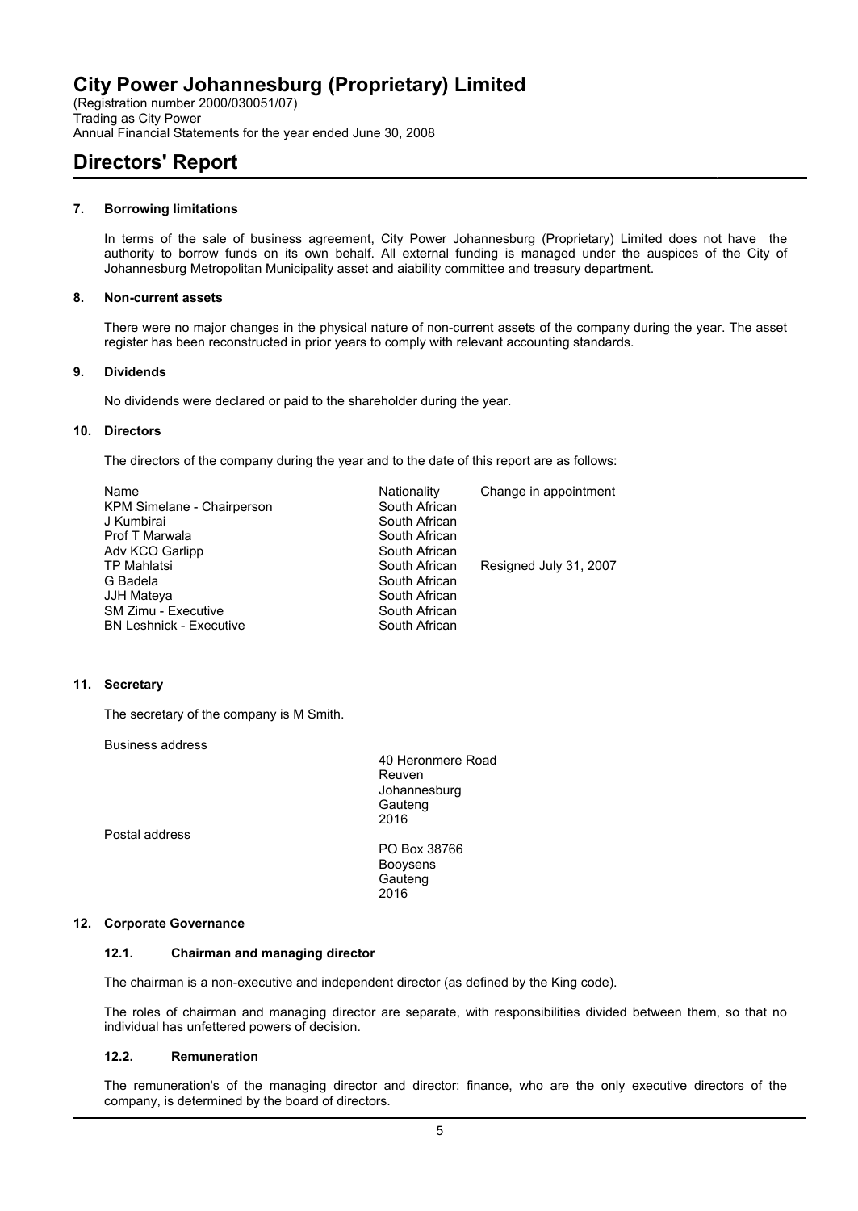# City Power Johannesburg (Proprietary) Limited

(Registration number 2000/030051/07)
Trading as City Power
Annual Financial Statements for the year ended June 30, 2008

# Directors' Report

### 7. Borrowing limitations

In terms of the sale of business agreement, City Power Johannesburg (Proprietary) Limited does not have the authority to borrow funds on its own behalf. All external funding is managed under the auspices of the City of Johannesburg Metropolitan Municipality asset and aiability committee and treasury department.

### 8. Non-current assets

There were no major changes in the physical nature of non-current assets of the company during the year. The asset register has been reconstructed in prior years to comply with relevant accounting standards.

### 9. Dividends

No dividends were declared or paid to the shareholder during the year.

### 10. Directors

The directors of the company during the year and to the date of this report are as follows:

| Name | Nationality | Change in appointment |
|---|---|---|
| KPM Simelane - Chairperson | South African | |
| J Kumbirai | South African | |
| Prof T Marwala | South African | |
| Adv KCO Garlipp | South African | |
| TP Mahlatsi | South African | Resigned July 31, 2007 |
| G Badela | South African | |
| JJH Mateya | South African | |
| SM Zimu - Executive | South African | |
| BN Leshnick - Executive | South African | |

### 11. Secretary

The secretary of the company is M Smith.

Business address

40 Heronmere Road
Reuven
Johannesburg
Gauteng
2016

Postal address

PO Box 38766
Booysens
Gauteng
2016

### 12. Corporate Governance

#### 12.1. Chairman and managing director

The chairman is a non-executive and independent director (as defined by the King code).

The roles of chairman and managing director are separate, with responsibilities divided between them, so that no individual has unfettered powers of decision.

#### 12.2. Remuneration

The remuneration's of the managing director and director: finance, who are the only executive directors of the company, is determined by the board of directors.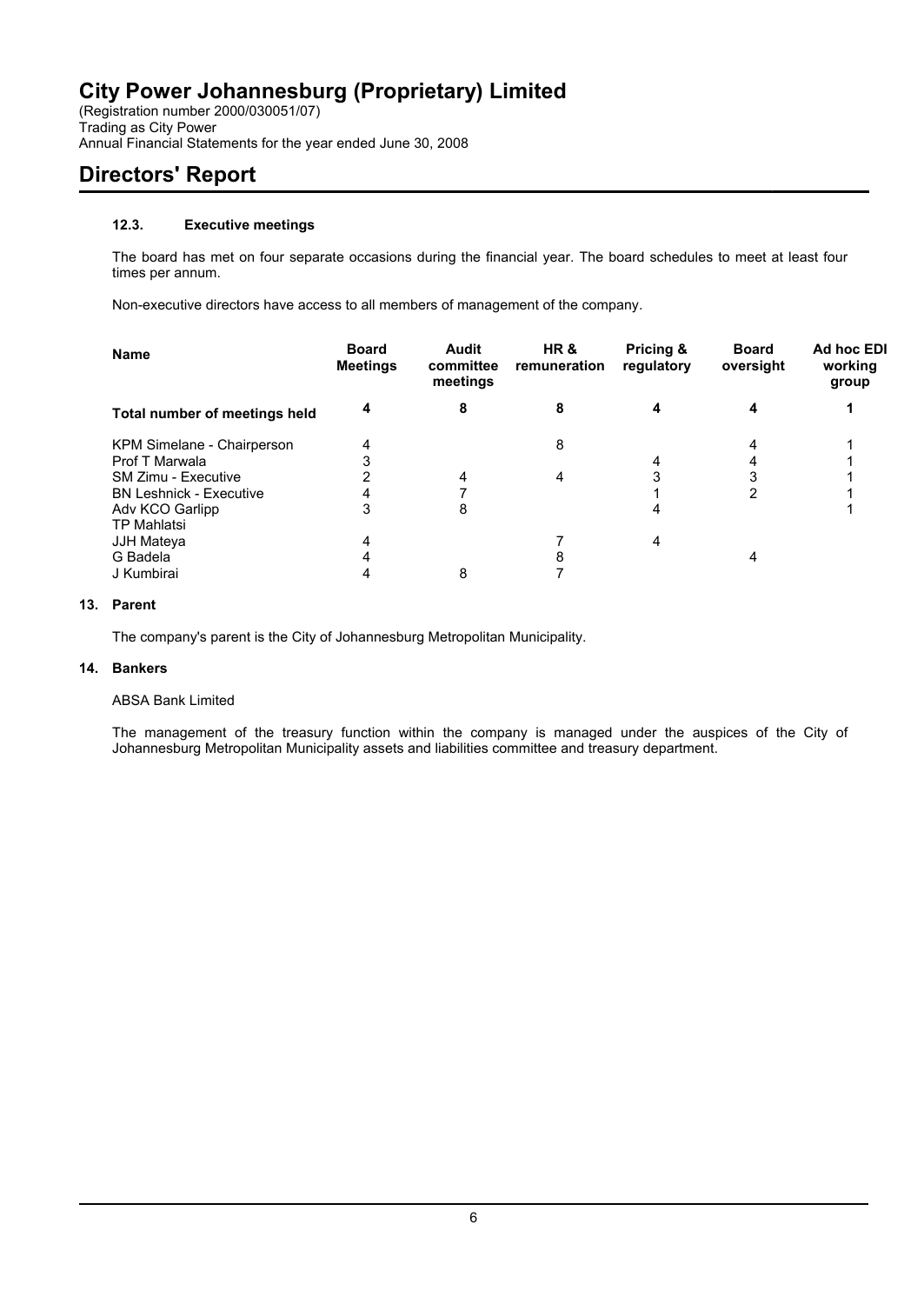# City Power Johannesburg (Proprietary) Limited

(Registration number 2000/030051/07)
Trading as City Power
Annual Financial Statements for the year ended June 30, 2008

## Directors' Report

### 12.3. Executive meetings

The board has met on four separate occasions during the financial year. The board schedules to meet at least four times per annum.

Non-executive directors have access to all members of management of the company.

| Name | Board Meetings | Audit committee meetings | HR & remuneration | Pricing & regulatory | Board oversight | Ad hoc EDI working group |
|---|---|---|---|---|---|---|
| **Total number of meetings held** | **4** | **8** | **8** | **4** | **4** | **1** |
| KPM Simelane - Chairperson | 4 | | 8 | | 4 | 1 |
| Prof T Marwala | 3 | | | 4 | 4 | 1 |
| SM Zimu - Executive | 2 | 4 | 4 | 3 | 3 | 1 |
| BN Leshnick - Executive | 4 | 7 | | 1 | 2 | 1 |
| Adv KCO Garlipp | 3 | 8 | | 4 | | 1 |
| TP Mahlatsi | | | | | | |
| JJH Mateya | 4 | | 7 | 4 | | |
| G Badela | 4 | | 8 | | 4 | |
| J Kumbirai | 4 | 8 | 7 | | | |

### 13. Parent

The company's parent is the City of Johannesburg Metropolitan Municipality.

### 14. Bankers

ABSA Bank Limited

The management of the treasury function within the company is managed under the auspices of the City of Johannesburg Metropolitan Municipality assets and liabilities committee and treasury department.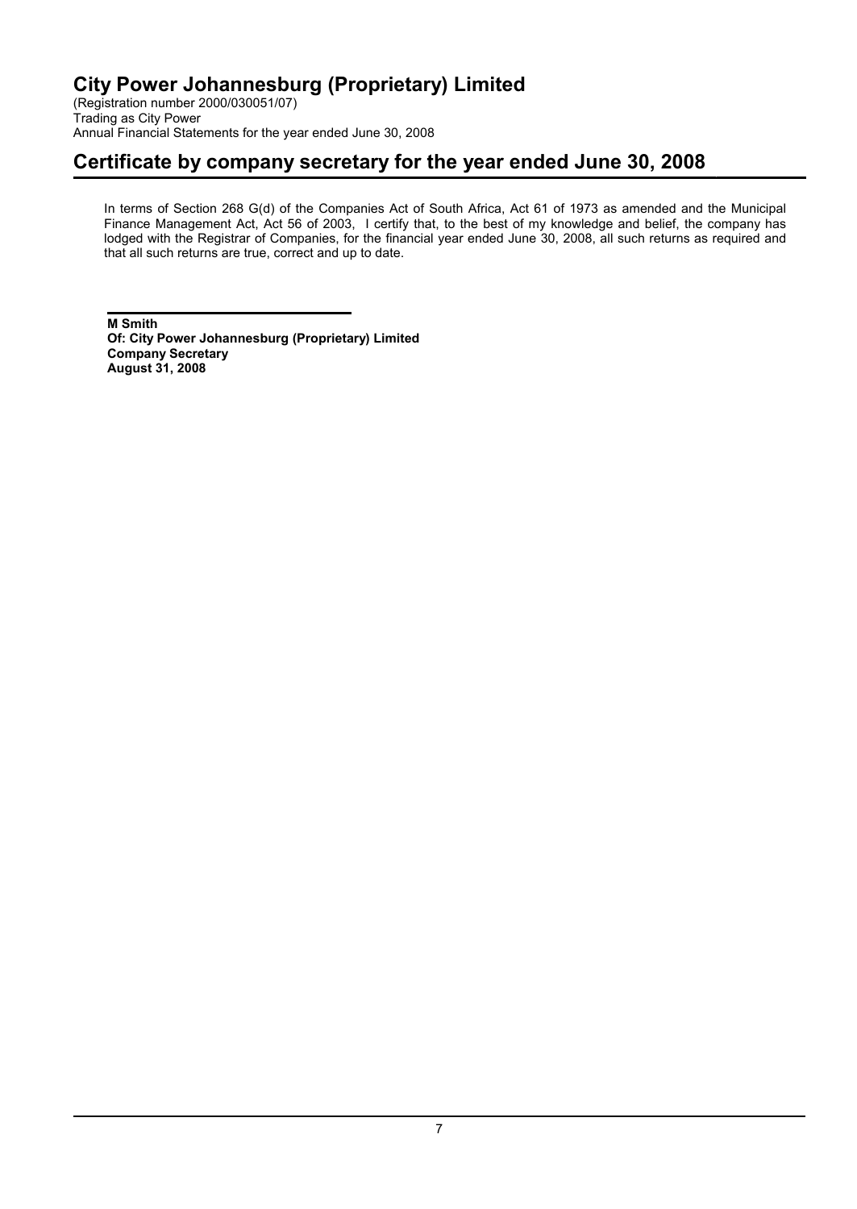# City Power Johannesburg (Proprietary) Limited

(Registration number 2000/030051/07)
Trading as City Power
Annual Financial Statements for the year ended June 30, 2008

## Certificate by company secretary for the year ended June 30, 2008

In terms of Section 268 G(d) of the Companies Act of South Africa, Act 61 of 1973 as amended and the Municipal Finance Management Act, Act 56 of 2003, I certify that, to the best of my knowledge and belief, the company has lodged with the Registrar of Companies, for the financial year ended June 30, 2008, all such returns as required and that all such returns are true, correct and up to date.

**M Smith**
**Of: City Power Johannesburg (Proprietary) Limited**
**Company Secretary**
**August 31, 2008**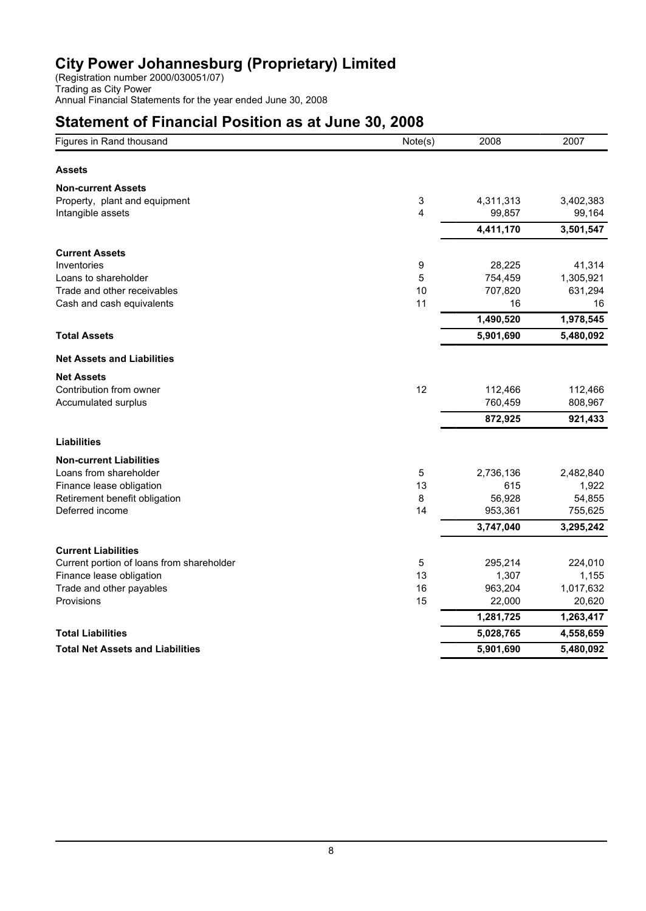# City Power Johannesburg (Proprietary) Limited

(Registration number 2000/030051/07)
Trading as City Power
Annual Financial Statements for the year ended June 30, 2008

## Statement of Financial Position as at June 30, 2008

| Figures in Rand thousand | Note(s) | 2008 | 2007 |
|---|---|---|---|
| **Assets** | | | |
| **Non-current Assets** | | | |
| Property, plant and equipment | 3 | 4,311,313 | 3,402,383 |
| Intangible assets | 4 | 99,857 | 99,164 |
| | | **4,411,170** | **3,501,547** |
| **Current Assets** | | | |
| Inventories | 9 | 28,225 | 41,314 |
| Loans to shareholder | 5 | 754,459 | 1,305,921 |
| Trade and other receivables | 10 | 707,820 | 631,294 |
| Cash and cash equivalents | 11 | 16 | 16 |
| | | **1,490,520** | **1,978,545** |
| **Total Assets** | | **5,901,690** | **5,480,092** |
| **Net Assets and Liabilities** | | | |
| **Net Assets** | | | |
| Contribution from owner | 12 | 112,466 | 112,466 |
| Accumulated surplus | | 760,459 | 808,967 |
| | | **872,925** | **921,433** |
| **Liabilities** | | | |
| **Non-current Liabilities** | | | |
| Loans from shareholder | 5 | 2,736,136 | 2,482,840 |
| Finance lease obligation | 13 | 615 | 1,922 |
| Retirement benefit obligation | 8 | 56,928 | 54,855 |
| Deferred income | 14 | 953,361 | 755,625 |
| | | **3,747,040** | **3,295,242** |
| **Current Liabilities** | | | |
| Current portion of loans from shareholder | 5 | 295,214 | 224,010 |
| Finance lease obligation | 13 | 1,307 | 1,155 |
| Trade and other payables | 16 | 963,204 | 1,017,632 |
| Provisions | 15 | 22,000 | 20,620 |
| | | **1,281,725** | **1,263,417** |
| **Total Liabilities** | | **5,028,765** | **4,558,659** |
| **Total Net Assets and Liabilities** | | **5,901,690** | **5,480,092** |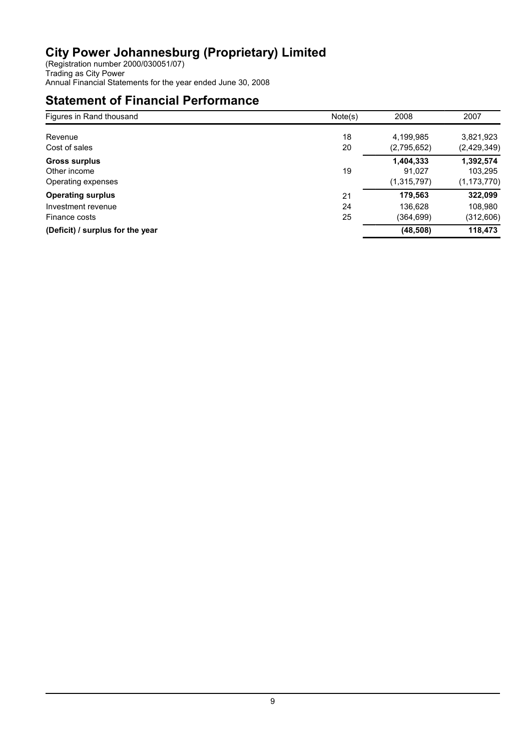# City Power Johannesburg (Proprietary) Limited

(Registration number 2000/030051/07)
Trading as City Power
Annual Financial Statements for the year ended June 30, 2008

## Statement of Financial Performance

| Figures in Rand thousand | Note(s) | 2008 | 2007 |
|---|---|---|---|
| Revenue | 18 | 4,199,985 | 3,821,923 |
| Cost of sales | 20 | (2,795,652) | (2,429,349) |
| **Gross surplus** | | **1,404,333** | **1,392,574** |
| Other income | 19 | 91,027 | 103,295 |
| Operating expenses | | (1,315,797) | (1,173,770) |
| **Operating surplus** | 21 | **179,563** | **322,099** |
| Investment revenue | 24 | 136,628 | 108,980 |
| Finance costs | 25 | (364,699) | (312,606) |
| **(Deficit) / surplus for the year** | | **(48,508)** | **118,473** |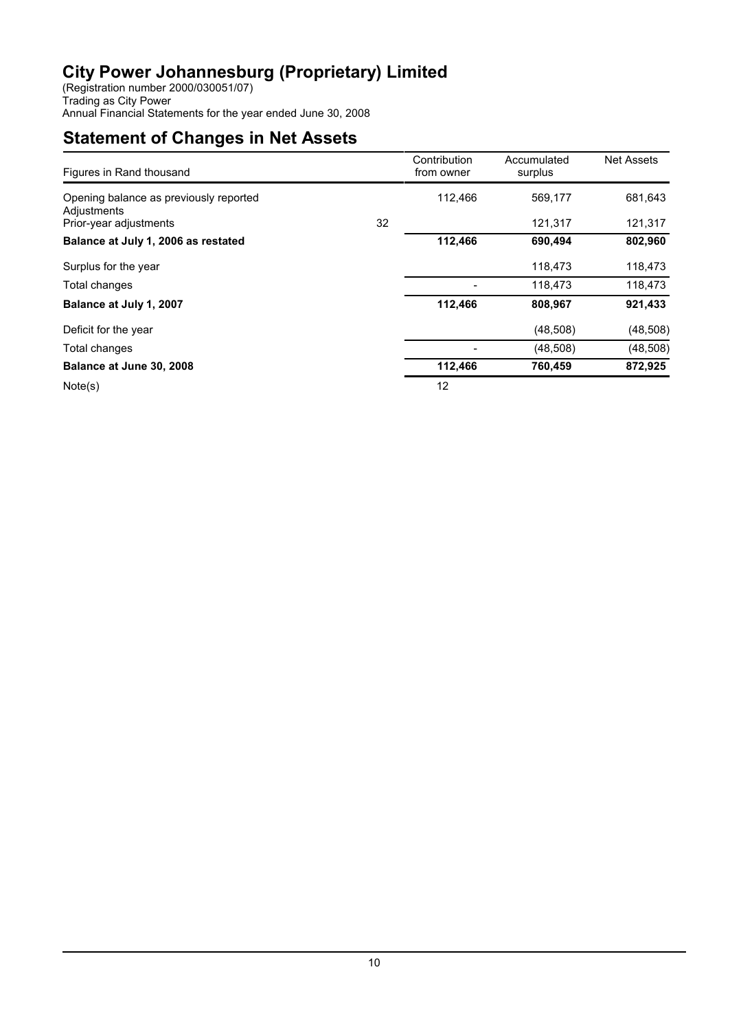# City Power Johannesburg (Proprietary) Limited

(Registration number 2000/030051/07)
Trading as City Power
Annual Financial Statements for the year ended June 30, 2008

## Statement of Changes in Net Assets

| Figures in Rand thousand | | Contribution from owner | Accumulated surplus | Net Assets |
|---|---|---|---|---|
| Opening balance as previously reported | | 112,466 | 569,177 | 681,643 |
| Adjustments | | | | |
| Prior-year adjustments | 32 | | 121,317 | 121,317 |
| **Balance at July 1, 2006 as restated** | | **112,466** | **690,494** | **802,960** |
| Surplus for the year | | | 118,473 | 118,473 |
| Total changes | | - | 118,473 | 118,473 |
| **Balance at July 1, 2007** | | **112,466** | **808,967** | **921,433** |
| Deficit for the year | | | (48,508) | (48,508) |
| Total changes | | - | (48,508) | (48,508) |
| **Balance at June 30, 2008** | | **112,466** | **760,459** | **872,925** |
| Note(s) | | 12 | | |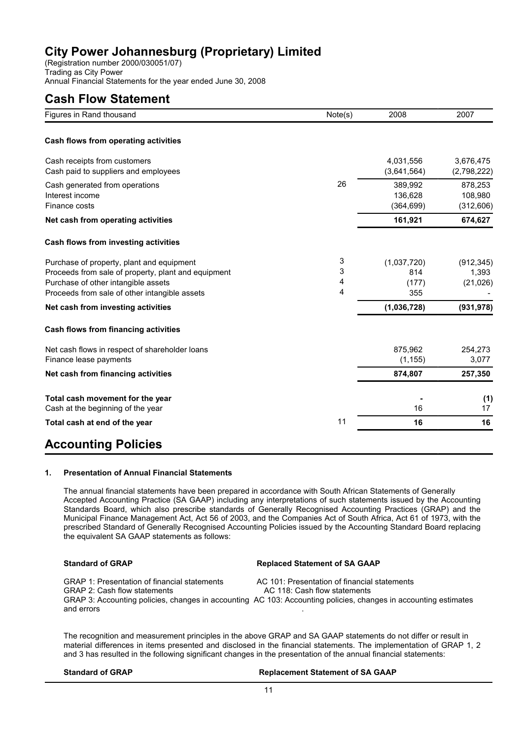# City Power Johannesburg (Proprietary) Limited

(Registration number 2000/030051/07)
Trading as City Power
Annual Financial Statements for the year ended June 30, 2008

## Cash Flow Statement

| Figures in Rand thousand | Note(s) | 2008 | 2007 |
|---|---|---|---|
| **Cash flows from operating activities** | | | |
| Cash receipts from customers | | 4,031,556 | 3,676,475 |
| Cash paid to suppliers and employees | | (3,641,564) | (2,798,222) |
| Cash generated from operations | 26 | 389,992 | 878,253 |
| Interest income | | 136,628 | 108,980 |
| Finance costs | | (364,699) | (312,606) |
| **Net cash from operating activities** | | **161,921** | **674,627** |
| **Cash flows from investing activities** | | | |
| Purchase of property, plant and equipment | 3 | (1,037,720) | (912,345) |
| Proceeds from sale of property, plant and equipment | 3 | 814 | 1,393 |
| Purchase of other intangible assets | 4 | (177) | (21,026) |
| Proceeds from sale of other intangible assets | 4 | 355 | - |
| **Net cash from investing activities** | | **(1,036,728)** | **(931,978)** |
| **Cash flows from financing activities** | | | |
| Net cash flows in respect of shareholder loans | | 875,962 | 254,273 |
| Finance lease payments | | (1,155) | 3,077 |
| **Net cash from financing activities** | | **874,807** | **257,350** |
| **Total cash movement for the year** | | **-** | **(1)** |
| Cash at the beginning of the year | | 16 | 17 |
| **Total cash at end of the year** | 11 | **16** | **16** |

## Accounting Policies

### 1. Presentation of Annual Financial Statements

The annual financial statements have been prepared in accordance with South African Statements of Generally Accepted Accounting Practice (SA GAAP) including any interpretations of such statements issued by the Accounting Standards Board, which also prescribe standards of Generally Recognised Accounting Practices (GRAP) and the Municipal Finance Management Act, Act 56 of 2003, and the Companies Act of South Africa, Act 61 of 1973, with the prescribed Standard of Generally Recognised Accounting Policies issued by the Accounting Standard Board replacing the equivalent SA GAAP statements as follows:

| **Standard of GRAP** | **Replaced Statement of SA GAAP** |
|---|---|
| GRAP 1: Presentation of financial statements | AC 101: Presentation of financial statements |
| GRAP 2: Cash flow statements | AC 118: Cash flow statements |
| GRAP 3: Accounting policies, changes in accounting and errors | AC 103: Accounting policies, changes in accounting estimates . |

The recognition and measurement principles in the above GRAP and SA GAAP statements do not differ or result in material differences in items presented and disclosed in the financial statements. The implementation of GRAP 1, 2 and 3 has resulted in the following significant changes in the presentation of the annual financial statements:

| **Standard of GRAP** | **Replacement Statement of SA GAAP** |
|---|---|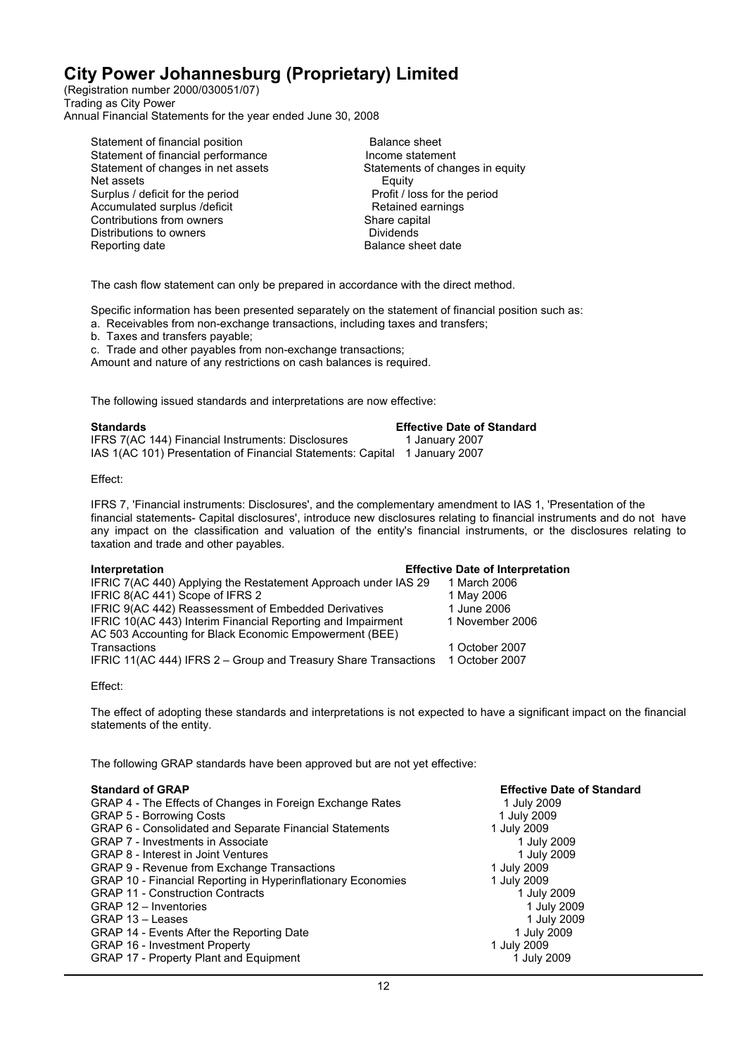# City Power Johannesburg (Proprietary) Limited

(Registration number 2000/030051/07)
Trading as City Power
Annual Financial Statements for the year ended June 30, 2008

| | |
|---|---|
| Statement of financial position | Balance sheet |
| Statement of financial performance | Income statement |
| Statement of changes in net assets | Statements of changes in equity |
| Net assets | Equity |
| Surplus / deficit for the period | Profit / loss for the period |
| Accumulated surplus /deficit | Retained earnings |
| Contributions from owners | Share capital |
| Distributions to owners | Dividends |
| Reporting date | Balance sheet date |

The cash flow statement can only be prepared in accordance with the direct method.

Specific information has been presented separately on the statement of financial position such as:

a. Receivables from non-exchange transactions, including taxes and transfers;
b. Taxes and transfers payable;
c. Trade and other payables from non-exchange transactions;

Amount and nature of any restrictions on cash balances is required.

The following issued standards and interpretations are now effective:

| Standards | Effective Date of Standard |
|---|---|
| IFRS 7(AC 144) Financial Instruments: Disclosures | 1 January 2007 |
| IAS 1(AC 101) Presentation of Financial Statements: Capital | 1 January 2007 |

Effect:

IFRS 7, 'Financial instruments: Disclosures', and the complementary amendment to IAS 1, 'Presentation of the financial statements- Capital disclosures', introduce new disclosures relating to financial instruments and do not have any impact on the classification and valuation of the entity's financial instruments, or the disclosures relating to taxation and trade and other payables.

| Interpretation | Effective Date of Interpretation |
|---|---|
| IFRIC 7(AC 440) Applying the Restatement Approach under IAS 29 | 1 March 2006 |
| IFRIC 8(AC 441) Scope of IFRS 2 | 1 May 2006 |
| IFRIC 9(AC 442) Reassessment of Embedded Derivatives | 1 June 2006 |
| IFRIC 10(AC 443) Interim Financial Reporting and Impairment | 1 November 2006 |
| AC 503 Accounting for Black Economic Empowerment (BEE) Transactions | 1 October 2007 |
| IFRIC 11(AC 444) IFRS 2 – Group and Treasury Share Transactions | 1 October 2007 |

Effect:

The effect of adopting these standards and interpretations is not expected to have a significant impact on the financial statements of the entity.

The following GRAP standards have been approved but are not yet effective:

| Standard of GRAP | Effective Date of Standard |
|---|---|
| GRAP 4 - The Effects of Changes in Foreign Exchange Rates | 1 July 2009 |
| GRAP 5 - Borrowing Costs | 1 July 2009 |
| GRAP 6 - Consolidated and Separate Financial Statements | 1 July 2009 |
| GRAP 7 - Investments in Associate | 1 July 2009 |
| GRAP 8 - Interest in Joint Ventures | 1 July 2009 |
| GRAP 9 - Revenue from Exchange Transactions | 1 July 2009 |
| GRAP 10 - Financial Reporting in Hyperinflationary Economies | 1 July 2009 |
| GRAP 11 - Construction Contracts | 1 July 2009 |
| GRAP 12 – Inventories | 1 July 2009 |
| GRAP 13 – Leases | 1 July 2009 |
| GRAP 14 - Events After the Reporting Date | 1 July 2009 |
| GRAP 16 - Investment Property | 1 July 2009 |
| GRAP 17 - Property Plant and Equipment | 1 July 2009 |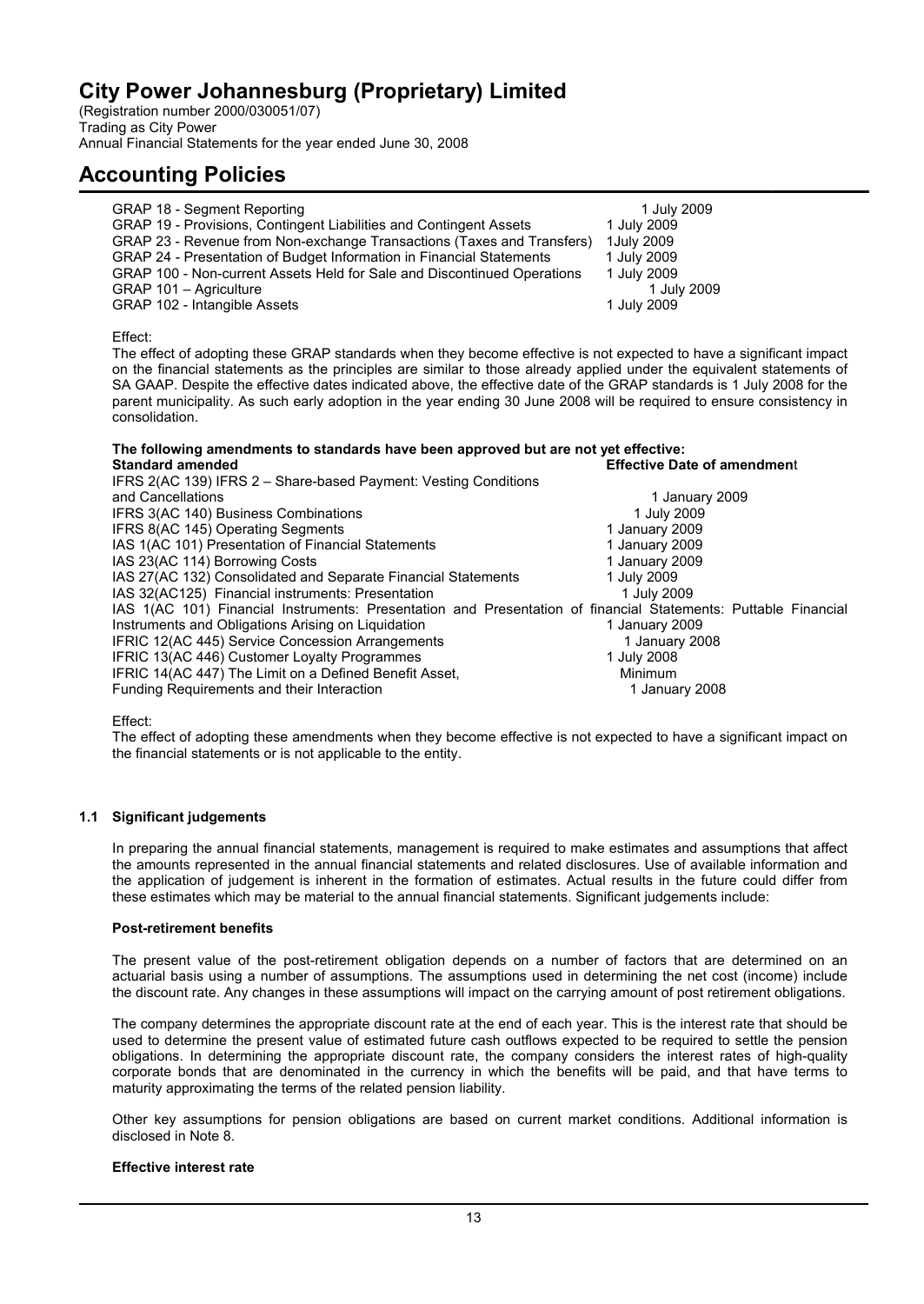# City Power Johannesburg (Proprietary) Limited

(Registration number 2000/030051/07)
Trading as City Power
Annual Financial Statements for the year ended June 30, 2008

# Accounting Policies

| | |
|---|---|
| GRAP 18 - Segment Reporting | 1 July 2009 |
| GRAP 19 - Provisions, Contingent Liabilities and Contingent Assets | 1 July 2009 |
| GRAP 23 - Revenue from Non-exchange Transactions (Taxes and Transfers) | 1July 2009 |
| GRAP 24 - Presentation of Budget Information in Financial Statements | 1 July 2009 |
| GRAP 100 - Non-current Assets Held for Sale and Discontinued Operations | 1 July 2009 |
| GRAP 101 – Agriculture | 1 July 2009 |
| GRAP 102 - Intangible Assets | 1 July 2009 |

Effect:

The effect of adopting these GRAP standards when they become effective is not expected to have a significant impact on the financial statements as the principles are similar to those already applied under the equivalent statements of SA GAAP. Despite the effective dates indicated above, the effective date of the GRAP standards is 1 July 2008 for the parent municipality. As such early adoption in the year ending 30 June 2008 will be required to ensure consistency in consolidation.

**The following amendments to standards have been approved but are not yet effective:**

| **Standard amended** | **Effective Date of amendment** |
|---|---|
| IFRS 2(AC 139) IFRS 2 – Share-based Payment: Vesting Conditions and Cancellations | 1 January 2009 |
| IFRS 3(AC 140) Business Combinations | 1 July 2009 |
| IFRS 8(AC 145) Operating Segments | 1 January 2009 |
| IAS 1(AC 101) Presentation of Financial Statements | 1 January 2009 |
| IAS 23(AC 114) Borrowing Costs | 1 January 2009 |
| IAS 27(AC 132) Consolidated and Separate Financial Statements | 1 July 2009 |
| IAS 32(AC125) Financial instruments: Presentation | 1 July 2009 |
| IAS 1(AC 101) Financial Instruments: Presentation and Presentation of financial Statements: Puttable Financial Instruments and Obligations Arising on Liquidation | 1 January 2009 |
| IFRIC 12(AC 445) Service Concession Arrangements | 1 January 2008 |
| IFRIC 13(AC 446) Customer Loyalty Programmes | 1 July 2008 |
| IFRIC 14(AC 447) The Limit on a Defined Benefit Asset, Minimum Funding Requirements and their Interaction | 1 January 2008 |

Effect:

The effect of adopting these amendments when they become effective is not expected to have a significant impact on the financial statements or is not applicable to the entity.

### 1.1 Significant judgements

In preparing the annual financial statements, management is required to make estimates and assumptions that affect the amounts represented in the annual financial statements and related disclosures. Use of available information and the application of judgement is inherent in the formation of estimates. Actual results in the future could differ from these estimates which may be material to the annual financial statements. Significant judgements include:

**Post-retirement benefits**

The present value of the post-retirement obligation depends on a number of factors that are determined on an actuarial basis using a number of assumptions. The assumptions used in determining the net cost (income) include the discount rate. Any changes in these assumptions will impact on the carrying amount of post retirement obligations.

The company determines the appropriate discount rate at the end of each year. This is the interest rate that should be used to determine the present value of estimated future cash outflows expected to be required to settle the pension obligations. In determining the appropriate discount rate, the company considers the interest rates of high-quality corporate bonds that are denominated in the currency in which the benefits will be paid, and that have terms to maturity approximating the terms of the related pension liability.

Other key assumptions for pension obligations are based on current market conditions. Additional information is disclosed in Note 8.

**Effective interest rate**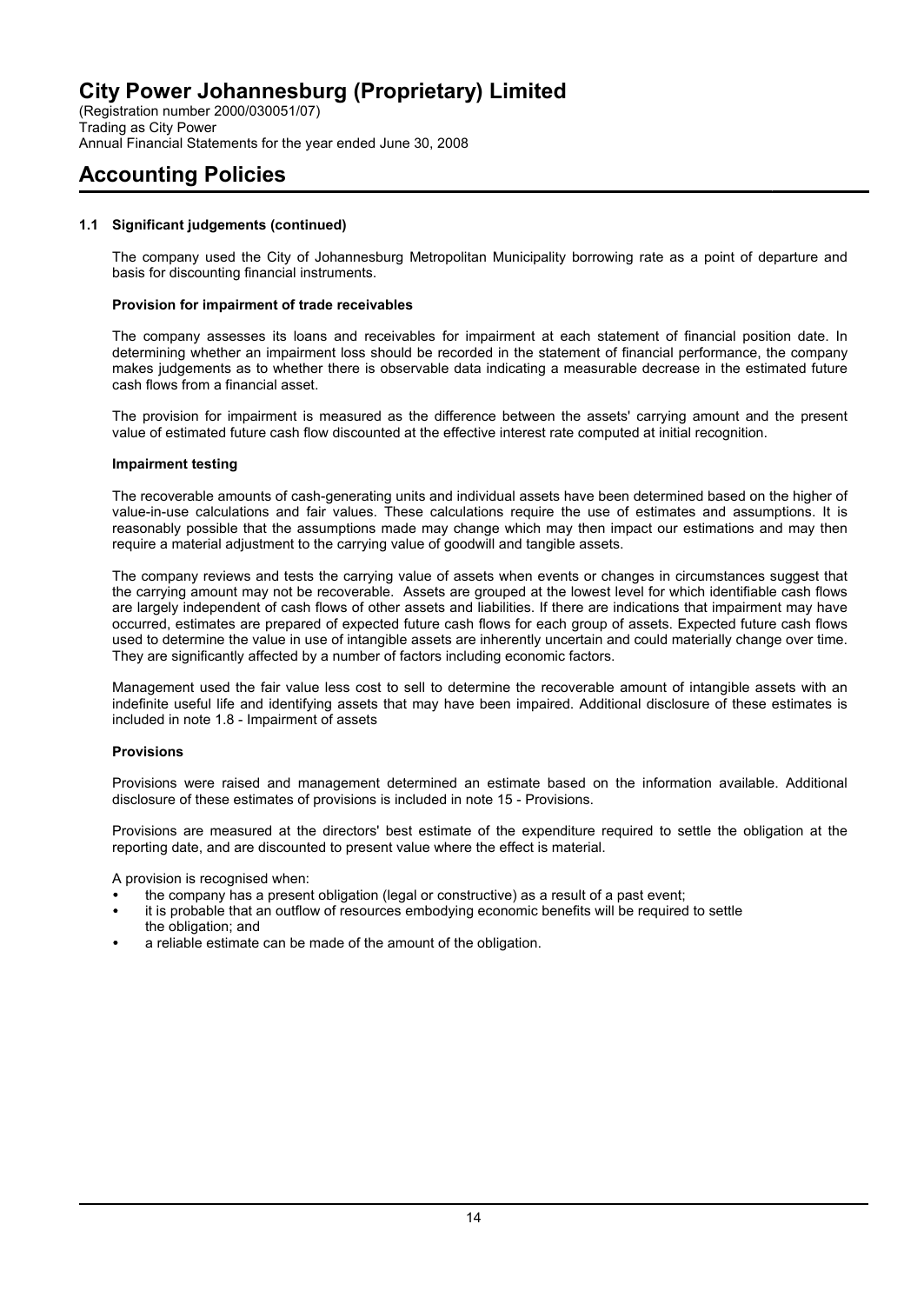# Accounting Policies

### 1.1 Significant judgements (continued)

The company used the City of Johannesburg Metropolitan Municipality borrowing rate as a point of departure and basis for discounting financial instruments.

**Provision for impairment of trade receivables**

The company assesses its loans and receivables for impairment at each statement of financial position date. In determining whether an impairment loss should be recorded in the statement of financial performance, the company makes judgements as to whether there is observable data indicating a measurable decrease in the estimated future cash flows from a financial asset.

The provision for impairment is measured as the difference between the assets' carrying amount and the present value of estimated future cash flow discounted at the effective interest rate computed at initial recognition.

**Impairment testing**

The recoverable amounts of cash-generating units and individual assets have been determined based on the higher of value-in-use calculations and fair values. These calculations require the use of estimates and assumptions. It is reasonably possible that the assumptions made may change which may then impact our estimations and may then require a material adjustment to the carrying value of goodwill and tangible assets.

The company reviews and tests the carrying value of assets when events or changes in circumstances suggest that the carrying amount may not be recoverable. Assets are grouped at the lowest level for which identifiable cash flows are largely independent of cash flows of other assets and liabilities. If there are indications that impairment may have occurred, estimates are prepared of expected future cash flows for each group of assets. Expected future cash flows used to determine the value in use of intangible assets are inherently uncertain and could materially change over time. They are significantly affected by a number of factors including economic factors.

Management used the fair value less cost to sell to determine the recoverable amount of intangible assets with an indefinite useful life and identifying assets that may have been impaired. Additional disclosure of these estimates is included in note 1.8 - Impairment of assets

**Provisions**

Provisions were raised and management determined an estimate based on the information available. Additional disclosure of these estimates of provisions is included in note 15 - Provisions.

Provisions are measured at the directors' best estimate of the expenditure required to settle the obligation at the reporting date, and are discounted to present value where the effect is material.

A provision is recognised when:

- the company has a present obligation (legal or constructive) as a result of a past event;
- it is probable that an outflow of resources embodying economic benefits will be required to settle the obligation; and
- a reliable estimate can be made of the amount of the obligation.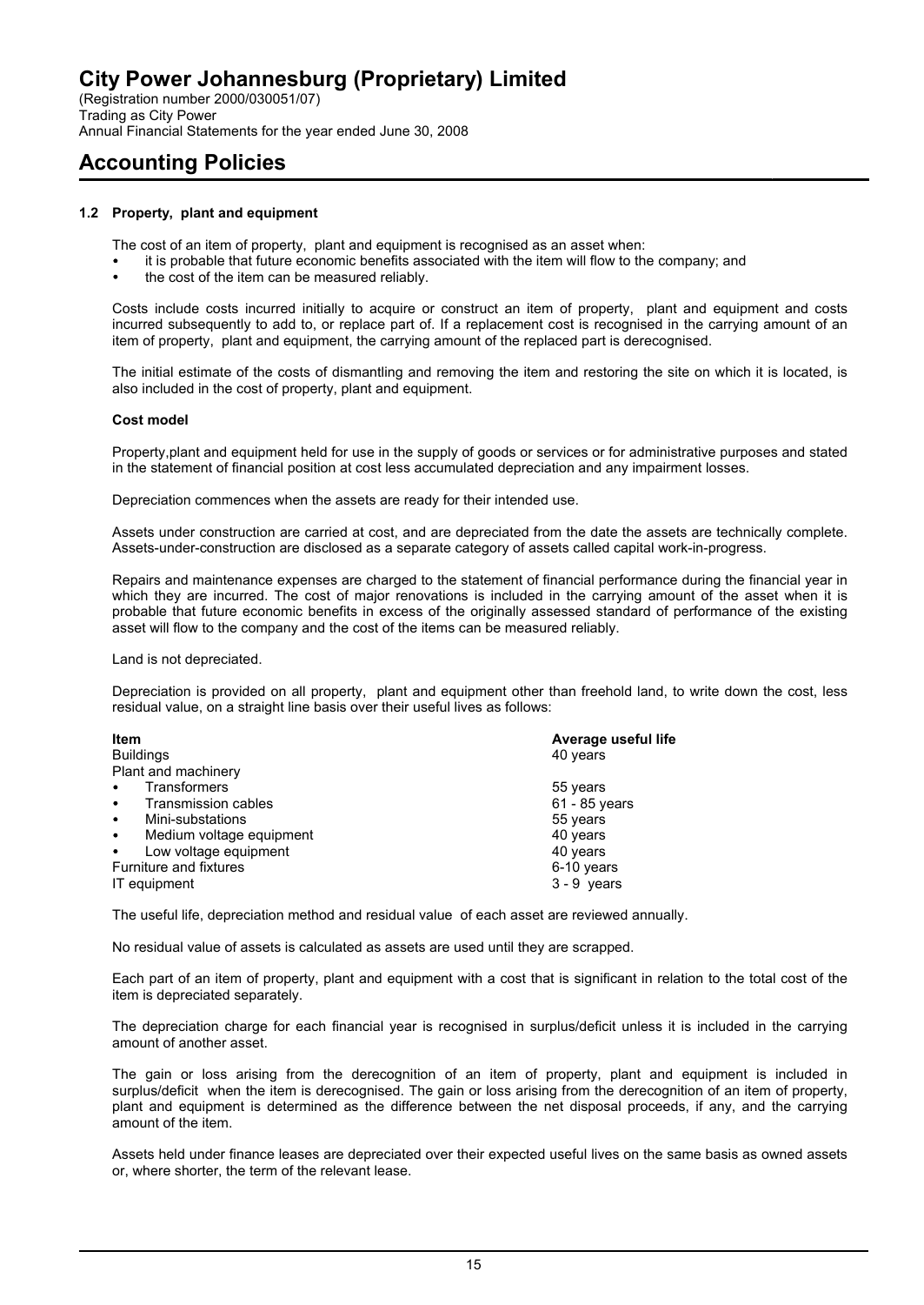# City Power Johannesburg (Proprietary) Limited

(Registration number 2000/030051/07)
Trading as City Power
Annual Financial Statements for the year ended June 30, 2008

# Accounting Policies

### 1.2 Property, plant and equipment

The cost of an item of property, plant and equipment is recognised as an asset when:

- it is probable that future economic benefits associated with the item will flow to the company; and
- the cost of the item can be measured reliably.

Costs include costs incurred initially to acquire or construct an item of property, plant and equipment and costs incurred subsequently to add to, or replace part of. If a replacement cost is recognised in the carrying amount of an item of property, plant and equipment, the carrying amount of the replaced part is derecognised.

The initial estimate of the costs of dismantling and removing the item and restoring the site on which it is located, is also included in the cost of property, plant and equipment.

**Cost model**

Property,plant and equipment held for use in the supply of goods or services or for administrative purposes and stated in the statement of financial position at cost less accumulated depreciation and any impairment losses.

Depreciation commences when the assets are ready for their intended use.

Assets under construction are carried at cost, and are depreciated from the date the assets are technically complete. Assets-under-construction are disclosed as a separate category of assets called capital work-in-progress.

Repairs and maintenance expenses are charged to the statement of financial performance during the financial year in which they are incurred. The cost of major renovations is included in the carrying amount of the asset when it is probable that future economic benefits in excess of the originally assessed standard of performance of the existing asset will flow to the company and the cost of the items can be measured reliably.

Land is not depreciated.

Depreciation is provided on all property, plant and equipment other than freehold land, to write down the cost, less residual value, on a straight line basis over their useful lives as follows:

| Item | Average useful life |
| --- | --- |
| Buildings | 40 years |
| Plant and machinery | |
| • Transformers | 55 years |
| • Transmission cables | 61 - 85 years |
| • Mini-substations | 55 years |
| • Medium voltage equipment | 40 years |
| • Low voltage equipment | 40 years |
| Furniture and fixtures | 6-10 years |
| IT equipment | 3 - 9 years |

The useful life, depreciation method and residual value of each asset are reviewed annually.

No residual value of assets is calculated as assets are used until they are scrapped.

Each part of an item of property, plant and equipment with a cost that is significant in relation to the total cost of the item is depreciated separately.

The depreciation charge for each financial year is recognised in surplus/deficit unless it is included in the carrying amount of another asset.

The gain or loss arising from the derecognition of an item of property, plant and equipment is included in surplus/deficit when the item is derecognised. The gain or loss arising from the derecognition of an item of property, plant and equipment is determined as the difference between the net disposal proceeds, if any, and the carrying amount of the item.

Assets held under finance leases are depreciated over their expected useful lives on the same basis as owned assets or, where shorter, the term of the relevant lease.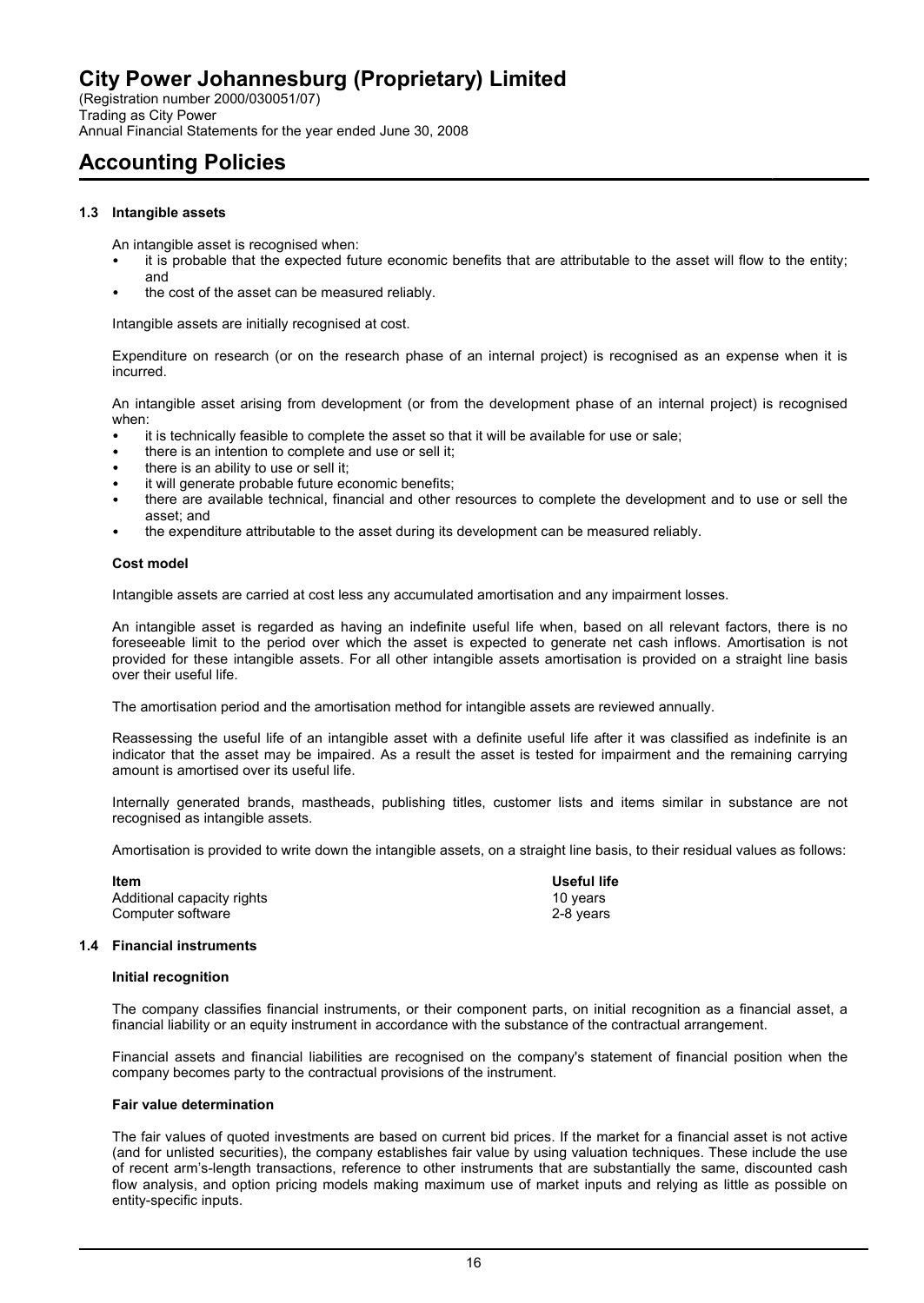# City Power Johannesburg (Proprietary) Limited

(Registration number 2000/030051/07)
Trading as City Power
Annual Financial Statements for the year ended June 30, 2008

# Accounting Policies

### 1.3 Intangible assets

An intangible asset is recognised when:

- it is probable that the expected future economic benefits that are attributable to the asset will flow to the entity; and
- the cost of the asset can be measured reliably.

Intangible assets are initially recognised at cost.

Expenditure on research (or on the research phase of an internal project) is recognised as an expense when it is incurred.

An intangible asset arising from development (or from the development phase of an internal project) is recognised when:

- it is technically feasible to complete the asset so that it will be available for use or sale;
- there is an intention to complete and use or sell it;
- there is an ability to use or sell it;
- it will generate probable future economic benefits;
- there are available technical, financial and other resources to complete the development and to use or sell the asset; and
- the expenditure attributable to the asset during its development can be measured reliably.

**Cost model**

Intangible assets are carried at cost less any accumulated amortisation and any impairment losses.

An intangible asset is regarded as having an indefinite useful life when, based on all relevant factors, there is no foreseeable limit to the period over which the asset is expected to generate net cash inflows. Amortisation is not provided for these intangible assets. For all other intangible assets amortisation is provided on a straight line basis over their useful life.

The amortisation period and the amortisation method for intangible assets are reviewed annually.

Reassessing the useful life of an intangible asset with a definite useful life after it was classified as indefinite is an indicator that the asset may be impaired. As a result the asset is tested for impairment and the remaining carrying amount is amortised over its useful life.

Internally generated brands, mastheads, publishing titles, customer lists and items similar in substance are not recognised as intangible assets.

Amortisation is provided to write down the intangible assets, on a straight line basis, to their residual values as follows:

| Item | Useful life |
| --- | --- |
| Additional capacity rights | 10 years |
| Computer software | 2-8 years |

### 1.4 Financial instruments

**Initial recognition**

The company classifies financial instruments, or their component parts, on initial recognition as a financial asset, a financial liability or an equity instrument in accordance with the substance of the contractual arrangement.

Financial assets and financial liabilities are recognised on the company's statement of financial position when the company becomes party to the contractual provisions of the instrument.

**Fair value determination**

The fair values of quoted investments are based on current bid prices. If the market for a financial asset is not active (and for unlisted securities), the company establishes fair value by using valuation techniques. These include the use of recent arm's-length transactions, reference to other instruments that are substantially the same, discounted cash flow analysis, and option pricing models making maximum use of market inputs and relying as little as possible on entity-specific inputs.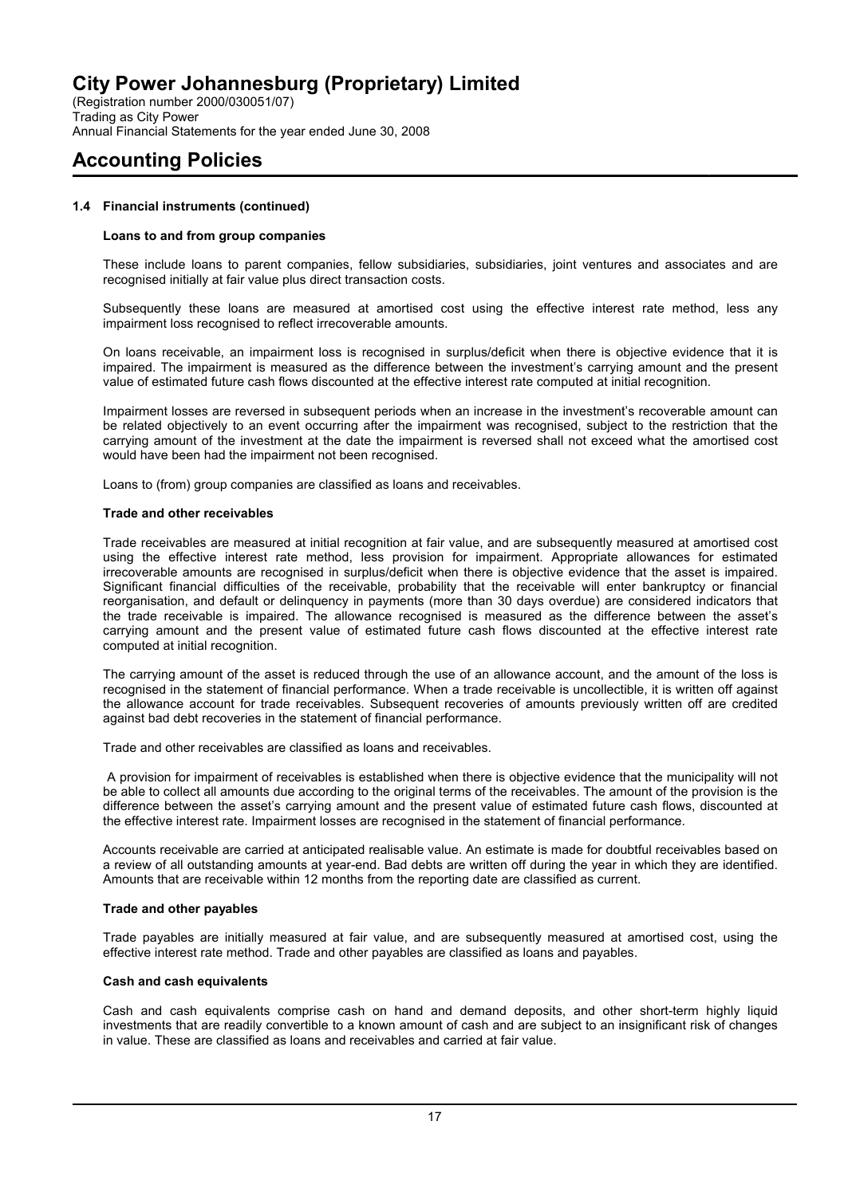# City Power Johannesburg (Proprietary) Limited

(Registration number 2000/030051/07)
Trading as City Power
Annual Financial Statements for the year ended June 30, 2008

## Accounting Policies

### 1.4 Financial instruments (continued)

**Loans to and from group companies**

These include loans to parent companies, fellow subsidiaries, subsidiaries, joint ventures and associates and are recognised initially at fair value plus direct transaction costs.

Subsequently these loans are measured at amortised cost using the effective interest rate method, less any impairment loss recognised to reflect irrecoverable amounts.

On loans receivable, an impairment loss is recognised in surplus/deficit when there is objective evidence that it is impaired. The impairment is measured as the difference between the investment's carrying amount and the present value of estimated future cash flows discounted at the effective interest rate computed at initial recognition.

Impairment losses are reversed in subsequent periods when an increase in the investment's recoverable amount can be related objectively to an event occurring after the impairment was recognised, subject to the restriction that the carrying amount of the investment at the date the impairment is reversed shall not exceed what the amortised cost would have been had the impairment not been recognised.

Loans to (from) group companies are classified as loans and receivables.

**Trade and other receivables**

Trade receivables are measured at initial recognition at fair value, and are subsequently measured at amortised cost using the effective interest rate method, less provision for impairment. Appropriate allowances for estimated irrecoverable amounts are recognised in surplus/deficit when there is objective evidence that the asset is impaired. Significant financial difficulties of the receivable, probability that the receivable will enter bankruptcy or financial reorganisation, and default or delinquency in payments (more than 30 days overdue) are considered indicators that the trade receivable is impaired. The allowance recognised is measured as the difference between the asset's carrying amount and the present value of estimated future cash flows discounted at the effective interest rate computed at initial recognition.

The carrying amount of the asset is reduced through the use of an allowance account, and the amount of the loss is recognised in the statement of financial performance. When a trade receivable is uncollectible, it is written off against the allowance account for trade receivables. Subsequent recoveries of amounts previously written off are credited against bad debt recoveries in the statement of financial performance.

Trade and other receivables are classified as loans and receivables.

A provision for impairment of receivables is established when there is objective evidence that the municipality will not be able to collect all amounts due according to the original terms of the receivables. The amount of the provision is the difference between the asset's carrying amount and the present value of estimated future cash flows, discounted at the effective interest rate. Impairment losses are recognised in the statement of financial performance.

Accounts receivable are carried at anticipated realisable value. An estimate is made for doubtful receivables based on a review of all outstanding amounts at year-end. Bad debts are written off during the year in which they are identified. Amounts that are receivable within 12 months from the reporting date are classified as current.

**Trade and other payables**

Trade payables are initially measured at fair value, and are subsequently measured at amortised cost, using the effective interest rate method. Trade and other payables are classified as loans and payables.

**Cash and cash equivalents**

Cash and cash equivalents comprise cash on hand and demand deposits, and other short-term highly liquid investments that are readily convertible to a known amount of cash and are subject to an insignificant risk of changes in value. These are classified as loans and receivables and carried at fair value.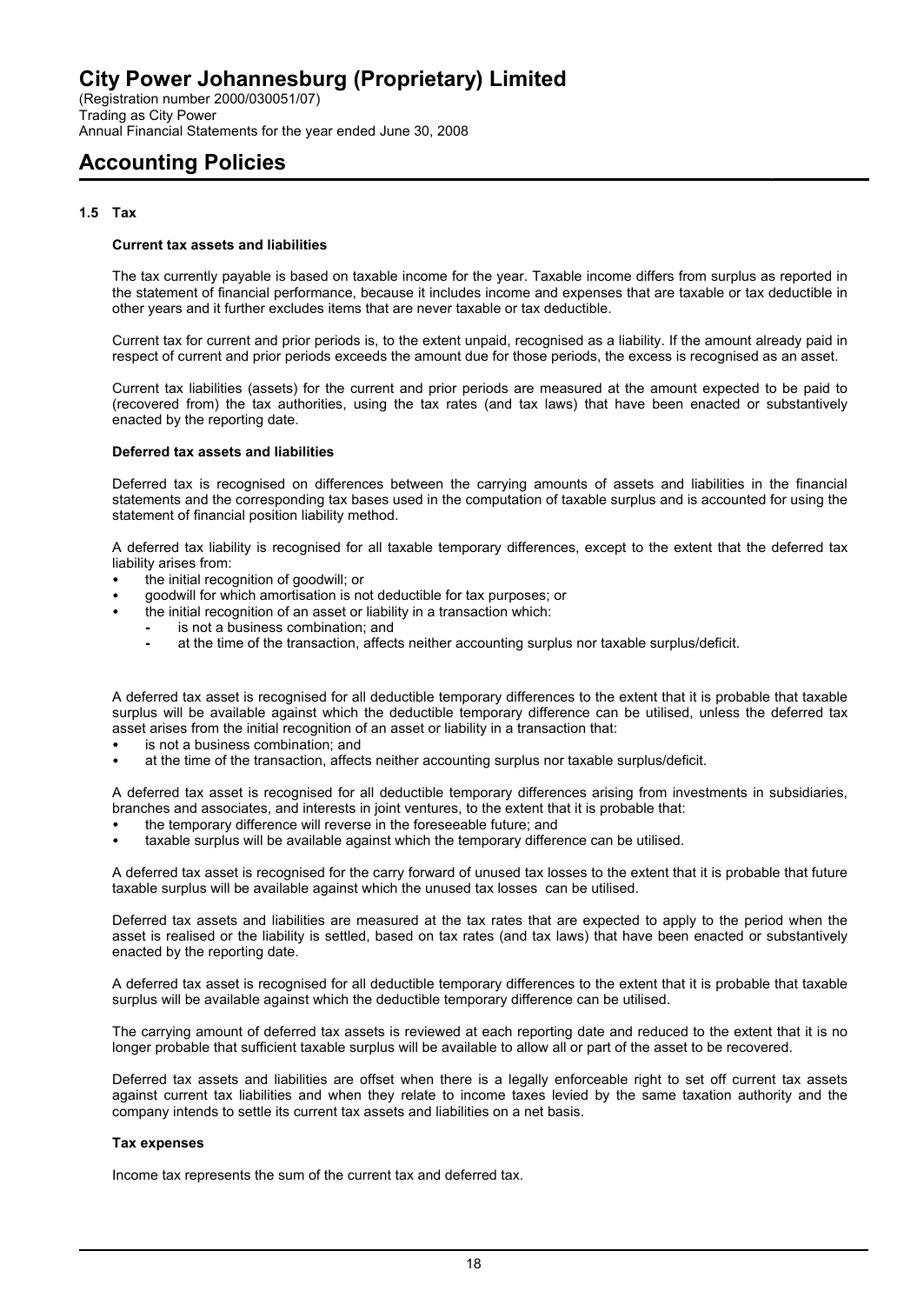# City Power Johannesburg (Proprietary) Limited

(Registration number 2000/030051/07)
Trading as City Power
Annual Financial Statements for the year ended June 30, 2008

# Accounting Policies

### 1.5 Tax

**Current tax assets and liabilities**

The tax currently payable is based on taxable income for the year. Taxable income differs from surplus as reported in the statement of financial performance, because it includes income and expenses that are taxable or tax deductible in other years and it further excludes items that are never taxable or tax deductible.

Current tax for current and prior periods is, to the extent unpaid, recognised as a liability. If the amount already paid in respect of current and prior periods exceeds the amount due for those periods, the excess is recognised as an asset.

Current tax liabilities (assets) for the current and prior periods are measured at the amount expected to be paid to (recovered from) the tax authorities, using the tax rates (and tax laws) that have been enacted or substantively enacted by the reporting date.

**Deferred tax assets and liabilities**

Deferred tax is recognised on differences between the carrying amounts of assets and liabilities in the financial statements and the corresponding tax bases used in the computation of taxable surplus and is accounted for using the statement of financial position liability method.

A deferred tax liability is recognised for all taxable temporary differences, except to the extent that the deferred tax liability arises from:

- the initial recognition of goodwill; or
- goodwill for which amortisation is not deductible for tax purposes; or
- the initial recognition of an asset or liability in a transaction which:
  - is not a business combination; and
  - at the time of the transaction, affects neither accounting surplus nor taxable surplus/deficit.

A deferred tax asset is recognised for all deductible temporary differences to the extent that it is probable that taxable surplus will be available against which the deductible temporary difference can be utilised, unless the deferred tax asset arises from the initial recognition of an asset or liability in a transaction that:

- is not a business combination; and
- at the time of the transaction, affects neither accounting surplus nor taxable surplus/deficit.

A deferred tax asset is recognised for all deductible temporary differences arising from investments in subsidiaries, branches and associates, and interests in joint ventures, to the extent that it is probable that:

- the temporary difference will reverse in the foreseeable future; and
- taxable surplus will be available against which the temporary difference can be utilised.

A deferred tax asset is recognised for the carry forward of unused tax losses to the extent that it is probable that future taxable surplus will be available against which the unused tax losses can be utilised.

Deferred tax assets and liabilities are measured at the tax rates that are expected to apply to the period when the asset is realised or the liability is settled, based on tax rates (and tax laws) that have been enacted or substantively enacted by the reporting date.

A deferred tax asset is recognised for all deductible temporary differences to the extent that it is probable that taxable surplus will be available against which the deductible temporary difference can be utilised.

The carrying amount of deferred tax assets is reviewed at each reporting date and reduced to the extent that it is no longer probable that sufficient taxable surplus will be available to allow all or part of the asset to be recovered.

Deferred tax assets and liabilities are offset when there is a legally enforceable right to set off current tax assets against current tax liabilities and when they relate to income taxes levied by the same taxation authority and the company intends to settle its current tax assets and liabilities on a net basis.

**Tax expenses**

Income tax represents the sum of the current tax and deferred tax.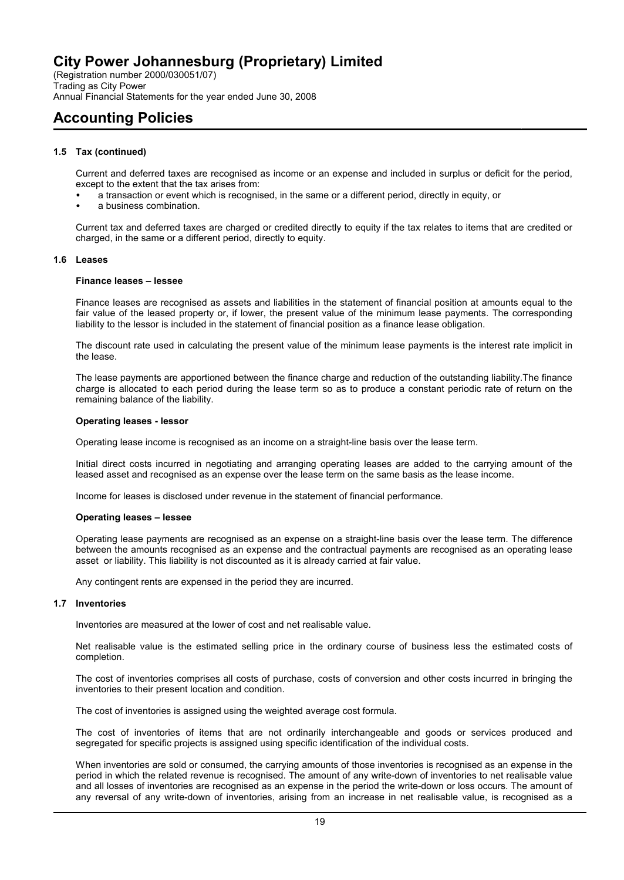# City Power Johannesburg (Proprietary) Limited

(Registration number 2000/030051/07)
Trading as City Power
Annual Financial Statements for the year ended June 30, 2008

# Accounting Policies

### 1.5 Tax (continued)

Current and deferred taxes are recognised as income or an expense and included in surplus or deficit for the period, except to the extent that the tax arises from:

- a transaction or event which is recognised, in the same or a different period, directly in equity, or
- a business combination.

Current tax and deferred taxes are charged or credited directly to equity if the tax relates to items that are credited or charged, in the same or a different period, directly to equity.

### 1.6 Leases

**Finance leases – lessee**

Finance leases are recognised as assets and liabilities in the statement of financial position at amounts equal to the fair value of the leased property or, if lower, the present value of the minimum lease payments. The corresponding liability to the lessor is included in the statement of financial position as a finance lease obligation.

The discount rate used in calculating the present value of the minimum lease payments is the interest rate implicit in the lease.

The lease payments are apportioned between the finance charge and reduction of the outstanding liability.The finance charge is allocated to each period during the lease term so as to produce a constant periodic rate of return on the remaining balance of the liability.

**Operating leases - lessor**

Operating lease income is recognised as an income on a straight-line basis over the lease term.

Initial direct costs incurred in negotiating and arranging operating leases are added to the carrying amount of the leased asset and recognised as an expense over the lease term on the same basis as the lease income.

Income for leases is disclosed under revenue in the statement of financial performance.

**Operating leases – lessee**

Operating lease payments are recognised as an expense on a straight-line basis over the lease term. The difference between the amounts recognised as an expense and the contractual payments are recognised as an operating lease asset or liability. This liability is not discounted as it is already carried at fair value.

Any contingent rents are expensed in the period they are incurred.

### 1.7 Inventories

Inventories are measured at the lower of cost and net realisable value.

Net realisable value is the estimated selling price in the ordinary course of business less the estimated costs of completion.

The cost of inventories comprises all costs of purchase, costs of conversion and other costs incurred in bringing the inventories to their present location and condition.

The cost of inventories is assigned using the weighted average cost formula.

The cost of inventories of items that are not ordinarily interchangeable and goods or services produced and segregated for specific projects is assigned using specific identification of the individual costs.

When inventories are sold or consumed, the carrying amounts of those inventories is recognised as an expense in the period in which the related revenue is recognised. The amount of any write-down of inventories to net realisable value and all losses of inventories are recognised as an expense in the period the write-down or loss occurs. The amount of any reversal of any write-down of inventories, arising from an increase in net realisable value, is recognised as a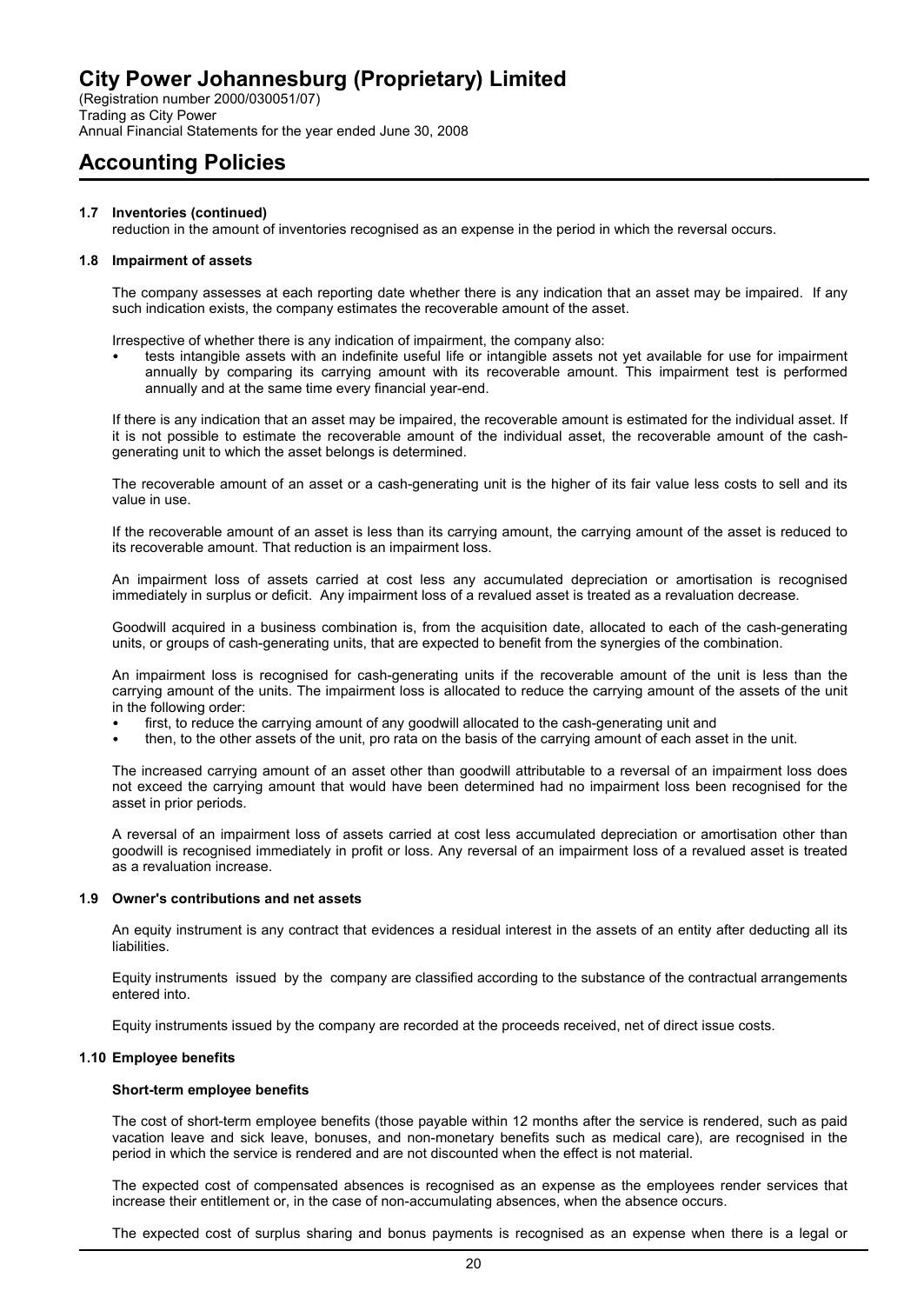# Accounting Policies

### 1.7 Inventories (continued)

reduction in the amount of inventories recognised as an expense in the period in which the reversal occurs.

### 1.8 Impairment of assets

The company assesses at each reporting date whether there is any indication that an asset may be impaired. If any such indication exists, the company estimates the recoverable amount of the asset.

Irrespective of whether there is any indication of impairment, the company also:

- tests intangible assets with an indefinite useful life or intangible assets not yet available for use for impairment annually by comparing its carrying amount with its recoverable amount. This impairment test is performed annually and at the same time every financial year-end.

If there is any indication that an asset may be impaired, the recoverable amount is estimated for the individual asset. If it is not possible to estimate the recoverable amount of the individual asset, the recoverable amount of the cash-generating unit to which the asset belongs is determined.

The recoverable amount of an asset or a cash-generating unit is the higher of its fair value less costs to sell and its value in use.

If the recoverable amount of an asset is less than its carrying amount, the carrying amount of the asset is reduced to its recoverable amount. That reduction is an impairment loss.

An impairment loss of assets carried at cost less any accumulated depreciation or amortisation is recognised immediately in surplus or deficit. Any impairment loss of a revalued asset is treated as a revaluation decrease.

Goodwill acquired in a business combination is, from the acquisition date, allocated to each of the cash-generating units, or groups of cash-generating units, that are expected to benefit from the synergies of the combination.

An impairment loss is recognised for cash-generating units if the recoverable amount of the unit is less than the carrying amount of the units. The impairment loss is allocated to reduce the carrying amount of the assets of the unit in the following order:

- first, to reduce the carrying amount of any goodwill allocated to the cash-generating unit and
- then, to the other assets of the unit, pro rata on the basis of the carrying amount of each asset in the unit.

The increased carrying amount of an asset other than goodwill attributable to a reversal of an impairment loss does not exceed the carrying amount that would have been determined had no impairment loss been recognised for the asset in prior periods.

A reversal of an impairment loss of assets carried at cost less accumulated depreciation or amortisation other than goodwill is recognised immediately in profit or loss. Any reversal of an impairment loss of a revalued asset is treated as a revaluation increase.

### 1.9 Owner's contributions and net assets

An equity instrument is any contract that evidences a residual interest in the assets of an entity after deducting all its liabilities.

Equity instruments issued by the company are classified according to the substance of the contractual arrangements entered into.

Equity instruments issued by the company are recorded at the proceeds received, net of direct issue costs.

### 1.10 Employee benefits

**Short-term employee benefits**

The cost of short-term employee benefits (those payable within 12 months after the service is rendered, such as paid vacation leave and sick leave, bonuses, and non-monetary benefits such as medical care), are recognised in the period in which the service is rendered and are not discounted when the effect is not material.

The expected cost of compensated absences is recognised as an expense as the employees render services that increase their entitlement or, in the case of non-accumulating absences, when the absence occurs.

The expected cost of surplus sharing and bonus payments is recognised as an expense when there is a legal or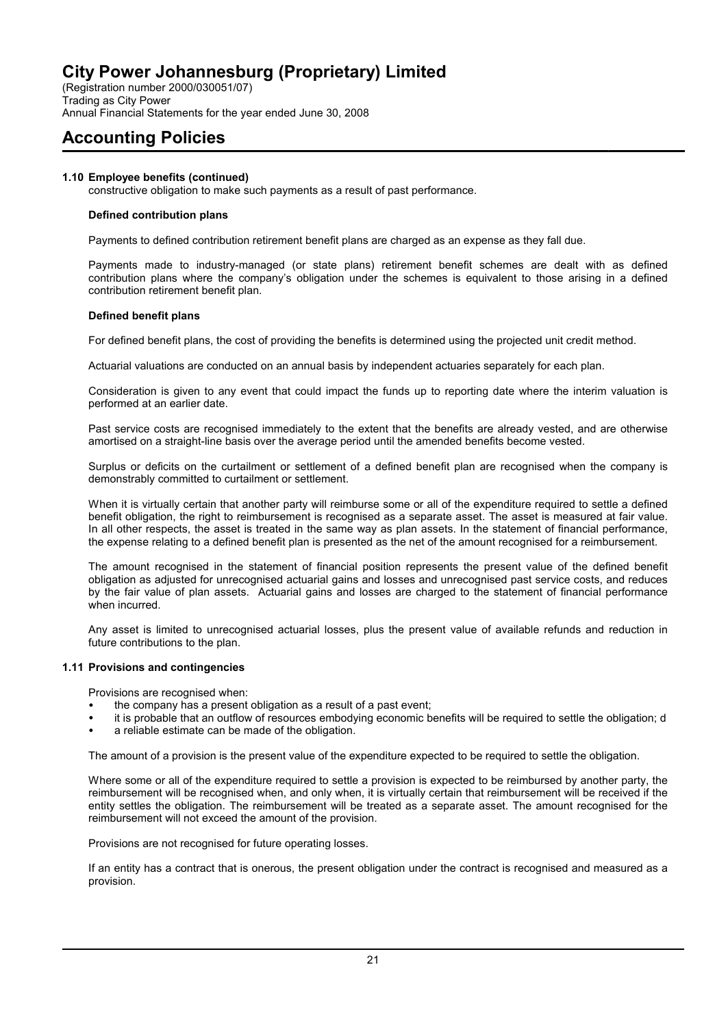# City Power Johannesburg (Proprietary) Limited

(Registration number 2000/030051/07)
Trading as City Power
Annual Financial Statements for the year ended June 30, 2008

# Accounting Policies

### 1.10 Employee benefits (continued)

constructive obligation to make such payments as a result of past performance.

**Defined contribution plans**

Payments to defined contribution retirement benefit plans are charged as an expense as they fall due.

Payments made to industry-managed (or state plans) retirement benefit schemes are dealt with as defined contribution plans where the company's obligation under the schemes is equivalent to those arising in a defined contribution retirement benefit plan.

**Defined benefit plans**

For defined benefit plans, the cost of providing the benefits is determined using the projected unit credit method.

Actuarial valuations are conducted on an annual basis by independent actuaries separately for each plan.

Consideration is given to any event that could impact the funds up to reporting date where the interim valuation is performed at an earlier date.

Past service costs are recognised immediately to the extent that the benefits are already vested, and are otherwise amortised on a straight-line basis over the average period until the amended benefits become vested.

Surplus or deficits on the curtailment or settlement of a defined benefit plan are recognised when the company is demonstrably committed to curtailment or settlement.

When it is virtually certain that another party will reimburse some or all of the expenditure required to settle a defined benefit obligation, the right to reimbursement is recognised as a separate asset. The asset is measured at fair value. In all other respects, the asset is treated in the same way as plan assets. In the statement of financial performance, the expense relating to a defined benefit plan is presented as the net of the amount recognised for a reimbursement.

The amount recognised in the statement of financial position represents the present value of the defined benefit obligation as adjusted for unrecognised actuarial gains and losses and unrecognised past service costs, and reduces by the fair value of plan assets. Actuarial gains and losses are charged to the statement of financial performance when incurred.

Any asset is limited to unrecognised actuarial losses, plus the present value of available refunds and reduction in future contributions to the plan.

### 1.11 Provisions and contingencies

Provisions are recognised when:

- the company has a present obligation as a result of a past event;
- it is probable that an outflow of resources embodying economic benefits will be required to settle the obligation; d
- a reliable estimate can be made of the obligation.

The amount of a provision is the present value of the expenditure expected to be required to settle the obligation.

Where some or all of the expenditure required to settle a provision is expected to be reimbursed by another party, the reimbursement will be recognised when, and only when, it is virtually certain that reimbursement will be received if the entity settles the obligation. The reimbursement will be treated as a separate asset. The amount recognised for the reimbursement will not exceed the amount of the provision.

Provisions are not recognised for future operating losses.

If an entity has a contract that is onerous, the present obligation under the contract is recognised and measured as a provision.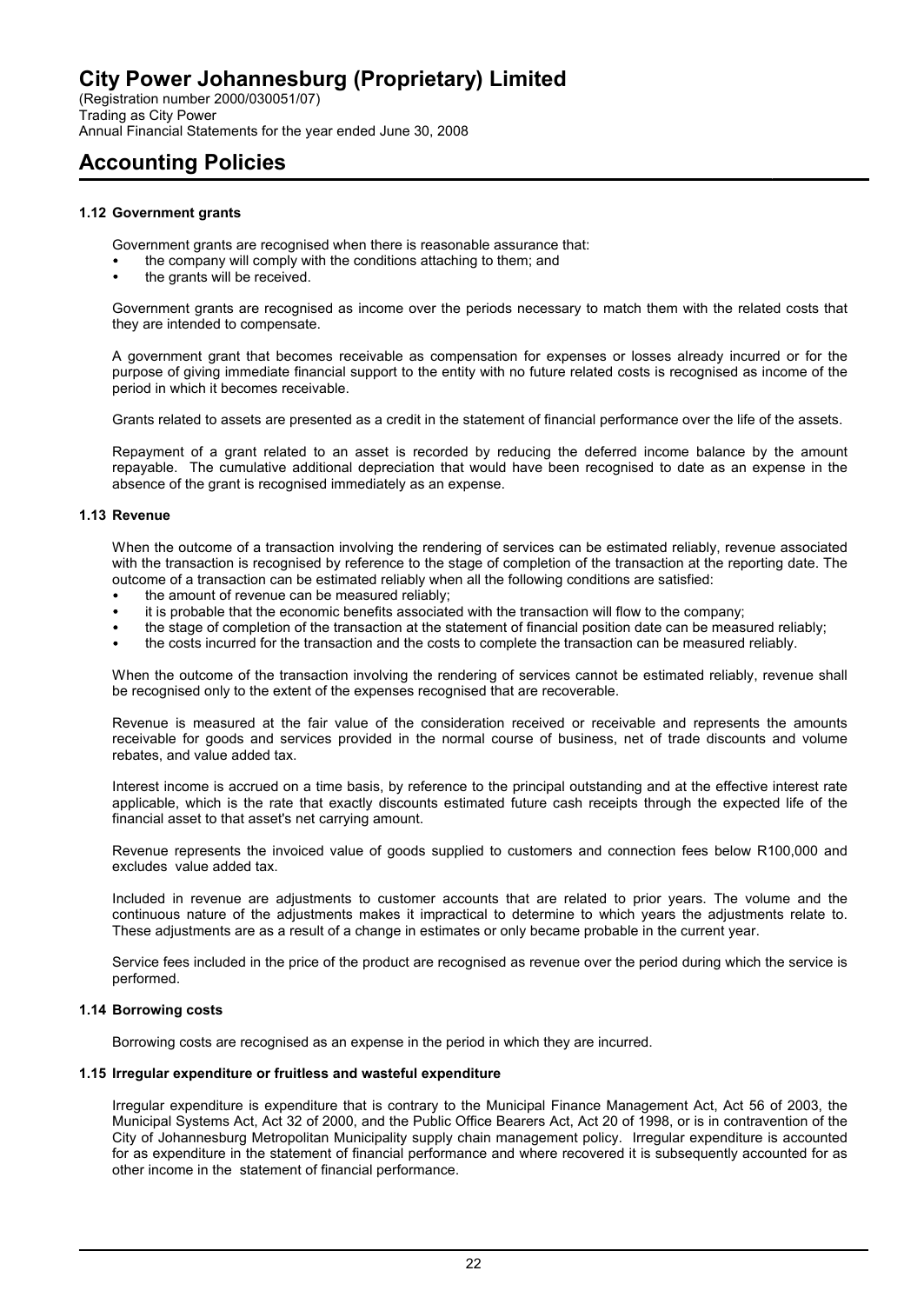# City Power Johannesburg (Proprietary) Limited

(Registration number 2000/030051/07)
Trading as City Power
Annual Financial Statements for the year ended June 30, 2008

# Accounting Policies

### 1.12 Government grants

Government grants are recognised when there is reasonable assurance that:

- the company will comply with the conditions attaching to them; and
- the grants will be received.

Government grants are recognised as income over the periods necessary to match them with the related costs that they are intended to compensate.

A government grant that becomes receivable as compensation for expenses or losses already incurred or for the purpose of giving immediate financial support to the entity with no future related costs is recognised as income of the period in which it becomes receivable.

Grants related to assets are presented as a credit in the statement of financial performance over the life of the assets.

Repayment of a grant related to an asset is recorded by reducing the deferred income balance by the amount repayable. The cumulative additional depreciation that would have been recognised to date as an expense in the absence of the grant is recognised immediately as an expense.

### 1.13 Revenue

When the outcome of a transaction involving the rendering of services can be estimated reliably, revenue associated with the transaction is recognised by reference to the stage of completion of the transaction at the reporting date. The outcome of a transaction can be estimated reliably when all the following conditions are satisfied:

- the amount of revenue can be measured reliably;
- it is probable that the economic benefits associated with the transaction will flow to the company;
- the stage of completion of the transaction at the statement of financial position date can be measured reliably;
- the costs incurred for the transaction and the costs to complete the transaction can be measured reliably.

When the outcome of the transaction involving the rendering of services cannot be estimated reliably, revenue shall be recognised only to the extent of the expenses recognised that are recoverable.

Revenue is measured at the fair value of the consideration received or receivable and represents the amounts receivable for goods and services provided in the normal course of business, net of trade discounts and volume rebates, and value added tax.

Interest income is accrued on a time basis, by reference to the principal outstanding and at the effective interest rate applicable, which is the rate that exactly discounts estimated future cash receipts through the expected life of the financial asset to that asset's net carrying amount.

Revenue represents the invoiced value of goods supplied to customers and connection fees below R100,000 and excludes value added tax.

Included in revenue are adjustments to customer accounts that are related to prior years. The volume and the continuous nature of the adjustments makes it impractical to determine to which years the adjustments relate to. These adjustments are as a result of a change in estimates or only became probable in the current year.

Service fees included in the price of the product are recognised as revenue over the period during which the service is performed.

### 1.14 Borrowing costs

Borrowing costs are recognised as an expense in the period in which they are incurred.

### 1.15 Irregular expenditure or fruitless and wasteful expenditure

Irregular expenditure is expenditure that is contrary to the Municipal Finance Management Act, Act 56 of 2003, the Municipal Systems Act, Act 32 of 2000, and the Public Office Bearers Act, Act 20 of 1998, or is in contravention of the City of Johannesburg Metropolitan Municipality supply chain management policy. Irregular expenditure is accounted for as expenditure in the statement of financial performance and where recovered it is subsequently accounted for as other income in the statement of financial performance.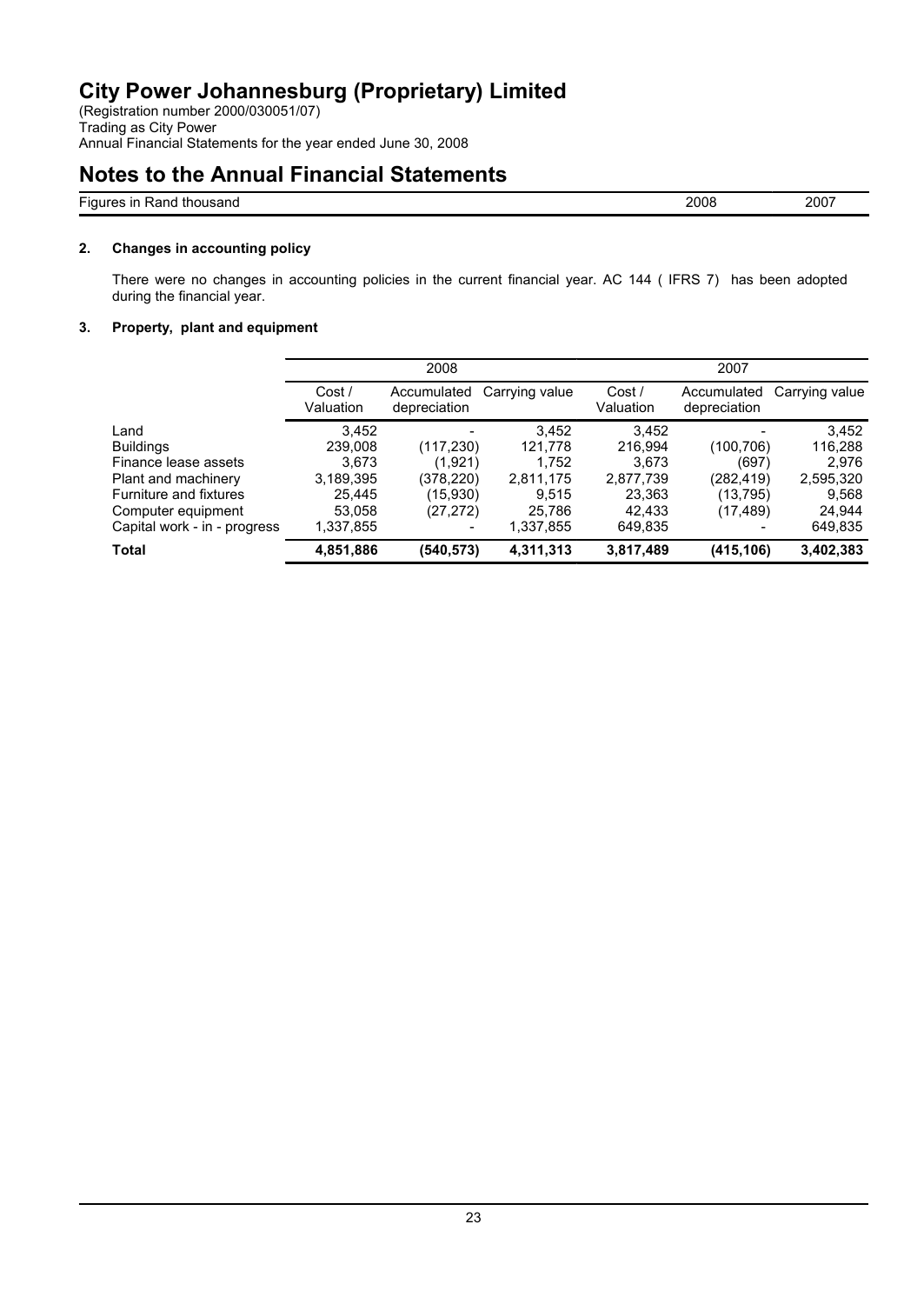# City Power Johannesburg (Proprietary) Limited

(Registration number 2000/030051/07)
Trading as City Power
Annual Financial Statements for the year ended June 30, 2008

# Notes to the Annual Financial Statements

Figures in Rand thousand | 2008 | 2007

### 2. Changes in accounting policy

There were no changes in accounting policies in the current financial year. AC 144 ( IFRS 7) has been adopted during the financial year.

### 3. Property, plant and equipment

| | 2008 | | | 2007 | | |
|---|---|---|---|---|---|---|
| | Cost / Valuation | Accumulated depreciation | Carrying value | Cost / Valuation | Accumulated depreciation | Carrying value |
| Land | 3,452 | - | 3,452 | 3,452 | - | 3,452 |
| Buildings | 239,008 | (117,230) | 121,778 | 216,994 | (100,706) | 116,288 |
| Finance lease assets | 3,673 | (1,921) | 1,752 | 3,673 | (697) | 2,976 |
| Plant and machinery | 3,189,395 | (378,220) | 2,811,175 | 2,877,739 | (282,419) | 2,595,320 |
| Furniture and fixtures | 25,445 | (15,930) | 9,515 | 23,363 | (13,795) | 9,568 |
| Computer equipment | 53,058 | (27,272) | 25,786 | 42,433 | (17,489) | 24,944 |
| Capital work - in - progress | 1,337,855 | - | 1,337,855 | 649,835 | - | 649,835 |
| **Total** | **4,851,886** | **(540,573)** | **4,311,313** | **3,817,489** | **(415,106)** | **3,402,383** |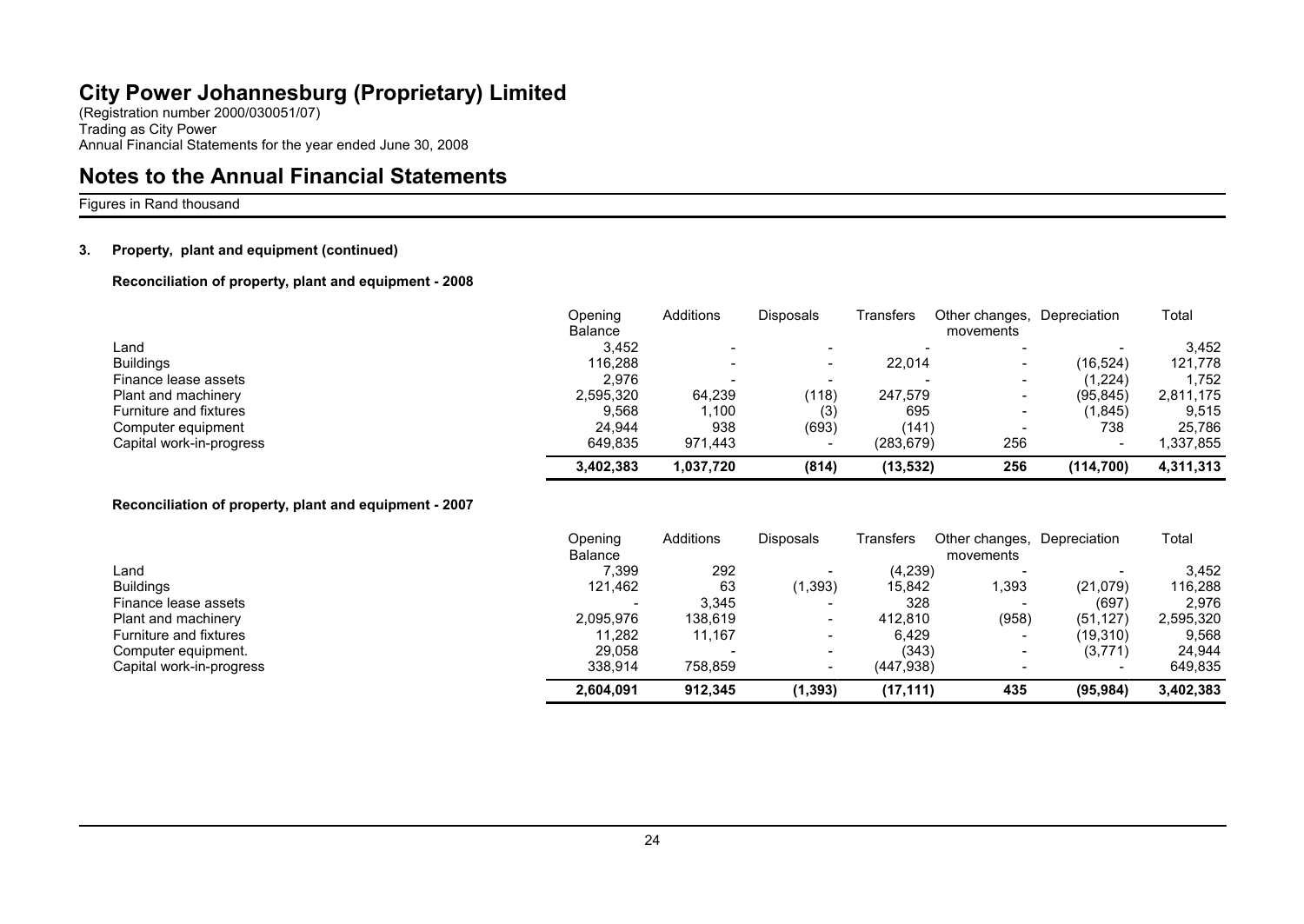# City Power Johannesburg (Proprietary) Limited

(Registration number 2000/030051/07)
Trading as City Power
Annual Financial Statements for the year ended June 30, 2008

## Notes to the Annual Financial Statements

Figures in Rand thousand

### 3. Property, plant and equipment (continued)

**Reconciliation of property, plant and equipment - 2008**

| | Opening Balance | Additions | Disposals | Transfers | Other changes, movements | Depreciation | Total |
|---|---|---|---|---|---|---|---|
| Land | 3,452 | - | - | - | - | - | 3,452 |
| Buildings | 116,288 | - | - | 22,014 | - | (16,524) | 121,778 |
| Finance lease assets | 2,976 | - | - | - | - | (1,224) | 1,752 |
| Plant and machinery | 2,595,320 | 64,239 | (118) | 247,579 | - | (95,845) | 2,811,175 |
| Furniture and fixtures | 9,568 | 1,100 | (3) | 695 | - | (1,845) | 9,515 |
| Computer equipment | 24,944 | 938 | (693) | (141) | - | 738 | 25,786 |
| Capital work-in-progress | 649,835 | 971,443 | - | (283,679) | 256 | - | 1,337,855 |
| | **3,402,383** | **1,037,720** | **(814)** | **(13,532)** | **256** | **(114,700)** | **4,311,313** |

**Reconciliation of property, plant and equipment - 2007**

| | Opening Balance | Additions | Disposals | Transfers | Other changes, movements | Depreciation | Total |
|---|---|---|---|---|---|---|---|
| Land | 7,399 | 292 | - | (4,239) | - | - | 3,452 |
| Buildings | 121,462 | 63 | (1,393) | 15,842 | 1,393 | (21,079) | 116,288 |
| Finance lease assets | - | 3,345 | - | 328 | - | (697) | 2,976 |
| Plant and machinery | 2,095,976 | 138,619 | - | 412,810 | (958) | (51,127) | 2,595,320 |
| Furniture and fixtures | 11,282 | 11,167 | - | 6,429 | - | (19,310) | 9,568 |
| Computer equipment. | 29,058 | - | - | (343) | - | (3,771) | 24,944 |
| Capital work-in-progress | 338,914 | 758,859 | - | (447,938) | - | - | 649,835 |
| | **2,604,091** | **912,345** | **(1,393)** | **(17,111)** | **435** | **(95,984)** | **3,402,383** |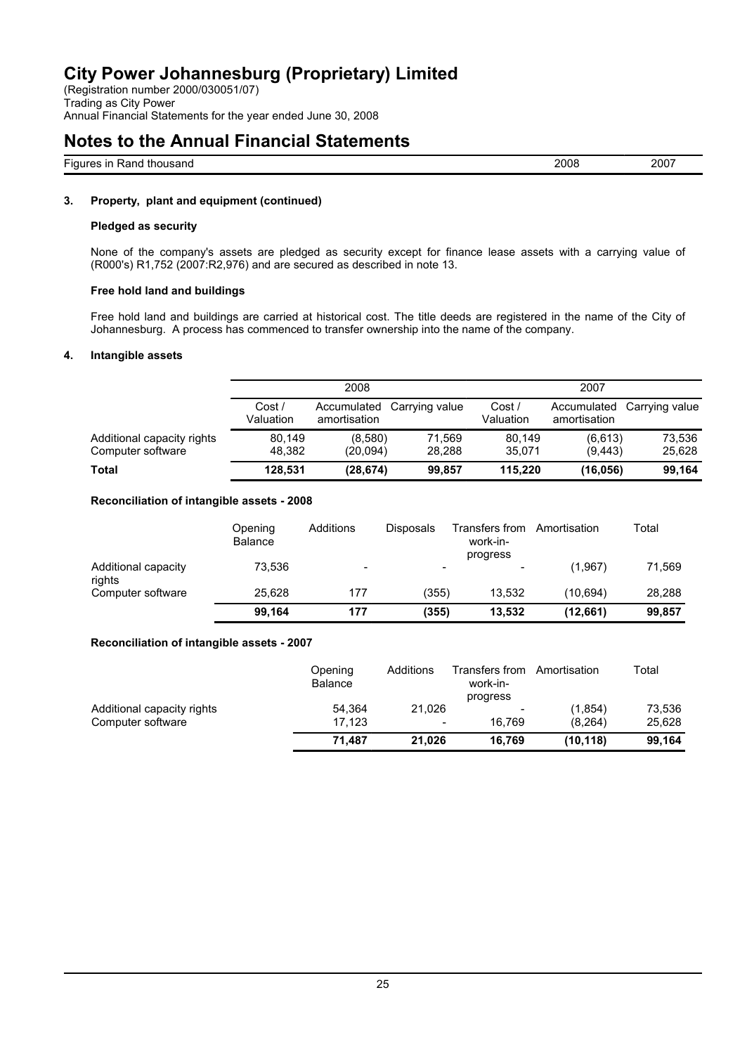# City Power Johannesburg (Proprietary) Limited

(Registration number 2000/030051/07)
Trading as City Power
Annual Financial Statements for the year ended June 30, 2008

## Notes to the Annual Financial Statements

| Figures in Rand thousand | 2008 | 2007 |
|---|---|---|

### 3. Property, plant and equipment (continued)

**Pledged as security**

None of the company's assets are pledged as security except for finance lease assets with a carrying value of (R000's) R1,752 (2007:R2,976) and are secured as described in note 13.

**Free hold land and buildings**

Free hold land and buildings are carried at historical cost. The title deeds are registered in the name of the City of Johannesburg. A process has commenced to transfer ownership into the name of the company.

### 4. Intangible assets

| | 2008 | | | 2007 | | |
|---|---|---|---|---|---|---|
| | Cost / Valuation | Accumulated amortisation | Carrying value | Cost / Valuation | Accumulated amortisation | Carrying value |
| Additional capacity rights | 80,149 | (8,580) | 71,569 | 80,149 | (6,613) | 73,536 |
| Computer software | 48,382 | (20,094) | 28,288 | 35,071 | (9,443) | 25,628 |
| **Total** | **128,531** | **(28,674)** | **99,857** | **115,220** | **(16,056)** | **99,164** |

**Reconciliation of intangible assets - 2008**

| | Opening Balance | Additions | Disposals | Transfers from work-in-progress | Amortisation | Total |
|---|---|---|---|---|---|---|
| Additional capacity rights | 73,536 | - | - | - | (1,967) | 71,569 |
| Computer software | 25,628 | 177 | (355) | 13,532 | (10,694) | 28,288 |
| | **99,164** | **177** | **(355)** | **13,532** | **(12,661)** | **99,857** |

**Reconciliation of intangible assets - 2007**

| | Opening Balance | Additions | Transfers from work-in-progress | Amortisation | Total |
|---|---|---|---|---|---|
| Additional capacity rights | 54,364 | 21,026 | - | (1,854) | 73,536 |
| Computer software | 17,123 | - | 16,769 | (8,264) | 25,628 |
| | **71,487** | **21,026** | **16,769** | **(10,118)** | **99,164** |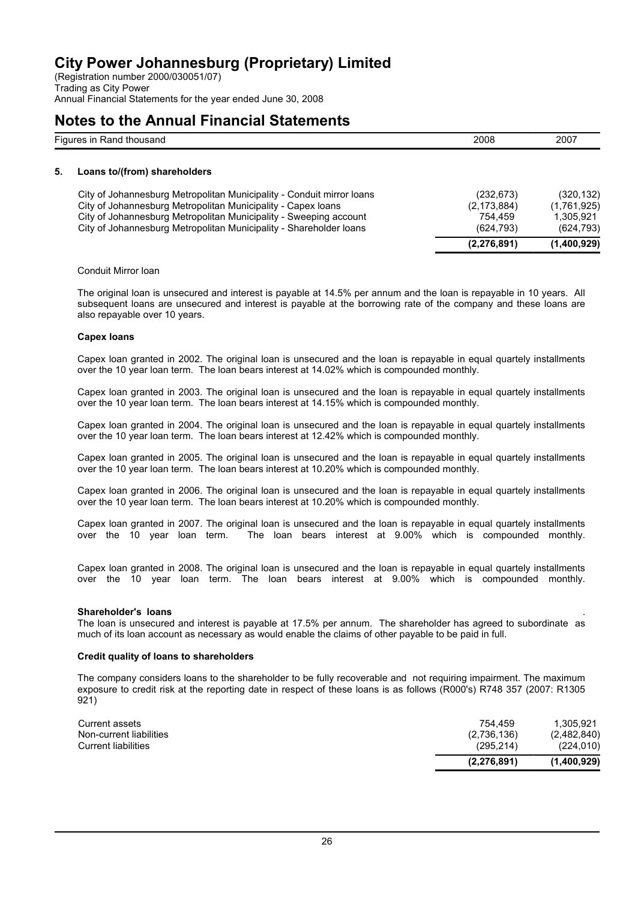# City Power Johannesburg (Proprietary) Limited

(Registration number 2000/030051/07)
Trading as City Power
Annual Financial Statements for the year ended June 30, 2008

## Notes to the Annual Financial Statements

| Figures in Rand thousand | 2008 | 2007 |
|---|---|---|

### 5. Loans to/(from) shareholders

| | 2008 | 2007 |
|---|---|---|
| City of Johannesburg Metropolitan Municipality - Conduit mirror loans | (232,673) | (320,132) |
| City of Johannesburg Metropolitan Municipality - Capex loans | (2,173,884) | (1,761,925) |
| City of Johannesburg Metropolitan Municipality - Sweeping account | 754,459 | 1,305,921 |
| City of Johannesburg Metropolitan Municipality - Shareholder loans | (624,793) | (624,793) |
| | **(2,276,891)** | **(1,400,929)** |

Conduit Mirror loan

The original loan is unsecured and interest is payable at 14.5% per annum and the loan is repayable in 10 years. All subsequent loans are unsecured and interest is payable at the borrowing rate of the company and these loans are also repayable over 10 years.

**Capex loans**

Capex loan granted in 2002. The original loan is unsecured and the loan is repayable in equal quartely installments over the 10 year loan term. The loan bears interest at 14.02% which is compounded monthly.

Capex loan granted in 2003. The original loan is unsecured and the loan is repayable in equal quartely installments over the 10 year loan term. The loan bears interest at 14.15% which is compounded monthly.

Capex loan granted in 2004. The original loan is unsecured and the loan is repayable in equal quartely installments over the 10 year loan term. The loan bears interest at 12.42% which is compounded monthly.

Capex loan granted in 2005. The original loan is unsecured and the loan is repayable in equal quartely installments over the 10 year loan term. The loan bears interest at 10.20% which is compounded monthly.

Capex loan granted in 2006. The original loan is unsecured and the loan is repayable in equal quartely installments over the 10 year loan term. The loan bears interest at 10.20% which is compounded monthly.

Capex loan granted in 2007. The original loan is unsecured and the loan is repayable in equal quartely installments over the 10 year loan term. The loan bears interest at 9.00% which is compounded monthly.

Capex loan granted in 2008. The original loan is unsecured and the loan is repayable in equal quartely installments over the 10 year loan term. The loan bears interest at 9.00% which is compounded monthly.

**Shareholder's loans** .

The loan is unsecured and interest is payable at 17.5% per annum. The shareholder has agreed to subordinate as much of its loan account as necessary as would enable the claims of other payable to be paid in full.

**Credit quality of loans to shareholders**

The company considers loans to the shareholder to be fully recoverable and not requiring impairment. The maximum exposure to credit risk at the reporting date in respect of these loans is as follows (R000's) R748 357 (2007: R1305 921)

| | 2008 | 2007 |
|---|---|---|
| Current assets | 754,459 | 1,305,921 |
| Non-current liabilities | (2,736,136) | (2,482,840) |
| Current liabilities | (295,214) | (224,010) |
| | **(2,276,891)** | **(1,400,929)** |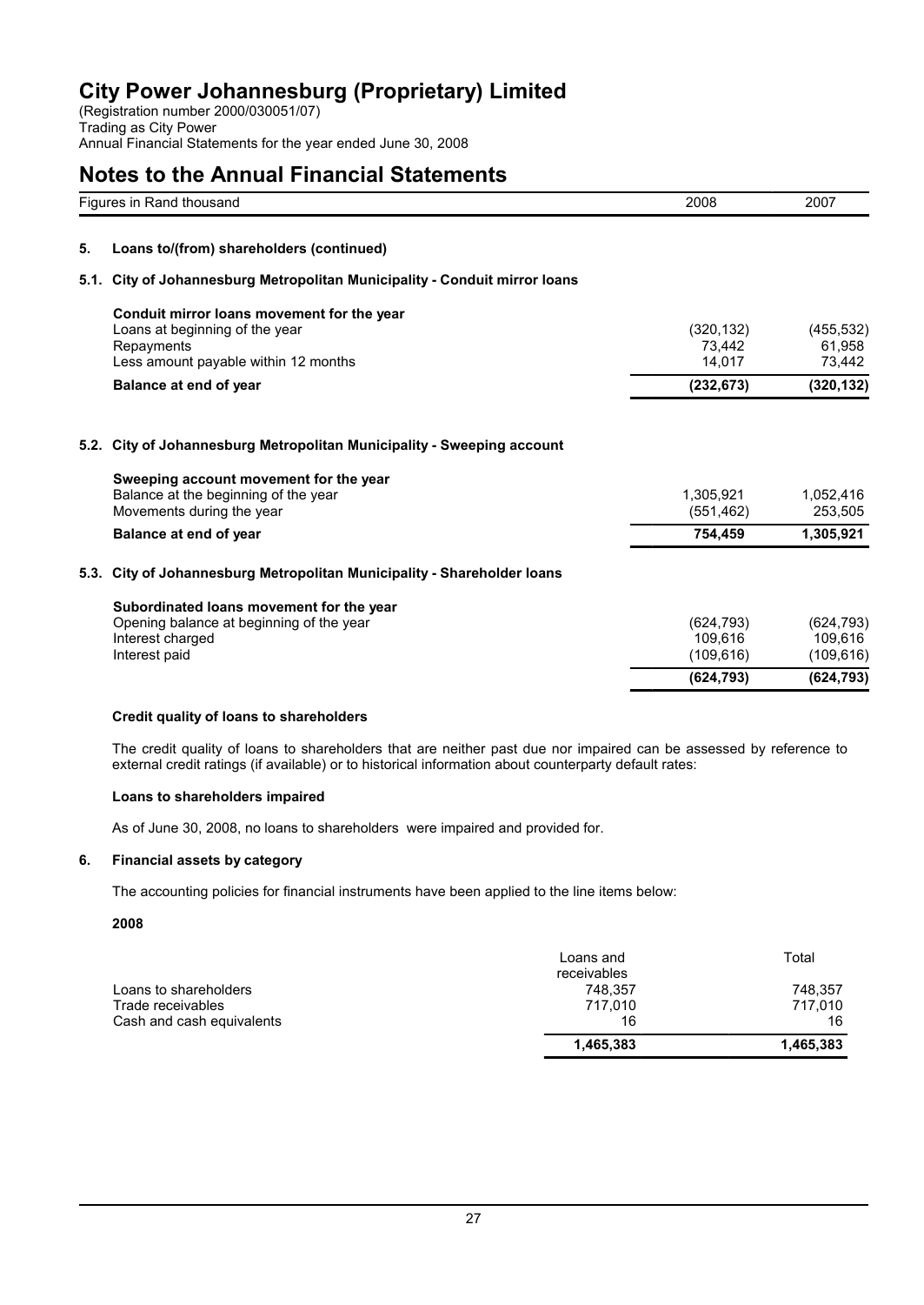# City Power Johannesburg (Proprietary) Limited

(Registration number 2000/030051/07)
Trading as City Power
Annual Financial Statements for the year ended June 30, 2008

## Notes to the Annual Financial Statements

| Figures in Rand thousand | 2008 | 2007 |
|---|---|---|

### 5. Loans to/(from) shareholders (continued)

#### 5.1. City of Johannesburg Metropolitan Municipality - Conduit mirror loans

| | 2008 | 2007 |
|---|---|---|
| **Conduit mirror loans movement for the year** | | |
| Loans at beginning of the year | (320,132) | (455,532) |
| Repayments | 73,442 | 61,958 |
| Less amount payable within 12 months | 14,017 | 73,442 |
| **Balance at end of year** | **(232,673)** | **(320,132)** |

#### 5.2. City of Johannesburg Metropolitan Municipality - Sweeping account

| | 2008 | 2007 |
|---|---|---|
| **Sweeping account movement for the year** | | |
| Balance at the beginning of the year | 1,305,921 | 1,052,416 |
| Movements during the year | (551,462) | 253,505 |
| **Balance at end of year** | **754,459** | **1,305,921** |

#### 5.3. City of Johannesburg Metropolitan Municipality - Shareholder loans

| | 2008 | 2007 |
|---|---|---|
| **Subordinated loans movement for the year** | | |
| Opening balance at beginning of the year | (624,793) | (624,793) |
| Interest charged | 109,616 | 109,616 |
| Interest paid | (109,616) | (109,616) |
| | **(624,793)** | **(624,793)** |

**Credit quality of loans to shareholders**

The credit quality of loans to shareholders that are neither past due nor impaired can be assessed by reference to external credit ratings (if available) or to historical information about counterparty default rates:

**Loans to shareholders impaired**

As of June 30, 2008, no loans to shareholders were impaired and provided for.

### 6. Financial assets by category

The accounting policies for financial instruments have been applied to the line items below:

**2008**

| | Loans and receivables | Total |
|---|---|---|
| Loans to shareholders | 748,357 | 748,357 |
| Trade receivables | 717,010 | 717,010 |
| Cash and cash equivalents | 16 | 16 |
| | **1,465,383** | **1,465,383** |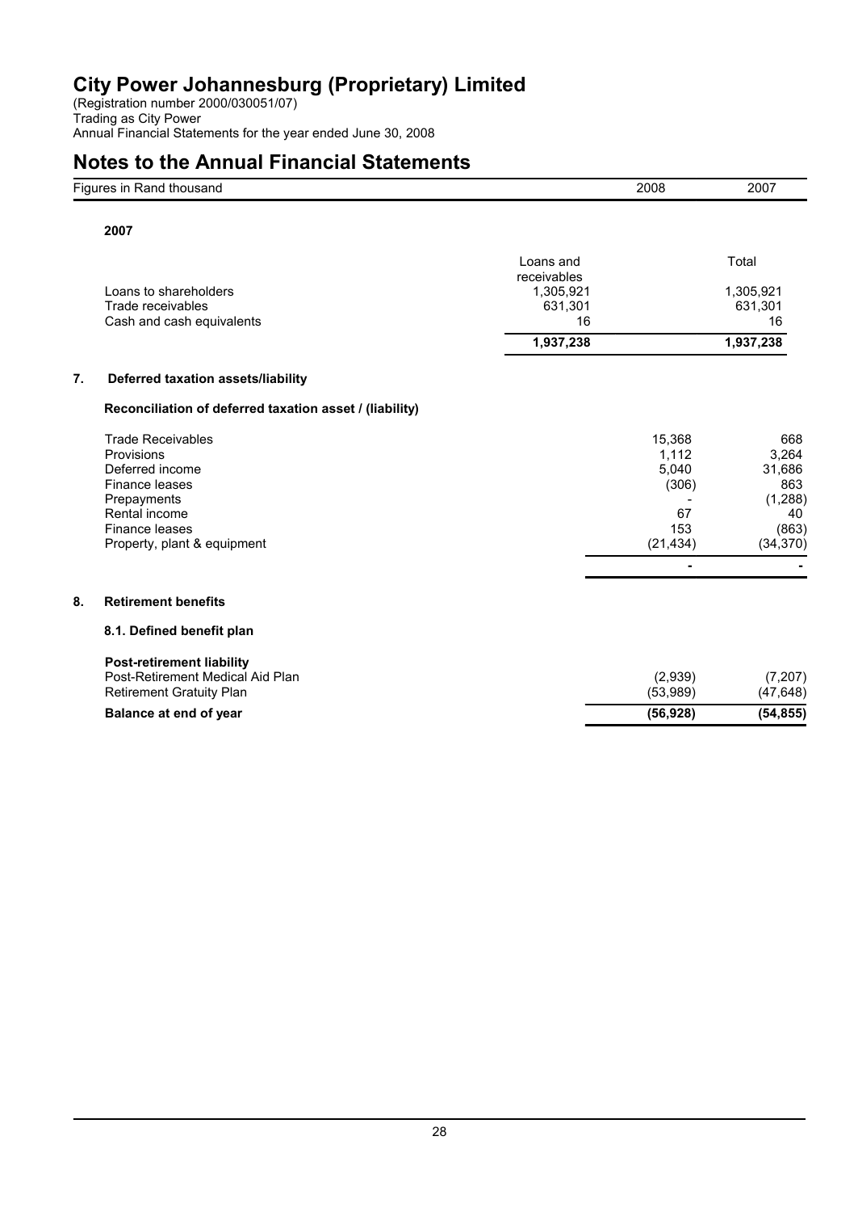# City Power Johannesburg (Proprietary) Limited

(Registration number 2000/030051/07)
Trading as City Power
Annual Financial Statements for the year ended June 30, 2008

## Notes to the Annual Financial Statements

Figures in Rand thousand

**2007**

| | Loans and receivables | Total |
|---|---|---|
| Loans to shareholders | 1,305,921 | 1,305,921 |
| Trade receivables | 631,301 | 631,301 |
| Cash and cash equivalents | 16 | 16 |
| | **1,937,238** | **1,937,238** |

### 7. Deferred taxation assets/liability

**Reconciliation of deferred taxation asset / (liability)**

| | 2008 | 2007 |
|---|---|---|
| Trade Receivables | 15,368 | 668 |
| Provisions | 1,112 | 3,264 |
| Deferred income | 5,040 | 31,686 |
| Finance leases | (306) | 863 |
| Prepayments | - | (1,288) |
| Rental income | 67 | 40 |
| Finance leases | 153 | (863) |
| Property, plant & equipment | (21,434) | (34,370) |
| | - | - |

### 8. Retirement benefits

#### 8.1. Defined benefit plan

| | 2008 | 2007 |
|---|---|---|
| **Post-retirement liability** | | |
| Post-Retirement Medical Aid Plan | (2,939) | (7,207) |
| Retirement Gratuity Plan | (53,989) | (47,648) |
| **Balance at end of year** | **(56,928)** | **(54,855)** |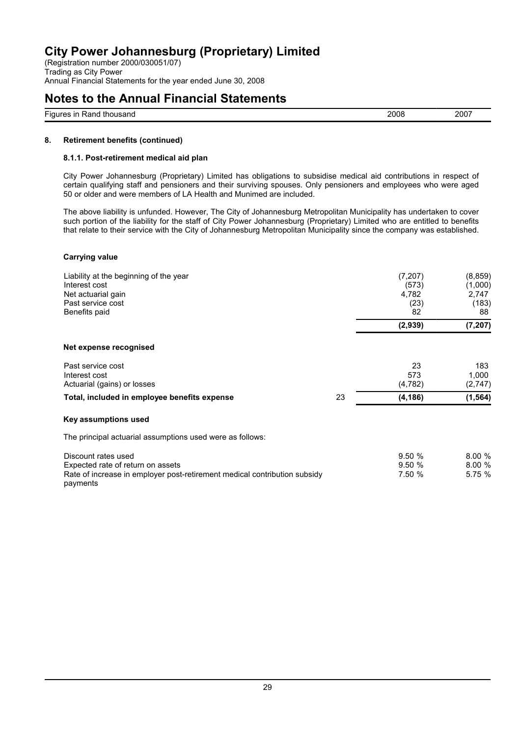# City Power Johannesburg (Proprietary) Limited

(Registration number 2000/030051/07)
Trading as City Power
Annual Financial Statements for the year ended June 30, 2008

## Notes to the Annual Financial Statements

| Figures in Rand thousand | | 2008 | 2007 |
|---|---|---|---|

### 8. Retirement benefits (continued)

#### 8.1.1. Post-retirement medical aid plan

City Power Johannesburg (Proprietary) Limited has obligations to subsidise medical aid contributions in respect of certain qualifying staff and pensioners and their surviving spouses. Only pensioners and employees who were aged 50 or older and were members of LA Health and Munimed are included.

The above liability is unfunded. However, The City of Johannesburg Metropolitan Municipality has undertaken to cover such portion of the liability for the staff of City Power Johannesburg (Proprietary) Limited who are entitled to benefits that relate to their service with the City of Johannesburg Metropolitan Municipality since the company was established.

**Carrying value**

| | | 2008 | 2007 |
|---|---|---|---|
| Liability at the beginning of the year | | (7,207) | (8,859) |
| Interest cost | | (573) | (1,000) |
| Net actuarial gain | | 4,782 | 2,747 |
| Past service cost | | (23) | (183) |
| Benefits paid | | 82 | 88 |
| | | **(2,939)** | **(7,207)** |

**Net expense recognised**

| | | 2008 | 2007 |
|---|---|---|---|
| Past service cost | | 23 | 183 |
| Interest cost | | 573 | 1,000 |
| Actuarial (gains) or losses | | (4,782) | (2,747) |
| **Total, included in employee benefits expense** | 23 | **(4,186)** | **(1,564)** |

**Key assumptions used**

The principal actuarial assumptions used were as follows:

| | 2008 | 2007 |
|---|---|---|
| Discount rates used | 9.50 % | 8.00 % |
| Expected rate of return on assets | 9.50 % | 8.00 % |
| Rate of increase in employer post-retirement medical contribution subsidy payments | 7.50 % | 5.75 % |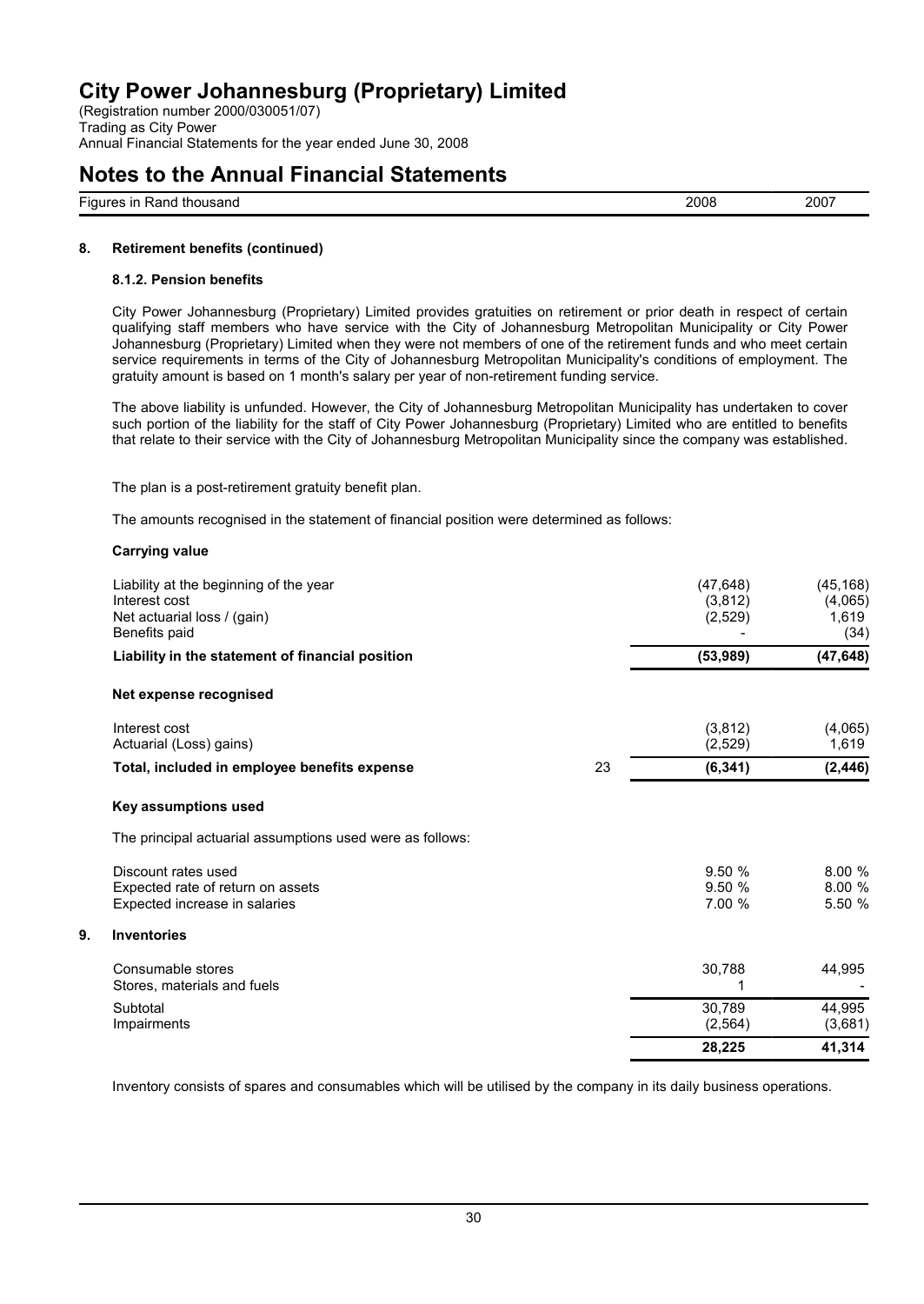# City Power Johannesburg (Proprietary) Limited

(Registration number 2000/030051/07)
Trading as City Power
Annual Financial Statements for the year ended June 30, 2008

## Notes to the Annual Financial Statements

| Figures in Rand thousand | | 2008 | 2007 |
|---|---|---|---|

### 8. Retirement benefits (continued)

#### 8.1.2. Pension benefits

City Power Johannesburg (Proprietary) Limited provides gratuities on retirement or prior death in respect of certain qualifying staff members who have service with the City of Johannesburg Metropolitan Municipality or City Power Johannesburg (Proprietary) Limited when they were not members of one of the retirement funds and who meet certain service requirements in terms of the City of Johannesburg Metropolitan Municipality's conditions of employment. The gratuity amount is based on 1 month's salary per year of non-retirement funding service.

The above liability is unfunded. However, the City of Johannesburg Metropolitan Municipality has undertaken to cover such portion of the liability for the staff of City Power Johannesburg (Proprietary) Limited who are entitled to benefits that relate to their service with the City of Johannesburg Metropolitan Municipality since the company was established.

The plan is a post-retirement gratuity benefit plan.

The amounts recognised in the statement of financial position were determined as follows:

**Carrying value**

| | | 2008 | 2007 |
|---|---|---|---|
| Liability at the beginning of the year | | (47,648) | (45,168) |
| Interest cost | | (3,812) | (4,065) |
| Net actuarial loss / (gain) | | (2,529) | 1,619 |
| Benefits paid | | - | (34) |
| **Liability in the statement of financial position** | | **(53,989)** | **(47,648)** |

**Net expense recognised**

| | | 2008 | 2007 |
|---|---|---|---|
| Interest cost | | (3,812) | (4,065) |
| Actuarial (Loss) gains) | | (2,529) | 1,619 |
| **Total, included in employee benefits expense** | 23 | **(6,341)** | **(2,446)** |

**Key assumptions used**

The principal actuarial assumptions used were as follows:

| | 2008 | 2007 |
|---|---|---|
| Discount rates used | 9.50 % | 8.00 % |
| Expected rate of return on assets | 9.50 % | 8.00 % |
| Expected increase in salaries | 7.00 % | 5.50 % |

### 9. Inventories

| | 2008 | 2007 |
|---|---|---|
| Consumable stores | 30,788 | 44,995 |
| Stores, materials and fuels | 1 | - |
| Subtotal | 30,789 | 44,995 |
| Impairments | (2,564) | (3,681) |
| | **28,225** | **41,314** |

Inventory consists of spares and consumables which will be utilised by the company in its daily business operations.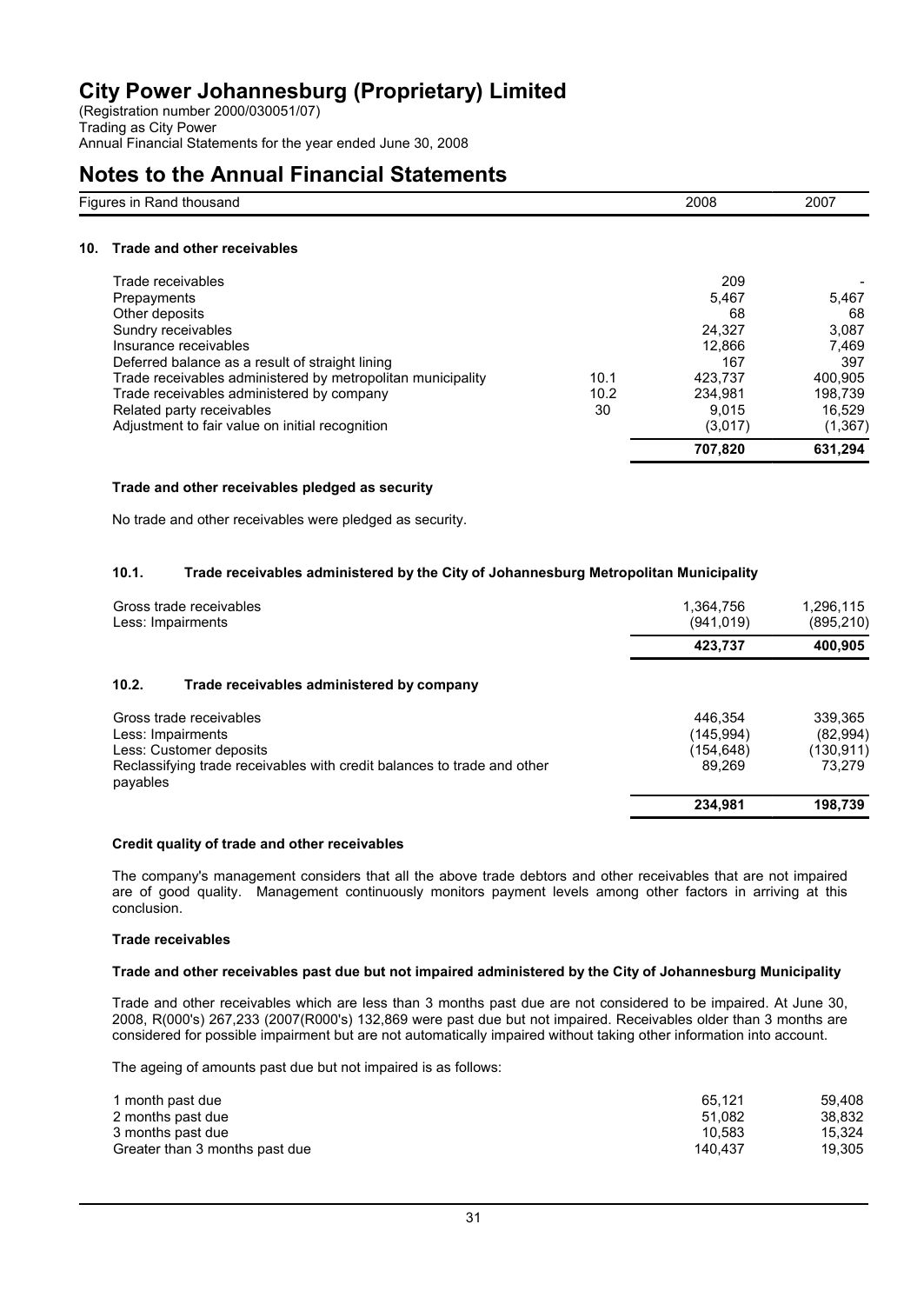# City Power Johannesburg (Proprietary) Limited

(Registration number 2000/030051/07)
Trading as City Power
Annual Financial Statements for the year ended June 30, 2008

# Notes to the Annual Financial Statements

## 10. Trade and other receivables

| Figures in Rand thousand | | 2008 | 2007 |
|---|---|---|---|
| Trade receivables | | 209 | - |
| Prepayments | | 5,467 | 5,467 |
| Other deposits | | 68 | 68 |
| Sundry receivables | | 24,327 | 3,087 |
| Insurance receivables | | 12,866 | 7,469 |
| Deferred balance as a result of straight lining | | 167 | 397 |
| Trade receivables administered by metropolitan municipality | 10.1 | 423,737 | 400,905 |
| Trade receivables administered by company | 10.2 | 234,981 | 198,739 |
| Related party receivables | 30 | 9,015 | 16,529 |
| Adjustment to fair value on initial recognition | | (3,017) | (1,367) |
| | | **707,820** | **631,294** |

**Trade and other receivables pledged as security**

No trade and other receivables were pledged as security.

### 10.1. Trade receivables administered by the City of Johannesburg Metropolitan Municipality

| | 2008 | 2007 |
|---|---|---|
| Gross trade receivables | 1,364,756 | 1,296,115 |
| Less: Impairments | (941,019) | (895,210) |
| | **423,737** | **400,905** |

### 10.2. Trade receivables administered by company

| | 2008 | 2007 |
|---|---|---|
| Gross trade receivables | 446,354 | 339,365 |
| Less: Impairments | (145,994) | (82,994) |
| Less: Customer deposits | (154,648) | (130,911) |
| Reclassifying trade receivables with credit balances to trade and other payables | 89,269 | 73,279 |
| | **234,981** | **198,739** |

**Credit quality of trade and other receivables**

The company's management considers that all the above trade debtors and other receivables that are not impaired are of good quality. Management continuously monitors payment levels among other factors in arriving at this conclusion.

**Trade receivables**

**Trade and other receivables past due but not impaired administered by the City of Johannesburg Municipality**

Trade and other receivables which are less than 3 months past due are not considered to be impaired. At June 30, 2008, R(000's) 267,233 (2007(R000's) 132,869 were past due but not impaired. Receivables older than 3 months are considered for possible impairment but are not automatically impaired without taking other information into account.

The ageing of amounts past due but not impaired is as follows:

| | 2008 | 2007 |
|---|---|---|
| 1 month past due | 65,121 | 59,408 |
| 2 months past due | 51,082 | 38,832 |
| 3 months past due | 10,583 | 15,324 |
| Greater than 3 months past due | 140,437 | 19,305 |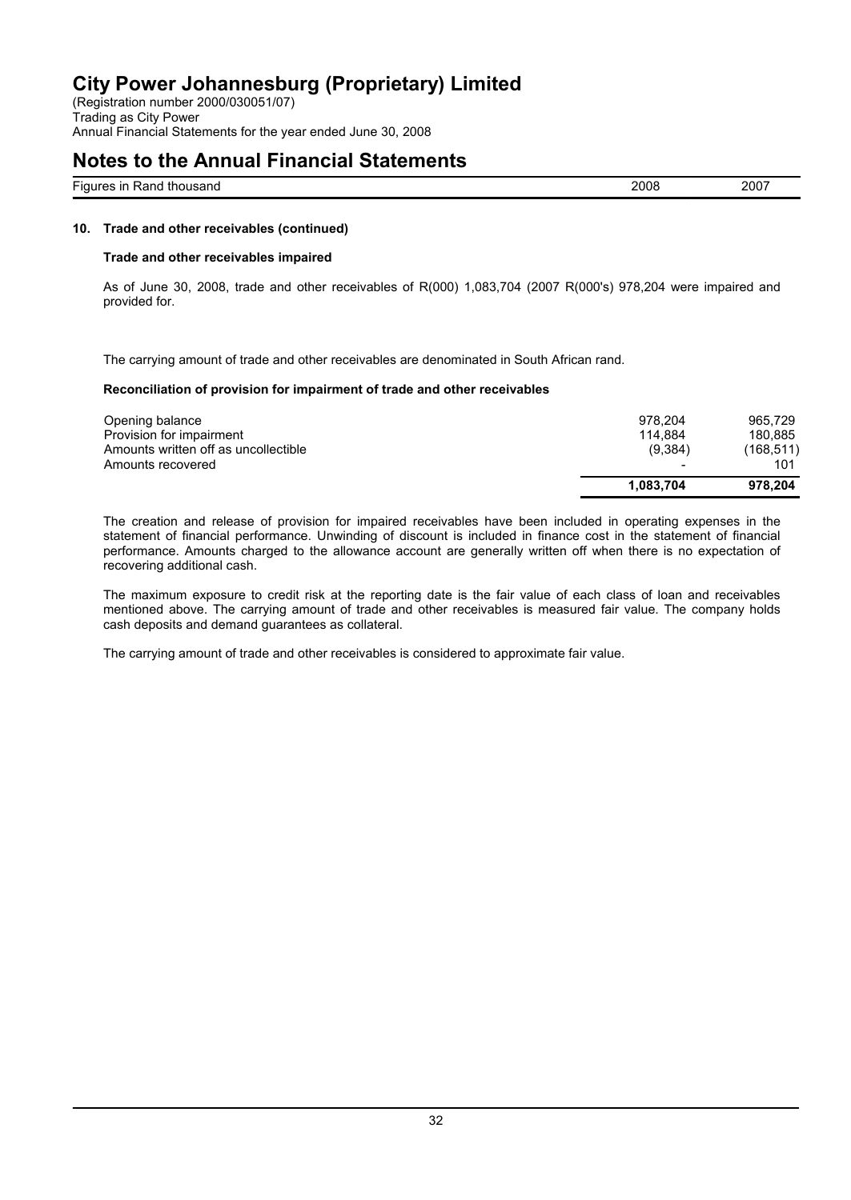# City Power Johannesburg (Proprietary) Limited

(Registration number 2000/030051/07)
Trading as City Power
Annual Financial Statements for the year ended June 30, 2008

# Notes to the Annual Financial Statements

| Figures in Rand thousand | 2008 | 2007 |
|---|---|---|

### 10. Trade and other receivables (continued)

**Trade and other receivables impaired**

As of June 30, 2008, trade and other receivables of R(000) 1,083,704 (2007 R(000's) 978,204 were impaired and provided for.

The carrying amount of trade and other receivables are denominated in South African rand.

**Reconciliation of provision for impairment of trade and other receivables**

| | 2008 | 2007 |
|---|---|---|
| Opening balance | 978,204 | 965,729 |
| Provision for impairment | 114,884 | 180,885 |
| Amounts written off as uncollectible | (9,384) | (168,511) |
| Amounts recovered | - | 101 |
| | **1,083,704** | **978,204** |

The creation and release of provision for impaired receivables have been included in operating expenses in the statement of financial performance. Unwinding of discount is included in finance cost in the statement of financial performance. Amounts charged to the allowance account are generally written off when there is no expectation of recovering additional cash.

The maximum exposure to credit risk at the reporting date is the fair value of each class of loan and receivables mentioned above. The carrying amount of trade and other receivables is measured fair value. The company holds cash deposits and demand guarantees as collateral.

The carrying amount of trade and other receivables is considered to approximate fair value.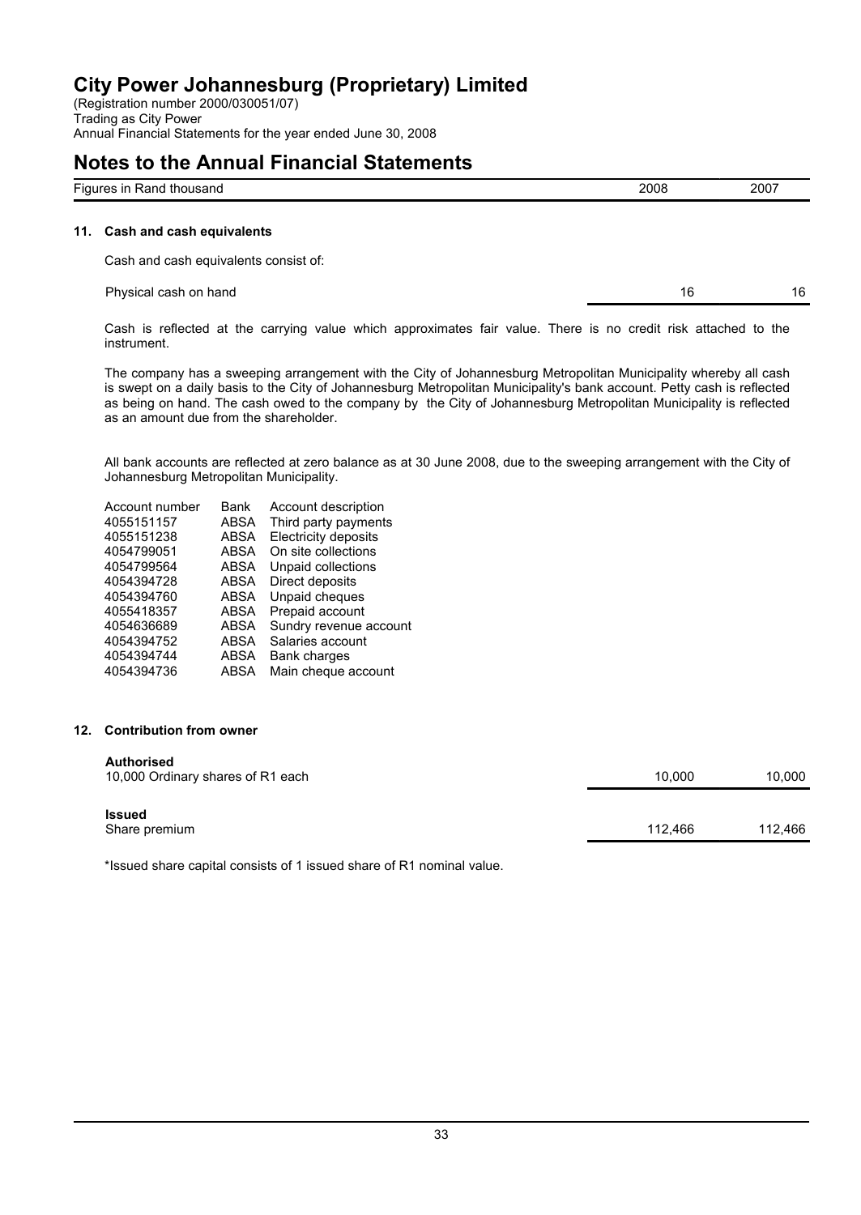# City Power Johannesburg (Proprietary) Limited

(Registration number 2000/030051/07)
Trading as City Power
Annual Financial Statements for the year ended June 30, 2008

## Notes to the Annual Financial Statements

| Figures in Rand thousand | 2008 | 2007 |
|---|---|---|

### 11. Cash and cash equivalents

Cash and cash equivalents consist of:

| | 2008 | 2007 |
|---|---|---|
| Physical cash on hand | 16 | 16 |

Cash is reflected at the carrying value which approximates fair value. There is no credit risk attached to the instrument.

The company has a sweeping arrangement with the City of Johannesburg Metropolitan Municipality whereby all cash is swept on a daily basis to the City of Johannesburg Metropolitan Municipality's bank account. Petty cash is reflected as being on hand. The cash owed to the company by the City of Johannesburg Metropolitan Municipality is reflected as an amount due from the shareholder.

All bank accounts are reflected at zero balance as at 30 June 2008, due to the sweeping arrangement with the City of Johannesburg Metropolitan Municipality.

| Account number | Bank | Account description |
|---|---|---|
| 4055151157 | ABSA | Third party payments |
| 4055151238 | ABSA | Electricity deposits |
| 4054799051 | ABSA | On site collections |
| 4054799564 | ABSA | Unpaid collections |
| 4054394728 | ABSA | Direct deposits |
| 4054394760 | ABSA | Unpaid cheques |
| 4055418357 | ABSA | Prepaid account |
| 4054636689 | ABSA | Sundry revenue account |
| 4054394752 | ABSA | Salaries account |
| 4054394744 | ABSA | Bank charges |
| 4054394736 | ABSA | Main cheque account |

### 12. Contribution from owner

| | 2008 | 2007 |
|---|---|---|
| **Authorised** | | |
| 10,000 Ordinary shares of R1 each | 10,000 | 10,000 |
| **Issued** | | |
| Share premium | 112,466 | 112,466 |

*Issued share capital consists of 1 issued share of R1 nominal value.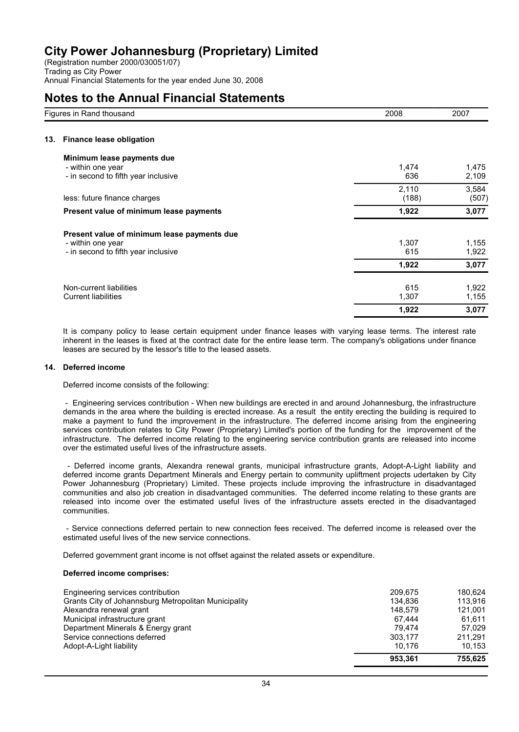# City Power Johannesburg (Proprietary) Limited

(Registration number 2000/030051/07)
Trading as City Power
Annual Financial Statements for the year ended June 30, 2008

## Notes to the Annual Financial Statements

| Figures in Rand thousand | 2008 | 2007 |
|---|---|---|

### 13. Finance lease obligation

| | 2008 | 2007 |
|---|---|---|
| **Minimum lease payments due** | | |
| - within one year | 1,474 | 1,475 |
| - in second to fifth year inclusive | 636 | 2,109 |
| | 2,110 | 3,584 |
| less: future finance charges | (188) | (507) |
| **Present value of minimum lease payments** | **1,922** | **3,077** |
| **Present value of minimum lease payments due** | | |
| - within one year | 1,307 | 1,155 |
| - in second to fifth year inclusive | 615 | 1,922 |
| | **1,922** | **3,077** |
| Non-current liabilities | 615 | 1,922 |
| Current liabilities | 1,307 | 1,155 |
| | **1,922** | **3,077** |

It is company policy to lease certain equipment under finance leases with varying lease terms. The interest rate inherent in the leases is fixed at the contract date for the entire lease term. The company's obligations under finance leases are secured by the lessor's title to the leased assets.

### 14. Deferred income

Deferred income consists of the following:

- Engineering services contribution - When new buildings are erected in and around Johannesburg, the infrastructure demands in the area where the building is erected increase. As a result the entity erecting the building is required to make a payment to fund the improvement in the infrastructure. The deferred income arising from the engineering services contribution relates to City Power (Proprietary) Limited's portion of the funding for the improvement of the infrastructure. The deferred income relating to the engineering service contribution grants are released into income over the estimated useful lives of the infrastructure assets.

- Deferred income grants, Alexandra renewal grants, municipal infrastructure grants, Adopt-A-Light liability and deferred income grants Department Minerals and Energy pertain to community upliftment projects udertaken by City Power Johannesburg (Proprietary) Limited. These projects include improving the infrastructure in disadvantaged communities and also job creation in disadvantaged communities. The deferred income relating to these grants are released into income over the estimated useful lives of the infrastructure assets erected in the disadvantaged communities.

- Service connections deferred pertain to new connection fees received. The deferred income is released over the estimated useful lives of the new service connections.

Deferred government grant income is not offset against the related assets or expenditure.

**Deferred income comprises:**

| | 2008 | 2007 |
|---|---|---|
| Engineering services contribution | 209,675 | 180,624 |
| Grants City of Johannsburg Metropolitan Municipality | 134,836 | 113,916 |
| Alexandra renewal grant | 148,579 | 121,001 |
| Municipal infrastructure grant | 67,444 | 61,611 |
| Department Minerals & Energy grant | 79,474 | 57,029 |
| Service connections deferred | 303,177 | 211,291 |
| Adopt-A-Light liability | 10,176 | 10,153 |
| | **953,361** | **755,625** |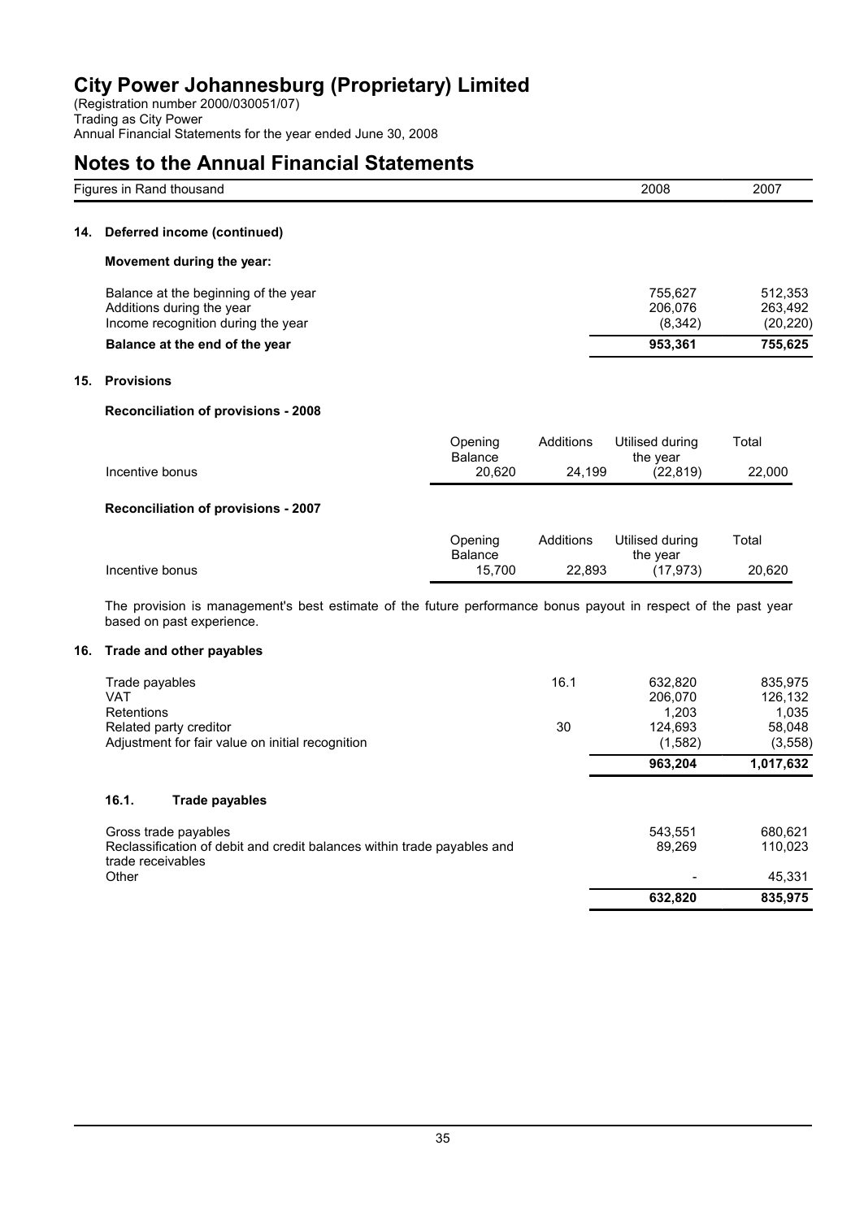# City Power Johannesburg (Proprietary) Limited

(Registration number 2000/030051/07)
Trading as City Power
Annual Financial Statements for the year ended June 30, 2008

## Notes to the Annual Financial Statements

| Figures in Rand thousand | 2008 | 2007 |
|---|---|---|

### 14. Deferred income (continued)

**Movement during the year:**

| | 2008 | 2007 |
|---|---|---|
| Balance at the beginning of the year | 755,627 | 512,353 |
| Additions during the year | 206,076 | 263,492 |
| Income recognition during the year | (8,342) | (20,220) |
| **Balance at the end of the year** | **953,361** | **755,625** |

### 15. Provisions

**Reconciliation of provisions - 2008**

| | Opening Balance | Additions | Utilised during the year | Total |
|---|---|---|---|---|
| Incentive bonus | 20,620 | 24,199 | (22,819) | 22,000 |

**Reconciliation of provisions - 2007**

| | Opening Balance | Additions | Utilised during the year | Total |
|---|---|---|---|---|
| Incentive bonus | 15,700 | 22,893 | (17,973) | 20,620 |

The provision is management's best estimate of the future performance bonus payout in respect of the past year based on past experience.

### 16. Trade and other payables

| | Note | 2008 | 2007 |
|---|---|---|---|
| Trade payables | 16.1 | 632,820 | 835,975 |
| VAT | | 206,070 | 126,132 |
| Retentions | | 1,203 | 1,035 |
| Related party creditor | 30 | 124,693 | 58,048 |
| Adjustment for fair value on initial recognition | | (1,582) | (3,558) |
| | | **963,204** | **1,017,632** |

#### 16.1. Trade payables

| | 2008 | 2007 |
|---|---|---|
| Gross trade payables | 543,551 | 680,621 |
| Reclassification of debit and credit balances within trade payables and trade receivables | 89,269 | 110,023 |
| Other | - | 45,331 |
| | **632,820** | **835,975** |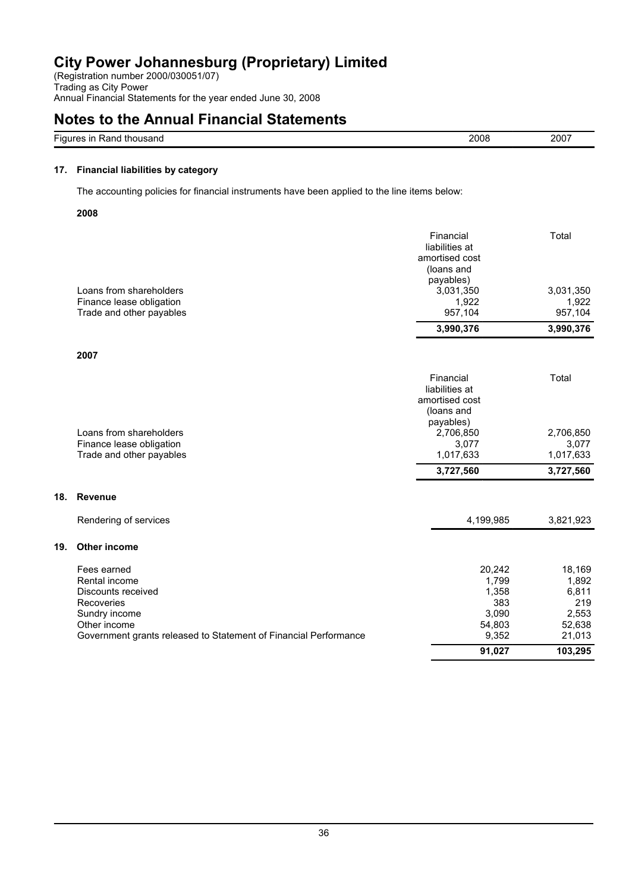# City Power Johannesburg (Proprietary) Limited

(Registration number 2000/030051/07)
Trading as City Power
Annual Financial Statements for the year ended June 30, 2008

## Notes to the Annual Financial Statements

| Figures in Rand thousand | 2008 | 2007 |
|---|---|---|

### 17. Financial liabilities by category

The accounting policies for financial instruments have been applied to the line items below:

**2008**

| | Financial liabilities at amortised cost (loans and payables) | Total |
|---|---|---|
| Loans from shareholders | 3,031,350 | 3,031,350 |
| Finance lease obligation | 1,922 | 1,922 |
| Trade and other payables | 957,104 | 957,104 |
| | **3,990,376** | **3,990,376** |

**2007**

| | Financial liabilities at amortised cost (loans and payables) | Total |
|---|---|---|
| Loans from shareholders | 2,706,850 | 2,706,850 |
| Finance lease obligation | 3,077 | 3,077 |
| Trade and other payables | 1,017,633 | 1,017,633 |
| | **3,727,560** | **3,727,560** |

### 18. Revenue

| | 2008 | 2007 |
|---|---|---|
| Rendering of services | 4,199,985 | 3,821,923 |

### 19. Other income

| | 2008 | 2007 |
|---|---|---|
| Fees earned | 20,242 | 18,169 |
| Rental income | 1,799 | 1,892 |
| Discounts received | 1,358 | 6,811 |
| Recoveries | 383 | 219 |
| Sundry income | 3,090 | 2,553 |
| Other income | 54,803 | 52,638 |
| Government grants released to Statement of Financial Performance | 9,352 | 21,013 |
| | **91,027** | **103,295** |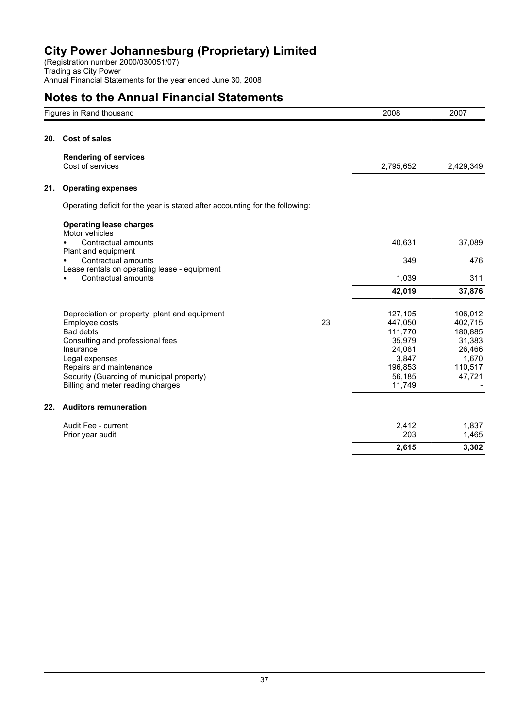# City Power Johannesburg (Proprietary) Limited

(Registration number 2000/030051/07)
Trading as City Power
Annual Financial Statements for the year ended June 30, 2008

# Notes to the Annual Financial Statements

| Figures in Rand thousand | | 2008 | 2007 |
|---|---|---|---|
| **20. Cost of sales** | | | |
| **Rendering of services** | | | |
| Cost of services | | 2,795,652 | 2,429,349 |
| **21. Operating expenses** | | | |
| Operating deficit for the year is stated after accounting for the following: | | | |
| **Operating lease charges** | | | |
| Motor vehicles | | | |
| • Contractual amounts | | 40,631 | 37,089 |
| Plant and equipment | | | |
| • Contractual amounts | | 349 | 476 |
| Lease rentals on operating lease - equipment | | | |
| • Contractual amounts | | 1,039 | 311 |
| | | **42,019** | **37,876** |
| Depreciation on property, plant and equipment | | 127,105 | 106,012 |
| Employee costs | 23 | 447,050 | 402,715 |
| Bad debts | | 111,770 | 180,885 |
| Consulting and professional fees | | 35,979 | 31,383 |
| Insurance | | 24,081 | 26,466 |
| Legal expenses | | 3,847 | 1,670 |
| Repairs and maintenance | | 196,853 | 110,517 |
| Security (Guarding of municipal property) | | 56,185 | 47,721 |
| Billing and meter reading charges | | 11,749 | - |
| **22. Auditors remuneration** | | | |
| Audit Fee - current | | 2,412 | 1,837 |
| Prior year audit | | 203 | 1,465 |
| | | **2,615** | **3,302** |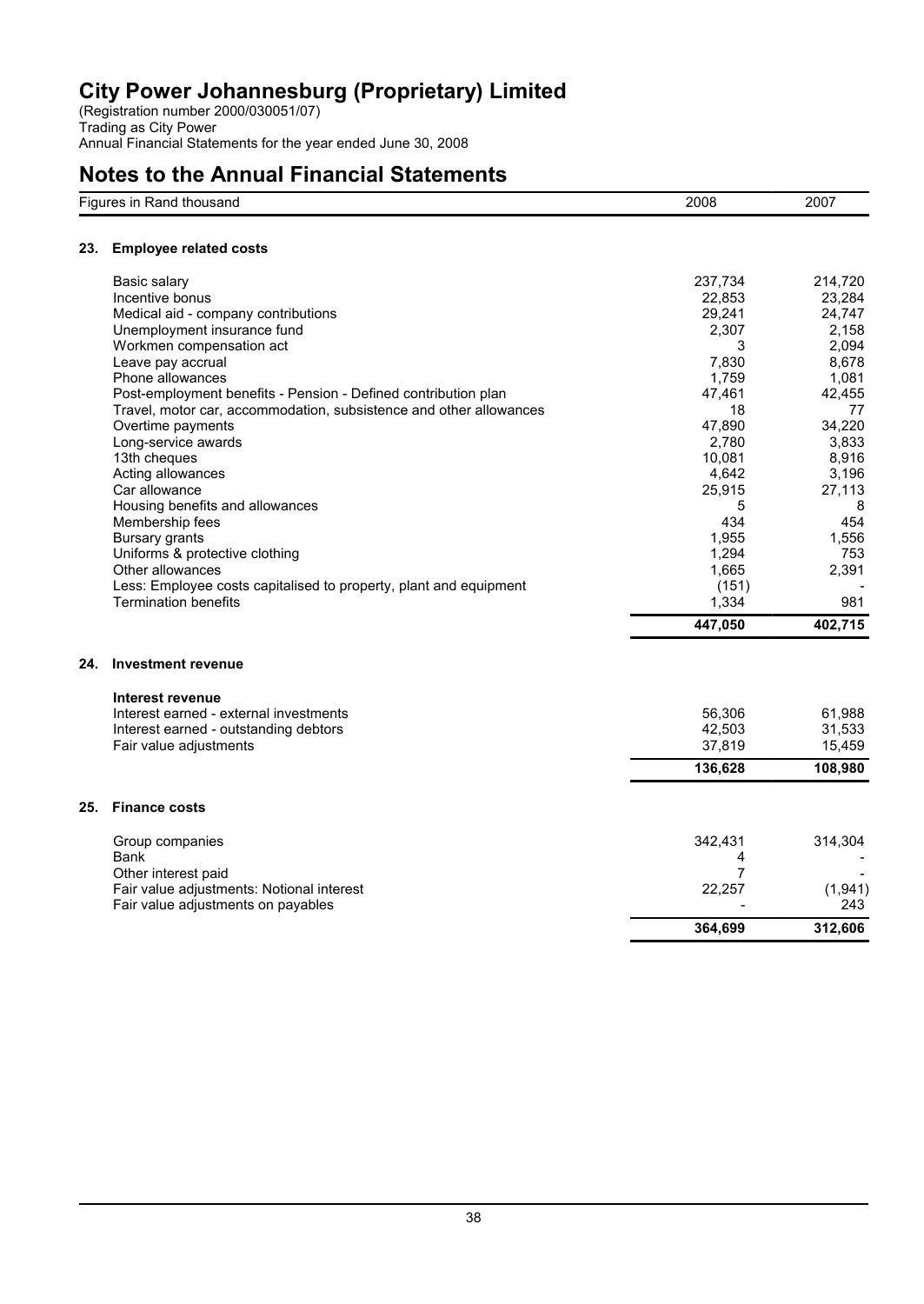# City Power Johannesburg (Proprietary) Limited

(Registration number 2000/030051/07)
Trading as City Power
Annual Financial Statements for the year ended June 30, 2008

## Notes to the Annual Financial Statements

| Figures in Rand thousand | 2008 | 2007 |
|---|---|---|
| **23. Employee related costs** | | |
| Basic salary | 237,734 | 214,720 |
| Incentive bonus | 22,853 | 23,284 |
| Medical aid - company contributions | 29,241 | 24,747 |
| Unemployment insurance fund | 2,307 | 2,158 |
| Workmen compensation act | 3 | 2,094 |
| Leave pay accrual | 7,830 | 8,678 |
| Phone allowances | 1,759 | 1,081 |
| Post-employment benefits - Pension - Defined contribution plan | 47,461 | 42,455 |
| Travel, motor car, accommodation, subsistence and other allowances | 18 | 77 |
| Overtime payments | 47,890 | 34,220 |
| Long-service awards | 2,780 | 3,833 |
| 13th cheques | 10,081 | 8,916 |
| Acting allowances | 4,642 | 3,196 |
| Car allowance | 25,915 | 27,113 |
| Housing benefits and allowances | 5 | 8 |
| Membership fees | 434 | 454 |
| Bursary grants | 1,955 | 1,556 |
| Uniforms & protective clothing | 1,294 | 753 |
| Other allowances | 1,665 | 2,391 |
| Less: Employee costs capitalised to property, plant and equipment | (151) | - |
| Termination benefits | 1,334 | 981 |
| | **447,050** | **402,715** |

| Figures in Rand thousand | 2008 | 2007 |
|---|---|---|
| **24. Investment revenue** | | |
| **Interest revenue** | | |
| Interest earned - external investments | 56,306 | 61,988 |
| Interest earned - outstanding debtors | 42,503 | 31,533 |
| Fair value adjustments | 37,819 | 15,459 |
| | **136,628** | **108,980** |

| Figures in Rand thousand | 2008 | 2007 |
|---|---|---|
| **25. Finance costs** | | |
| Group companies | 342,431 | 314,304 |
| Bank | 4 | - |
| Other interest paid | 7 | - |
| Fair value adjustments: Notional interest | 22,257 | (1,941) |
| Fair value adjustments on payables | - | 243 |
| | **364,699** | **312,606** |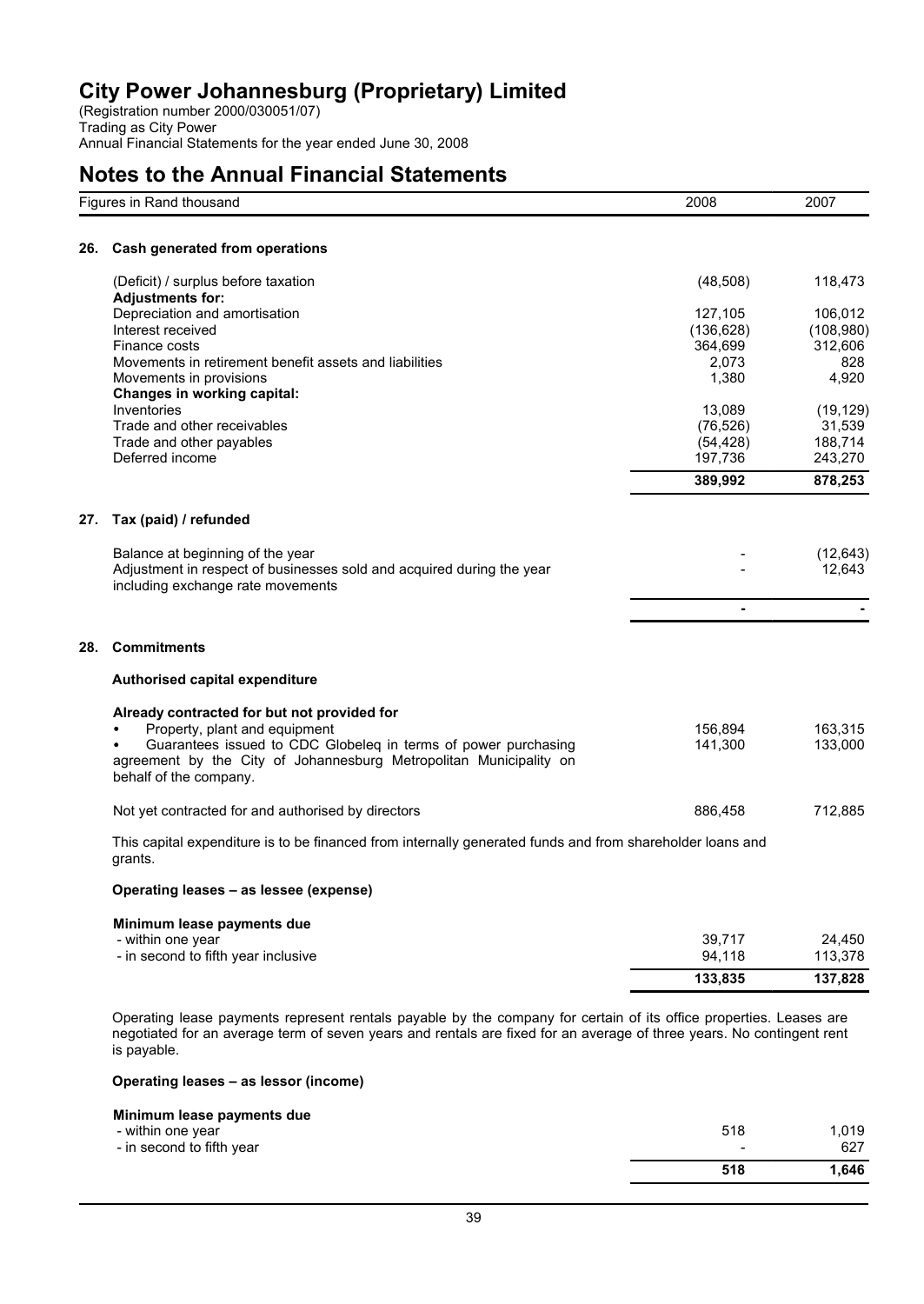# City Power Johannesburg (Proprietary) Limited

(Registration number 2000/030051/07)
Trading as City Power
Annual Financial Statements for the year ended June 30, 2008

# Notes to the Annual Financial Statements

| Figures in Rand thousand | 2008 | 2007 |
|---|---|---|

## 26. Cash generated from operations

| | 2008 | 2007 |
|---|---|---|
| (Deficit) / surplus before taxation | (48,508) | 118,473 |
| **Adjustments for:** | | |
| Depreciation and amortisation | 127,105 | 106,012 |
| Interest received | (136,628) | (108,980) |
| Finance costs | 364,699 | 312,606 |
| Movements in retirement benefit assets and liabilities | 2,073 | 828 |
| Movements in provisions | 1,380 | 4,920 |
| **Changes in working capital:** | | |
| Inventories | 13,089 | (19,129) |
| Trade and other receivables | (76,526) | 31,539 |
| Trade and other payables | (54,428) | 188,714 |
| Deferred income | 197,736 | 243,270 |
| | **389,992** | **878,253** |

## 27. Tax (paid) / refunded

| | 2008 | 2007 |
|---|---|---|
| Balance at beginning of the year | - | (12,643) |
| Adjustment in respect of businesses sold and acquired during the year including exchange rate movements | - | 12,643 |
| | **-** | **-** |

## 28. Commitments

### Authorised capital expenditure

| | 2008 | 2007 |
|---|---|---|
| **Already contracted for but not provided for** | | |
| • Property, plant and equipment | 156,894 | 163,315 |
| • Guarantees issued to CDC Globeleq in terms of power purchasing agreement by the City of Johannesburg Metropolitan Municipality on behalf of the company. | 141,300 | 133,000 |
| Not yet contracted for and authorised by directors | 886,458 | 712,885 |

This capital expenditure is to be financed from internally generated funds and from shareholder loans and grants.

### Operating leases – as lessee (expense)

| | 2008 | 2007 |
|---|---|---|
| **Minimum lease payments due** | | |
| - within one year | 39,717 | 24,450 |
| - in second to fifth year inclusive | 94,118 | 113,378 |
| | **133,835** | **137,828** |

Operating lease payments represent rentals payable by the company for certain of its office properties. Leases are negotiated for an average term of seven years and rentals are fixed for an average of three years. No contingent rent is payable.

### Operating leases – as lessor (income)

| | 2008 | 2007 |
|---|---|---|
| **Minimum lease payments due** | | |
| - within one year | 518 | 1,019 |
| - in second to fifth year | - | 627 |
| | **518** | **1,646** |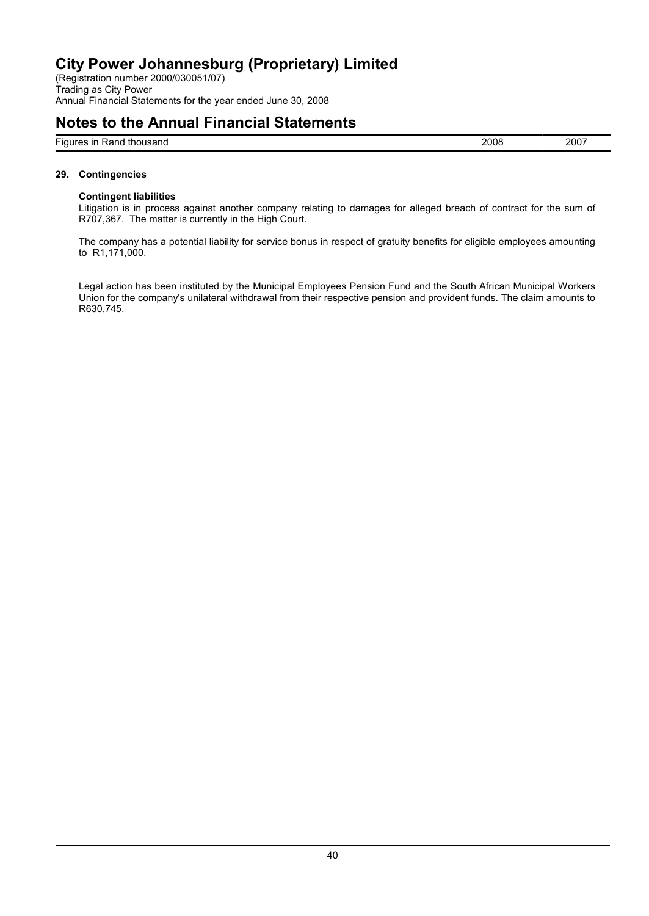## 29. Contingencies

**Contingent liabilities**

Litigation is in process against another company relating to damages for alleged breach of contract for the sum of R707,367. The matter is currently in the High Court.

The company has a potential liability for service bonus in respect of gratuity benefits for eligible employees amounting to R1,171,000.

Legal action has been instituted by the Municipal Employees Pension Fund and the South African Municipal Workers Union for the company's unilateral withdrawal from their respective pension and provident funds. The claim amounts to R630,745.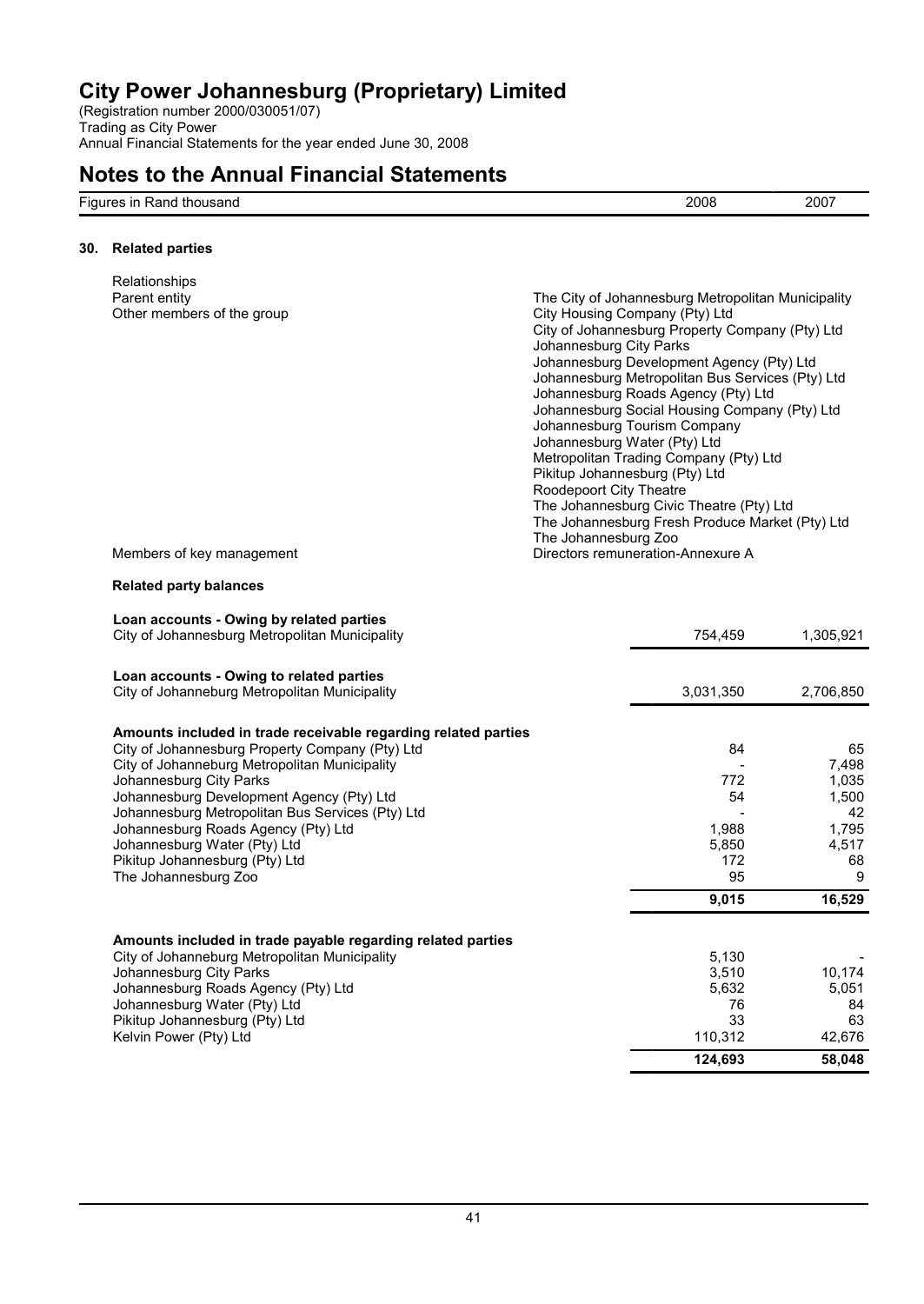# City Power Johannesburg (Proprietary) Limited

(Registration number 2000/030051/07)
Trading as City Power
Annual Financial Statements for the year ended June 30, 2008

## Notes to the Annual Financial Statements

| Figures in Rand thousand | 2008 | 2007 |
| --- | --- | --- |

### 30. Related parties

| Relationships | |
| --- | --- |
| Parent entity | The City of Johannesburg Metropolitan Municipality |
| Other members of the group | City Housing Company (Pty) Ltd |
| | City of Johannesburg Property Company (Pty) Ltd |
| | Johannesburg City Parks |
| | Johannesburg Development Agency (Pty) Ltd |
| | Johannesburg Metropolitan Bus Services (Pty) Ltd |
| | Johannesburg Roads Agency (Pty) Ltd |
| | Johannesburg Social Housing Company (Pty) Ltd |
| | Johannesburg Tourism Company |
| | Johannesburg Water (Pty) Ltd |
| | Metropolitan Trading Company (Pty) Ltd |
| | Pikitup Johannesburg (Pty) Ltd |
| | Roodepoort City Theatre |
| | The Johannesburg Civic Theatre (Pty) Ltd |
| | The Johannesburg Fresh Produce Market (Pty) Ltd |
| | The Johannesburg Zoo |
| Members of key management | Directors remuneration-Annexure A |

**Related party balances**

| | 2008 | 2007 |
| --- | --- | --- |
| **Loan accounts - Owing by related parties** | | |
| City of Johannesburg Metropolitan Municipality | 754,459 | 1,305,921 |
| **Loan accounts - Owing to related parties** | | |
| City of Johanneburg Metropolitan Municipality | 3,031,350 | 2,706,850 |
| **Amounts included in trade receivable regarding related parties** | | |
| City of Johannesburg Property Company (Pty) Ltd | 84 | 65 |
| City of Johanneburg Metropolitan Municipality | - | 7,498 |
| Johannesburg City Parks | 772 | 1,035 |
| Johannesburg Development Agency (Pty) Ltd | 54 | 1,500 |
| Johannesburg Metropolitan Bus Services (Pty) Ltd | - | 42 |
| Johannesburg Roads Agency (Pty) Ltd | 1,988 | 1,795 |
| Johannesburg Water (Pty) Ltd | 5,850 | 4,517 |
| Pikitup Johannesburg (Pty) Ltd | 172 | 68 |
| The Johannesburg Zoo | 95 | 9 |
| | **9,015** | **16,529** |
| **Amounts included in trade payable regarding related parties** | | |
| City of Johanneburg Metropolitan Municipality | 5,130 | - |
| Johannesburg City Parks | 3,510 | 10,174 |
| Johannesburg Roads Agency (Pty) Ltd | 5,632 | 5,051 |
| Johannesburg Water (Pty) Ltd | 76 | 84 |
| Pikitup Johannesburg (Pty) Ltd | 33 | 63 |
| Kelvin Power (Pty) Ltd | 110,312 | 42,676 |
| | **124,693** | **58,048** |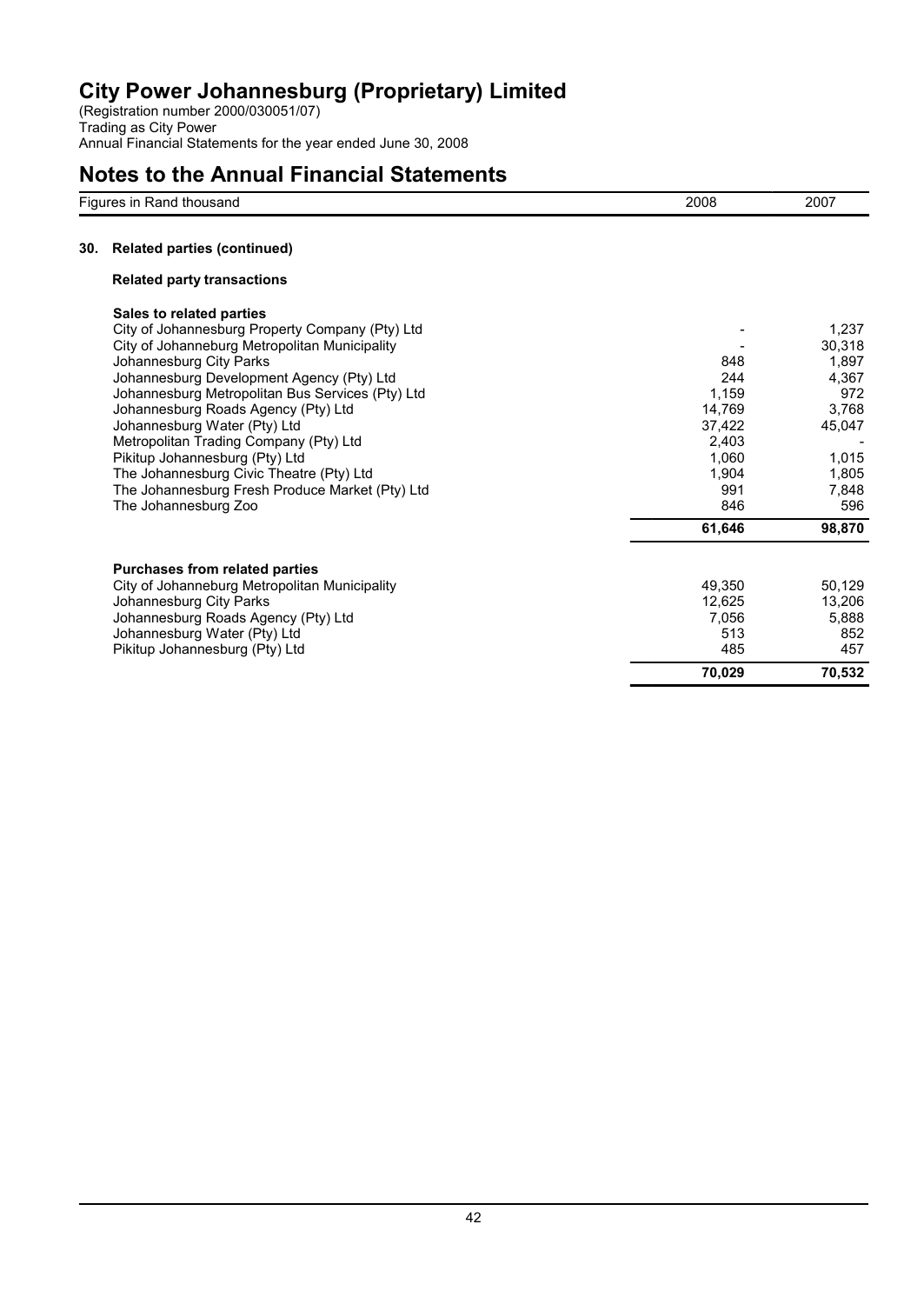# City Power Johannesburg (Proprietary) Limited

(Registration number 2000/030051/07)
Trading as City Power
Annual Financial Statements for the year ended June 30, 2008

# Notes to the Annual Financial Statements

| Figures in Rand thousand | 2008 | 2007 |
|---|---|---|

## 30. Related parties (continued)

### Related party transactions

| | 2008 | 2007 |
|---|---|---|
| **Sales to related parties** | | |
| City of Johannesburg Property Company (Pty) Ltd | - | 1,237 |
| City of Johanneburg Metropolitan Municipality | - | 30,318 |
| Johannesburg City Parks | 848 | 1,897 |
| Johannesburg Development Agency (Pty) Ltd | 244 | 4,367 |
| Johannesburg Metropolitan Bus Services (Pty) Ltd | 1,159 | 972 |
| Johannesburg Roads Agency (Pty) Ltd | 14,769 | 3,768 |
| Johannesburg Water (Pty) Ltd | 37,422 | 45,047 |
| Metropolitan Trading Company (Pty) Ltd | 2,403 | - |
| Pikitup Johannesburg (Pty) Ltd | 1,060 | 1,015 |
| The Johannesburg Civic Theatre (Pty) Ltd | 1,904 | 1,805 |
| The Johannesburg Fresh Produce Market (Pty) Ltd | 991 | 7,848 |
| The Johannesburg Zoo | 846 | 596 |
| | **61,646** | **98,870** |

| | 2008 | 2007 |
|---|---|---|
| **Purchases from related parties** | | |
| City of Johanneburg Metropolitan Municipality | 49,350 | 50,129 |
| Johannesburg City Parks | 12,625 | 13,206 |
| Johannesburg Roads Agency (Pty) Ltd | 7,056 | 5,888 |
| Johannesburg Water (Pty) Ltd | 513 | 852 |
| Pikitup Johannesburg (Pty) Ltd | 485 | 457 |
| | **70,029** | **70,532** |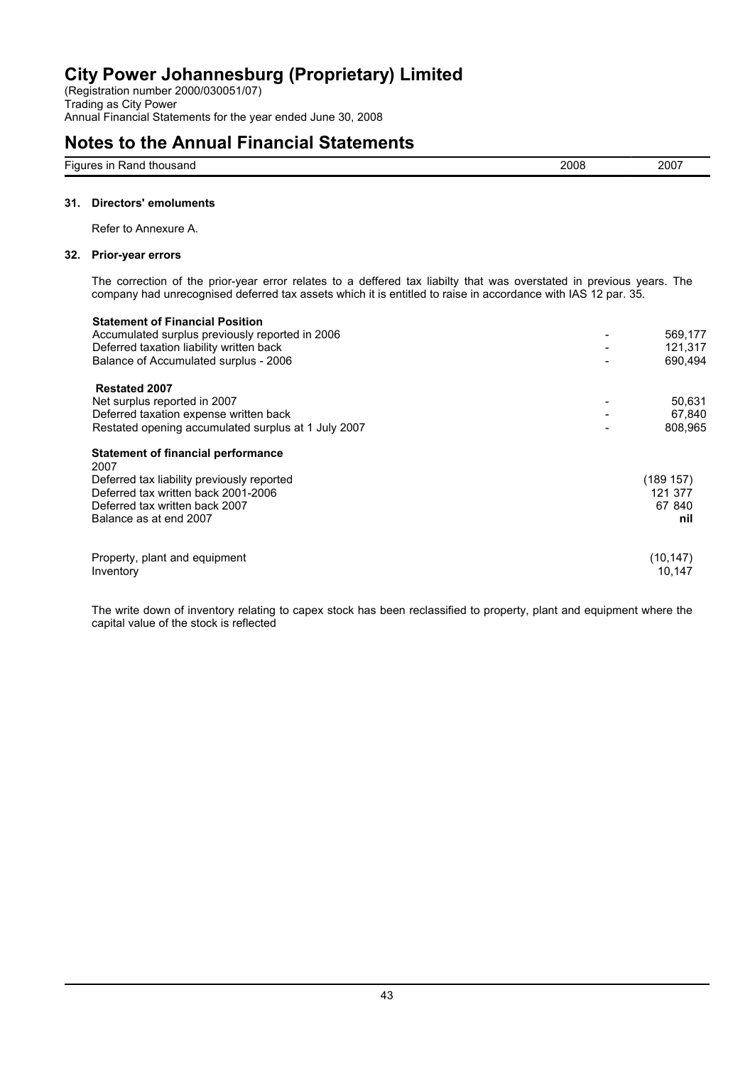# City Power Johannesburg (Proprietary) Limited

(Registration number 2000/030051/07)
Trading as City Power
Annual Financial Statements for the year ended June 30, 2008

# Notes to the Annual Financial Statements

| Figures in Rand thousand | 2008 | 2007 |
| --- | --- | --- |

## 31. Directors' emoluments

Refer to Annexure A.

## 32. Prior-year errors

The correction of the prior-year error relates to a deffered tax liabilty that was overstated in previous years. The company had unrecognised deferred tax assets which it is entitled to raise in accordance with IAS 12 par. 35.

| | 2008 | 2007 |
| --- | --- | --- |
| **Statement of Financial Position** | | |
| Accumulated surplus previously reported in 2006 | - | 569,177 |
| Deferred taxation liability written back | - | 121,317 |
| Balance of Accumulated surplus - 2006 | - | 690,494 |
| **Restated 2007** | | |
| Net surplus reported in 2007 | - | 50,631 |
| Deferred taxation expense written back | - | 67,840 |
| Restated opening accumulated surplus at 1 July 2007 | - | 808,965 |
| **Statement of financial performance** | | |
| 2007 | | |
| Deferred tax liability previously reported | | (189 157) |
| Deferred tax written back 2001-2006 | | 121 377 |
| Deferred tax written back 2007 | | 67 840 |
| Balance as at end 2007 | | **nil** |
| Property, plant and equipment | | (10,147) |
| Inventory | | 10,147 |

The write down of inventory relating to capex stock has been reclassified to property, plant and equipment where the capital value of the stock is reflected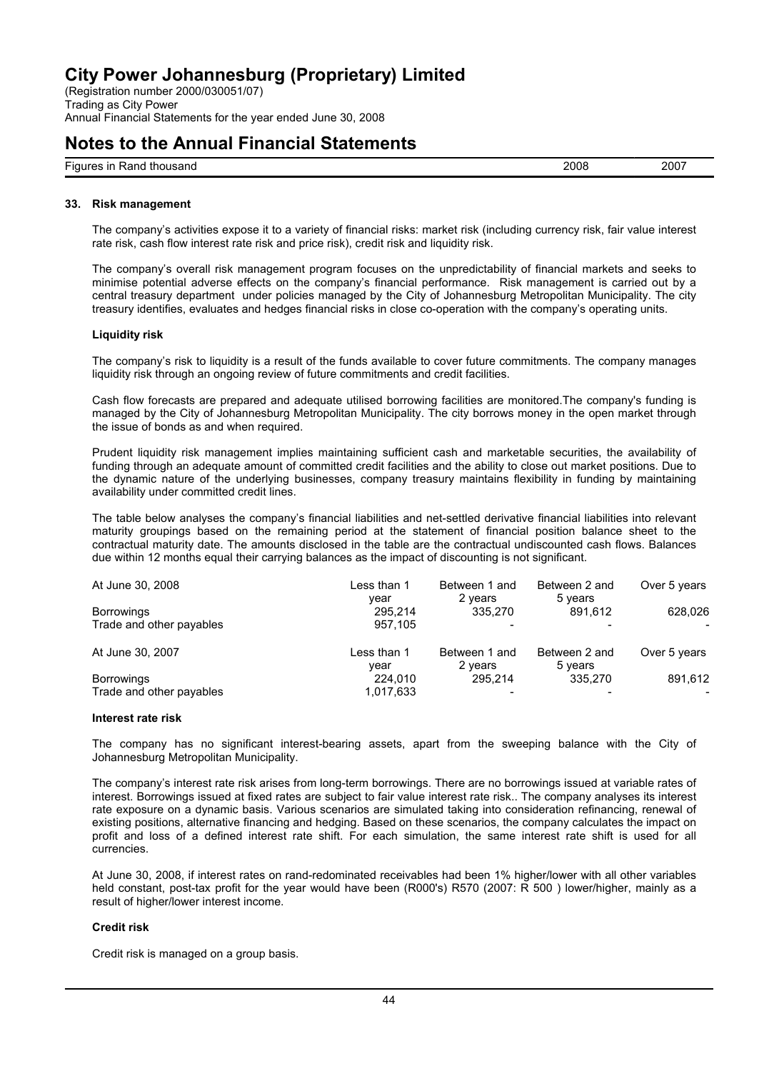# City Power Johannesburg (Proprietary) Limited

(Registration number 2000/030051/07)
Trading as City Power
Annual Financial Statements for the year ended June 30, 2008

## Notes to the Annual Financial Statements

| Figures in Rand thousand | 2008 | 2007 |
|---|---|---|

### 33. Risk management

The company's activities expose it to a variety of financial risks: market risk (including currency risk, fair value interest rate risk, cash flow interest rate risk and price risk), credit risk and liquidity risk.

The company's overall risk management program focuses on the unpredictability of financial markets and seeks to minimise potential adverse effects on the company's financial performance. Risk management is carried out by a central treasury department under policies managed by the City of Johannesburg Metropolitan Municipality. The city treasury identifies, evaluates and hedges financial risks in close co-operation with the company's operating units.

**Liquidity risk**

The company's risk to liquidity is a result of the funds available to cover future commitments. The company manages liquidity risk through an ongoing review of future commitments and credit facilities.

Cash flow forecasts are prepared and adequate utilised borrowing facilities are monitored.The company's funding is managed by the City of Johannesburg Metropolitan Municipality. The city borrows money in the open market through the issue of bonds as and when required.

Prudent liquidity risk management implies maintaining sufficient cash and marketable securities, the availability of funding through an adequate amount of committed credit facilities and the ability to close out market positions. Due to the dynamic nature of the underlying businesses, company treasury maintains flexibility in funding by maintaining availability under committed credit lines.

The table below analyses the company's financial liabilities and net-settled derivative financial liabilities into relevant maturity groupings based on the remaining period at the statement of financial position balance sheet to the contractual maturity date. The amounts disclosed in the table are the contractual undiscounted cash flows. Balances due within 12 months equal their carrying balances as the impact of discounting is not significant.

| At June 30, 2008 | Less than 1 year | Between 1 and 2 years | Between 2 and 5 years | Over 5 years |
|---|---|---|---|---|
| Borrowings | 295,214 | 335,270 | 891,612 | 628,026 |
| Trade and other payables | 957,105 | - | - | - |

| At June 30, 2007 | Less than 1 year | Between 1 and 2 years | Between 2 and 5 years | Over 5 years |
|---|---|---|---|---|
| Borrowings | 224,010 | 295,214 | 335,270 | 891,612 |
| Trade and other payables | 1,017,633 | - | - | - |

**Interest rate risk**

The company has no significant interest-bearing assets, apart from the sweeping balance with the City of Johannesburg Metropolitan Municipality.

The company's interest rate risk arises from long-term borrowings. There are no borrowings issued at variable rates of interest. Borrowings issued at fixed rates are subject to fair value interest rate risk.. The company analyses its interest rate exposure on a dynamic basis. Various scenarios are simulated taking into consideration refinancing, renewal of existing positions, alternative financing and hedging. Based on these scenarios, the company calculates the impact on profit and loss of a defined interest rate shift. For each simulation, the same interest rate shift is used for all currencies.

At June 30, 2008, if interest rates on rand-redominated receivables had been 1% higher/lower with all other variables held constant, post-tax profit for the year would have been (R000's) R570 (2007: R 500 ) lower/higher, mainly as a result of higher/lower interest income.

**Credit risk**

Credit risk is managed on a group basis.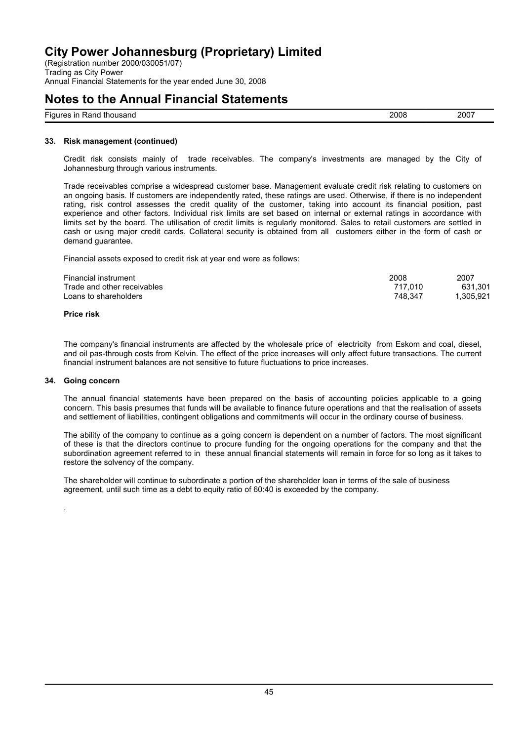# City Power Johannesburg (Proprietary) Limited

(Registration number 2000/030051/07)
Trading as City Power
Annual Financial Statements for the year ended June 30, 2008

## Notes to the Annual Financial Statements

| Figures in Rand thousand | 2008 | 2007 |
|---|---|---|

### 33. Risk management (continued)

Credit risk consists mainly of trade receivables. The company's investments are managed by the City of Johannesburg through various instruments.

Trade receivables comprise a widespread customer base. Management evaluate credit risk relating to customers on an ongoing basis. If customers are independently rated, these ratings are used. Otherwise, if there is no independent rating, risk control assesses the credit quality of the customer, taking into account its financial position, past experience and other factors. Individual risk limits are set based on internal or external ratings in accordance with limits set by the board. The utilisation of credit limits is regularly monitored. Sales to retail customers are settled in cash or using major credit cards. Collateral security is obtained from all customers either in the form of cash or demand guarantee.

Financial assets exposed to credit risk at year end were as follows:

| Financial instrument | 2008 | 2007 |
|---|---|---|
| Trade and other receivables | 717,010 | 631,301 |
| Loans to shareholders | 748,347 | 1,305,921 |

**Price risk**

The company's financial instruments are affected by the wholesale price of electricity from Eskom and coal, diesel, and oil pas-through costs from Kelvin. The effect of the price increases will only affect future transactions. The current financial instrument balances are not sensitive to future fluctuations to price increases.

### 34. Going concern

The annual financial statements have been prepared on the basis of accounting policies applicable to a going concern. This basis presumes that funds will be available to finance future operations and that the realisation of assets and settlement of liabilities, contingent obligations and commitments will occur in the ordinary course of business.

The ability of the company to continue as a going concern is dependent on a number of factors. The most significant of these is that the directors continue to procure funding for the ongoing operations for the company and that the subordination agreement referred to in these annual financial statements will remain in force for so long as it takes to restore the solvency of the company.

The shareholder will continue to subordinate a portion of the shareholder loan in terms of the sale of business agreement, until such time as a debt to equity ratio of 60:40 is exceeded by the company.

.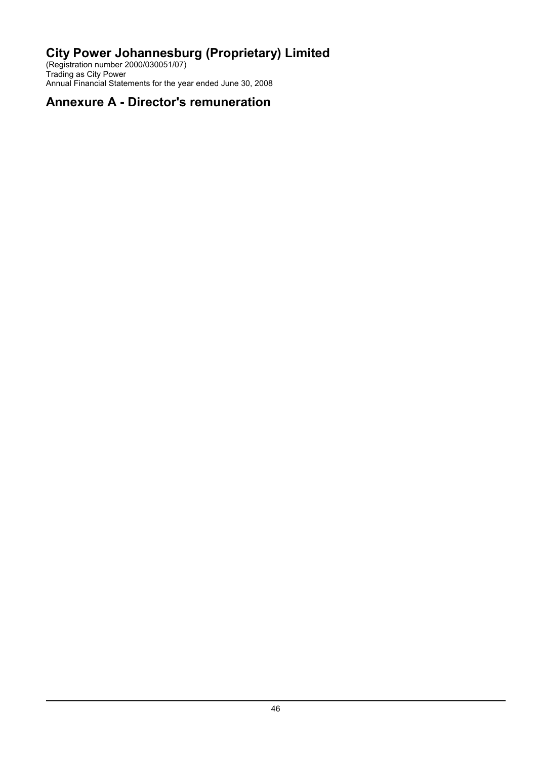# City Power Johannesburg (Proprietary) Limited

(Registration number 2000/030051/07)
Trading as City Power
Annual Financial Statements for the year ended June 30, 2008

## Annexure A - Director's remuneration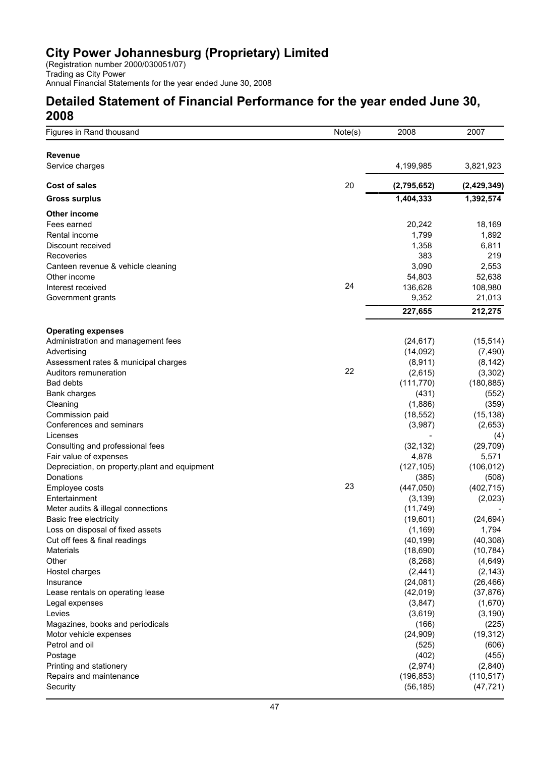# City Power Johannesburg (Proprietary) Limited

(Registration number 2000/030051/07)
Trading as City Power
Annual Financial Statements for the year ended June 30, 2008

## Detailed Statement of Financial Performance for the year ended June 30, 2008

| Figures in Rand thousand | Note(s) | 2008 | 2007 |
|---|---|---|---|
| **Revenue** | | | |
| Service charges | | 4,199,985 | 3,821,923 |
| **Cost of sales** | 20 | **(2,795,652)** | **(2,429,349)** |
| **Gross surplus** | | **1,404,333** | **1,392,574** |
| **Other income** | | | |
| Fees earned | | 20,242 | 18,169 |
| Rental income | | 1,799 | 1,892 |
| Discount received | | 1,358 | 6,811 |
| Recoveries | | 383 | 219 |
| Canteen revenue & vehicle cleaning | | 3,090 | 2,553 |
| Other income | | 54,803 | 52,638 |
| Interest received | 24 | 136,628 | 108,980 |
| Government grants | | 9,352 | 21,013 |
| | | **227,655** | **212,275** |
| **Operating expenses** | | | |
| Administration and management fees | | (24,617) | (15,514) |
| Advertising | | (14,092) | (7,490) |
| Assessment rates & municipal charges | | (8,911) | (8,142) |
| Auditors remuneration | 22 | (2,615) | (3,302) |
| Bad debts | | (111,770) | (180,885) |
| Bank charges | | (431) | (552) |
| Cleaning | | (1,886) | (359) |
| Commission paid | | (18,552) | (15,138) |
| Conferences and seminars | | (3,987) | (2,653) |
| Licenses | | - | (4) |
| Consulting and professional fees | | (32,132) | (29,709) |
| Fair value of expenses | | 4,878 | 5,571 |
| Depreciation, on property,plant and equipment | | (127,105) | (106,012) |
| Donations | | (385) | (508) |
| Employee costs | 23 | (447,050) | (402,715) |
| Entertainment | | (3,139) | (2,023) |
| Meter audits & illegal connections | | (11,749) | - |
| Basic free electricity | | (19,601) | (24,694) |
| Loss on disposal of fixed assets | | (1,169) | 1,794 |
| Cut off fees & final readings | | (40,199) | (40,308) |
| Materials | | (18,690) | (10,784) |
| Other | | (8,268) | (4,649) |
| Hostel charges | | (2,441) | (2,143) |
| Insurance | | (24,081) | (26,466) |
| Lease rentals on operating lease | | (42,019) | (37,876) |
| Legal expenses | | (3,847) | (1,670) |
| Levies | | (3,619) | (3,190) |
| Magazines, books and periodicals | | (166) | (225) |
| Motor vehicle expenses | | (24,909) | (19,312) |
| Petrol and oil | | (525) | (606) |
| Postage | | (402) | (455) |
| Printing and stationery | | (2,974) | (2,840) |
| Repairs and maintenance | | (196,853) | (110,517) |
| Security | | (56,185) | (47,721) |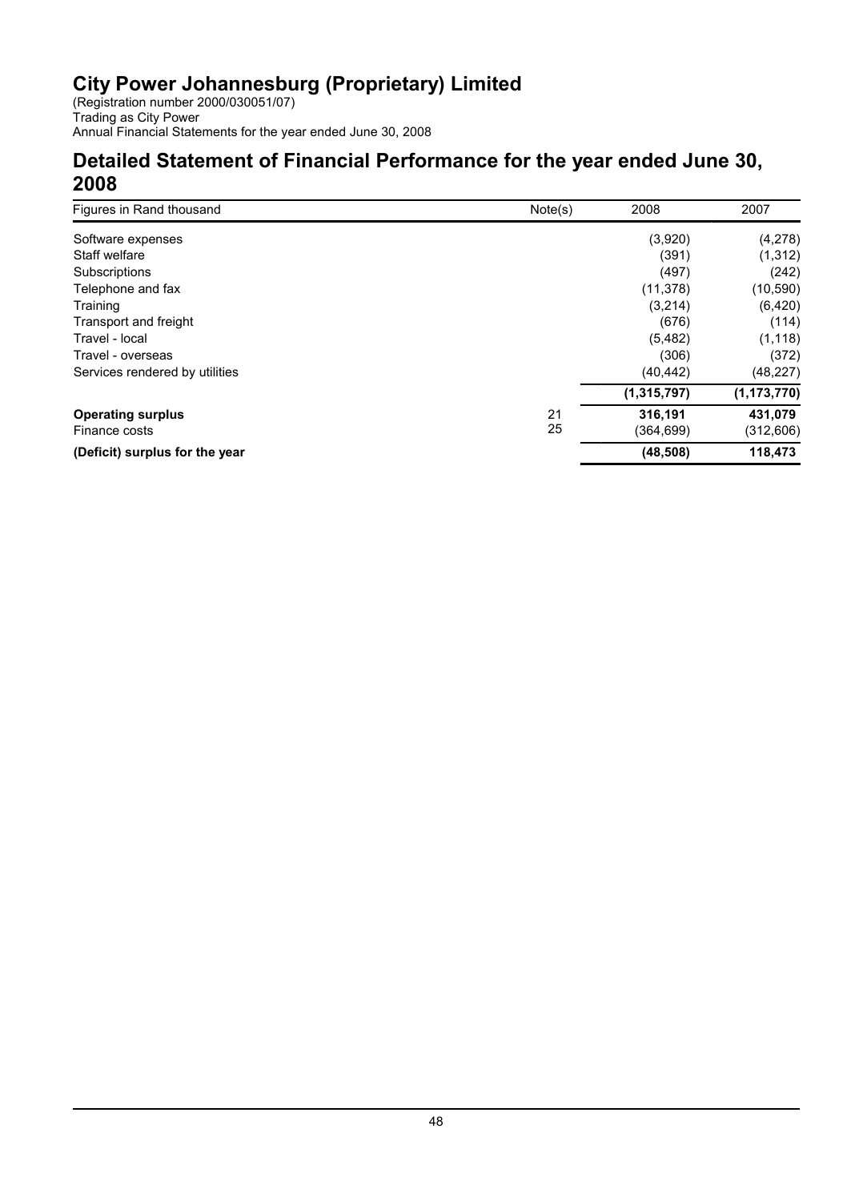# City Power Johannesburg (Proprietary) Limited

(Registration number 2000/030051/07)
Trading as City Power
Annual Financial Statements for the year ended June 30, 2008

## Detailed Statement of Financial Performance for the year ended June 30, 2008

| Figures in Rand thousand | Note(s) | 2008 | 2007 |
|---|---|---|---|
| Software expenses | | (3,920) | (4,278) |
| Staff welfare | | (391) | (1,312) |
| Subscriptions | | (497) | (242) |
| Telephone and fax | | (11,378) | (10,590) |
| Training | | (3,214) | (6,420) |
| Transport and freight | | (676) | (114) |
| Travel - local | | (5,482) | (1,118) |
| Travel - overseas | | (306) | (372) |
| Services rendered by utilities | | (40,442) | (48,227) |
| | | **(1,315,797)** | **(1,173,770)** |
| **Operating surplus** | 21 | **316,191** | **431,079** |
| Finance costs | 25 | (364,699) | (312,606) |
| **(Deficit) surplus for the year** | | **(48,508)** | **118,473** |